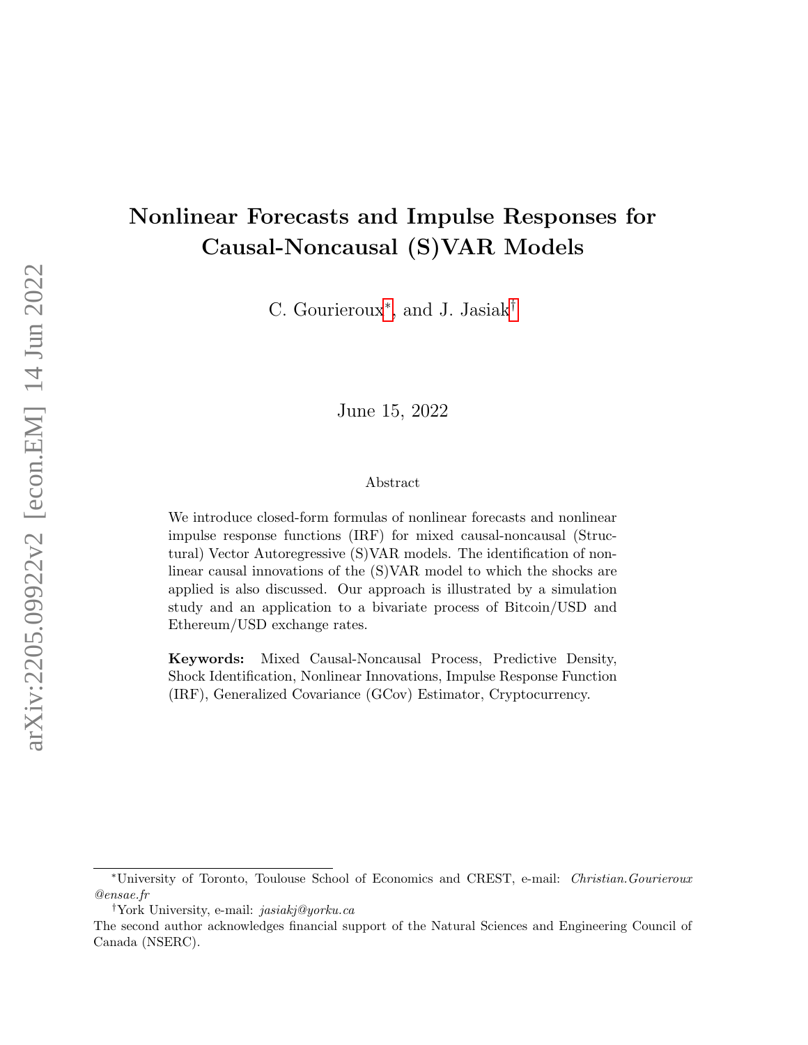# Nonlinear Forecasts and Impulse Responses for Causal-Noncausal (S)VAR Models

C. Gourieroux[*], and J. Jasiak[†]

June 15, 2022

## Abstract

We introduce closed-form formulas of nonlinear forecasts and nonlinear impulse response functions (IRF) for mixed causal-noncausal (Structural) Vector Autoregressive (S)VAR models. The identification of nonlinear causal innovations of the (S)VAR model to which the shocks are applied is also discussed. Our approach is illustrated by a simulation study and an application to a bivariate process of Bitcoin/USD and Ethereum/USD exchange rates.

**Keywords:** Mixed Causal-Noncausal Process, Predictive Density, Shock Identification, Nonlinear Innovations, Impulse Response Function (IRF), Generalized Covariance (GCov) Estimator, Cryptocurrency.

---

[*] University of Toronto, Toulouse School of Economics and CREST, e-mail: *Christian.Gourieroux @ensae.fr*

[†] York University, e-mail: *jasiakj@yorku.ca*

The second author acknowledges financial support of the Natural Sciences and Engineering Council of Canada (NSERC).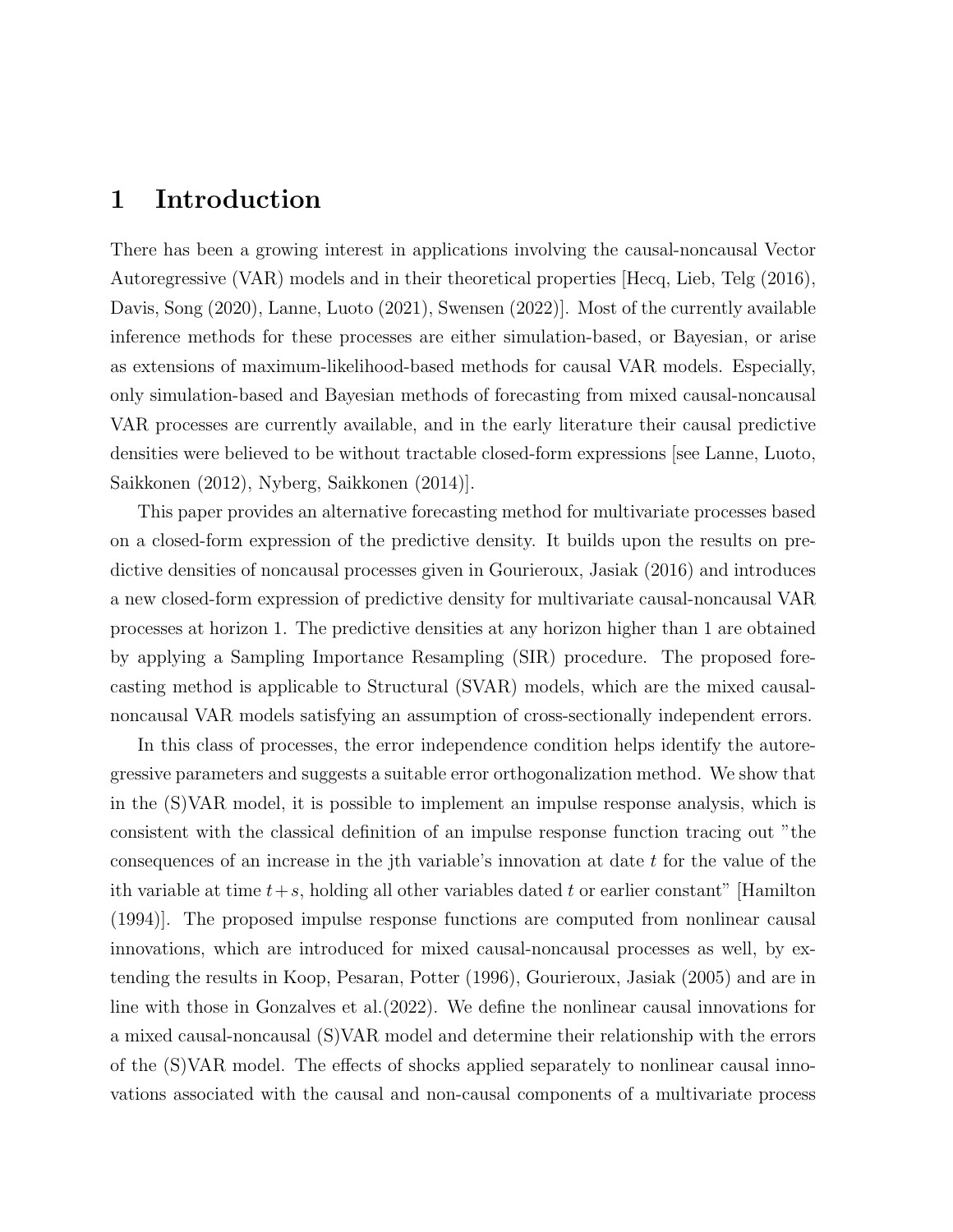# 1 Introduction

There has been a growing interest in applications involving the causal-noncausal Vector Autoregressive (VAR) models and in their theoretical properties [Hecq, Lieb, Telg (2016), Davis, Song (2020), Lanne, Luoto (2021), Swensen (2022)]. Most of the currently available inference methods for these processes are either simulation-based, or Bayesian, or arise as extensions of maximum-likelihood-based methods for causal VAR models. Especially, only simulation-based and Bayesian methods of forecasting from mixed causal-noncausal VAR processes are currently available, and in the early literature their causal predictive densities were believed to be without tractable closed-form expressions [see Lanne, Luoto, Saikkonen (2012), Nyberg, Saikkonen (2014)].

This paper provides an alternative forecasting method for multivariate processes based on a closed-form expression of the predictive density. It builds upon the results on predictive densities of noncausal processes given in Gourieroux, Jasiak (2016) and introduces a new closed-form expression of predictive density for multivariate causal-noncausal VAR processes at horizon 1. The predictive densities at any horizon higher than 1 are obtained by applying a Sampling Importance Resampling (SIR) procedure. The proposed forecasting method is applicable to Structural (SVAR) models, which are the mixed causal-noncausal VAR models satisfying an assumption of cross-sectionally independent errors.

In this class of processes, the error independence condition helps identify the autoregressive parameters and suggests a suitable error orthogonalization method. We show that in the (S)VAR model, it is possible to implement an impulse response analysis, which is consistent with the classical definition of an impulse response function tracing out "the consequences of an increase in the jth variable's innovation at date $t$ for the value of the ith variable at time $t+s$, holding all other variables dated $t$ or earlier constant" [Hamilton (1994)]. The proposed impulse response functions are computed from nonlinear causal innovations, which are introduced for mixed causal-noncausal processes as well, by extending the results in Koop, Pesaran, Potter (1996), Gourieroux, Jasiak (2005) and are in line with those in Gonzalves et al.(2022). We define the nonlinear causal innovations for a mixed causal-noncausal (S)VAR model and determine their relationship with the errors of the (S)VAR model. The effects of shocks applied separately to nonlinear causal innovations associated with the causal and non-causal components of a multivariate process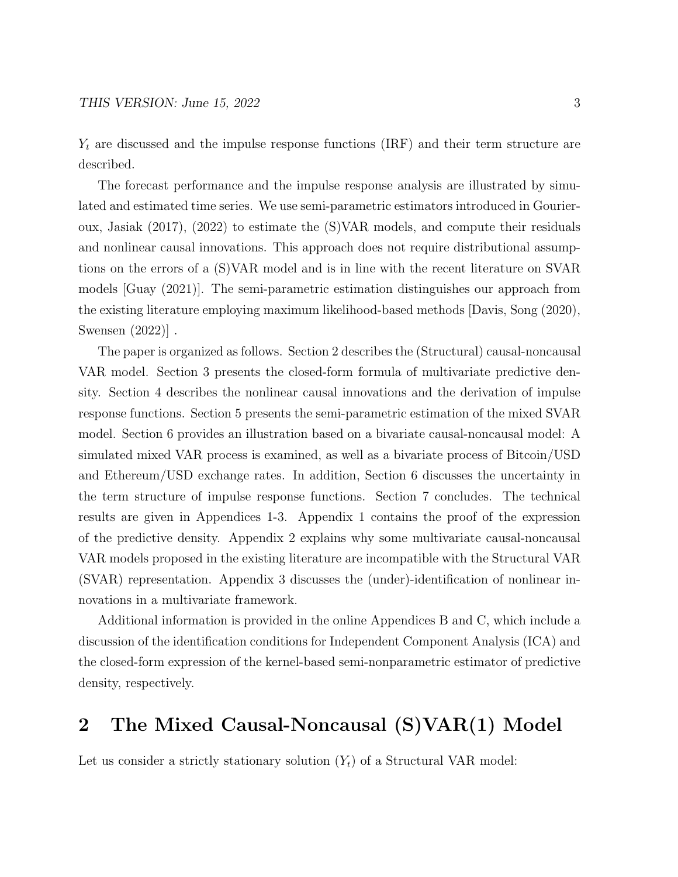$Y_t$ are discussed and the impulse response functions (IRF) and their term structure are described.

The forecast performance and the impulse response analysis are illustrated by simulated and estimated time series. We use semi-parametric estimators introduced in Gourieroux, Jasiak (2017), (2022) to estimate the (S)VAR models, and compute their residuals and nonlinear causal innovations. This approach does not require distributional assumptions on the errors of a (S)VAR model and is in line with the recent literature on SVAR models [Guay (2021)]. The semi-parametric estimation distinguishes our approach from the existing literature employing maximum likelihood-based methods [Davis, Song (2020), Swensen (2022)] .

The paper is organized as follows. Section 2 describes the (Structural) causal-noncausal VAR model. Section 3 presents the closed-form formula of multivariate predictive density. Section 4 describes the nonlinear causal innovations and the derivation of impulse response functions. Section 5 presents the semi-parametric estimation of the mixed SVAR model. Section 6 provides an illustration based on a bivariate causal-noncausal model: A simulated mixed VAR process is examined, as well as a bivariate process of Bitcoin/USD and Ethereum/USD exchange rates. In addition, Section 6 discusses the uncertainty in the term structure of impulse response functions. Section 7 concludes. The technical results are given in Appendices 1-3. Appendix 1 contains the proof of the expression of the predictive density. Appendix 2 explains why some multivariate causal-noncausal VAR models proposed in the existing literature are incompatible with the Structural VAR (SVAR) representation. Appendix 3 discusses the (under)-identification of nonlinear innovations in a multivariate framework.

Additional information is provided in the online Appendices B and C, which include a discussion of the identification conditions for Independent Component Analysis (ICA) and the closed-form expression of the kernel-based semi-nonparametric estimator of predictive density, respectively.

## 2 The Mixed Causal-Noncausal (S)VAR(1) Model

Let us consider a strictly stationary solution $(Y_t)$ of a Structural VAR model: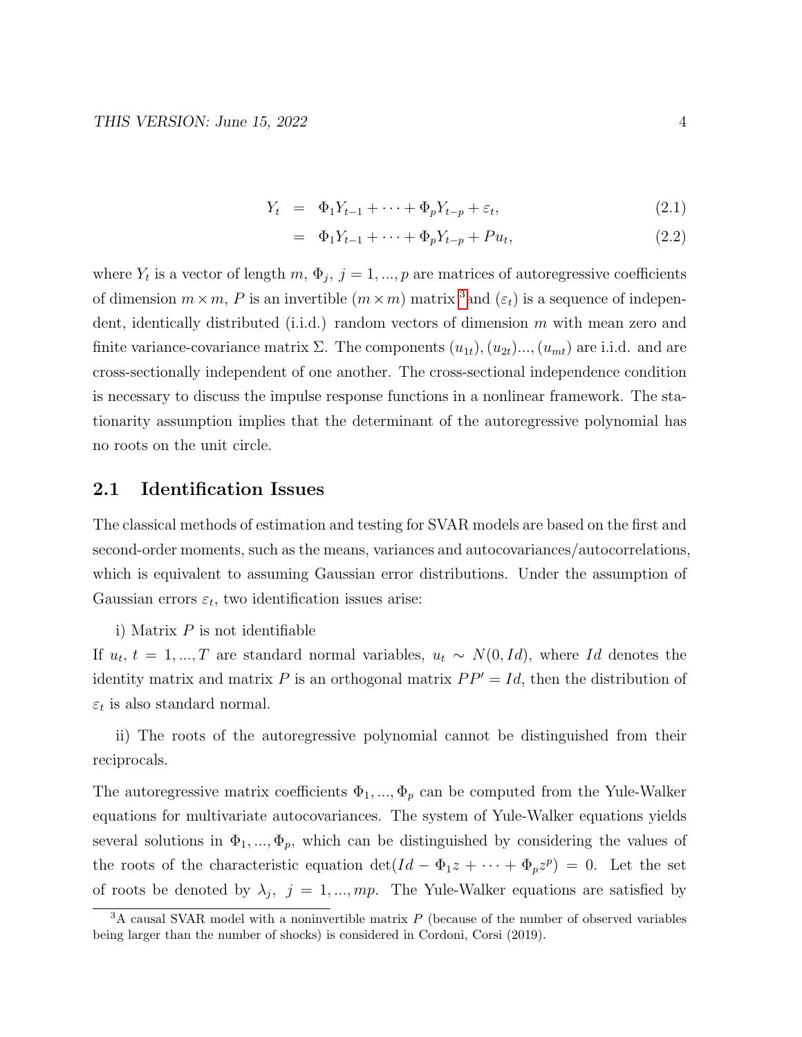$$
\begin{aligned}
Y_t &= \Phi_1 Y_{t-1} + \cdots + \Phi_p Y_{t-p} + \varepsilon_t, & (2.1) \\
&= \Phi_1 Y_{t-1} + \cdots + \Phi_p Y_{t-p} + P u_t, & (2.2)
\end{aligned}
$$

where $Y_t$ is a vector of length $m$, $\Phi_j$, $j = 1, ..., p$ are matrices of autoregressive coefficients of dimension $m \times m$, $P$ is an invertible $(m \times m)$ matrix [3] and $(\varepsilon_t)$ is a sequence of independent, identically distributed (i.i.d.) random vectors of dimension $m$ with mean zero and finite variance-covariance matrix $\Sigma$. The components $(u_{1t}), (u_{2t})..., (u_{mt})$ are i.i.d. and are cross-sectionally independent of one another. The cross-sectional independence condition is necessary to discuss the impulse response functions in a nonlinear framework. The stationarity assumption implies that the determinant of the autoregressive polynomial has no roots on the unit circle.

## 2.1 Identification Issues

The classical methods of estimation and testing for SVAR models are based on the first and second-order moments, such as the means, variances and autocovariances/autocorrelations, which is equivalent to assuming Gaussian error distributions. Under the assumption of Gaussian errors $\varepsilon_t$, two identification issues arise:

i) Matrix $P$ is not identifiable

If $u_t$, $t = 1, ..., T$ are standard normal variables, $u_t \sim N(0, Id)$, where $Id$ denotes the identity matrix and matrix $P$ is an orthogonal matrix $PP' = Id$, then the distribution of $\varepsilon_t$ is also standard normal.

ii) The roots of the autoregressive polynomial cannot be distinguished from their reciprocals.

The autoregressive matrix coefficients $\Phi_1, ..., \Phi_p$ can be computed from the Yule-Walker equations for multivariate autocovariances. The system of Yule-Walker equations yields several solutions in $\Phi_1, ..., \Phi_p$, which can be distinguished by considering the values of the roots of the characteristic equation $\det(Id - \Phi_1 z + \cdots + \Phi_p z^p) = 0$. Let the set of roots be denoted by $\lambda_j$, $j = 1, ..., mp$. The Yule-Walker equations are satisfied by

[3] A causal SVAR model with a noninvertible matrix $P$ (because of the number of observed variables being larger than the number of shocks) is considered in Cordoni, Corsi (2019).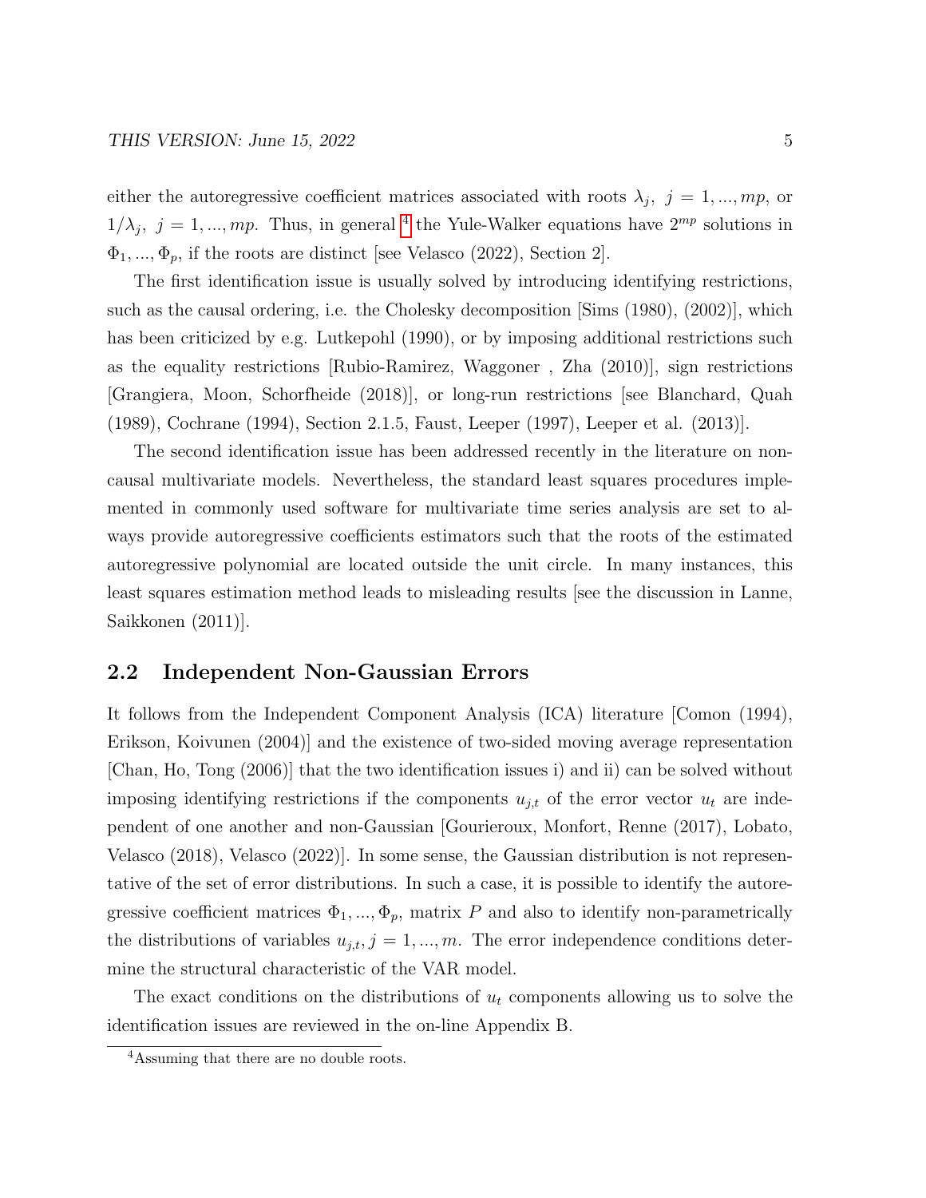either the autoregressive coefficient matrices associated with roots $\lambda_j,\ j = 1, ..., mp$, or $1/\lambda_j,\ j = 1, ..., mp$. Thus, in general [4] the Yule-Walker equations have $2^{mp}$ solutions in $\Phi_1, ..., \Phi_p$, if the roots are distinct [see Velasco (2022), Section 2].

The first identification issue is usually solved by introducing identifying restrictions, such as the causal ordering, i.e. the Cholesky decomposition [Sims (1980), (2002)], which has been criticized by e.g. Lutkepohl (1990), or by imposing additional restrictions such as the equality restrictions [Rubio-Ramirez, Waggoner , Zha (2010)], sign restrictions [Grangiera, Moon, Schorfheide (2018)], or long-run restrictions [see Blanchard, Quah (1989), Cochrane (1994), Section 2.1.5, Faust, Leeper (1997), Leeper et al. (2013)].

The second identification issue has been addressed recently in the literature on non-causal multivariate models. Nevertheless, the standard least squares procedures implemented in commonly used software for multivariate time series analysis are set to always provide autoregressive coefficients estimators such that the roots of the estimated autoregressive polynomial are located outside the unit circle. In many instances, this least squares estimation method leads to misleading results [see the discussion in Lanne, Saikkonen (2011)].

## 2.2 Independent Non-Gaussian Errors

It follows from the Independent Component Analysis (ICA) literature [Comon (1994), Erikson, Koivunen (2004)] and the existence of two-sided moving average representation [Chan, Ho, Tong (2006)] that the two identification issues i) and ii) can be solved without imposing identifying restrictions if the components $u_{j,t}$ of the error vector $u_t$ are independent of one another and non-Gaussian [Gourieroux, Monfort, Renne (2017), Lobato, Velasco (2018), Velasco (2022)]. In some sense, the Gaussian distribution is not representative of the set of error distributions. In such a case, it is possible to identify the autoregressive coefficient matrices $\Phi_1, ..., \Phi_p$, matrix $P$ and also to identify non-parametrically the distributions of variables $u_{j,t}, j = 1, ..., m$. The error independence conditions determine the structural characteristic of the VAR model.

The exact conditions on the distributions of $u_t$ components allowing us to solve the identification issues are reviewed in the on-line Appendix B.

[4] Assuming that there are no double roots.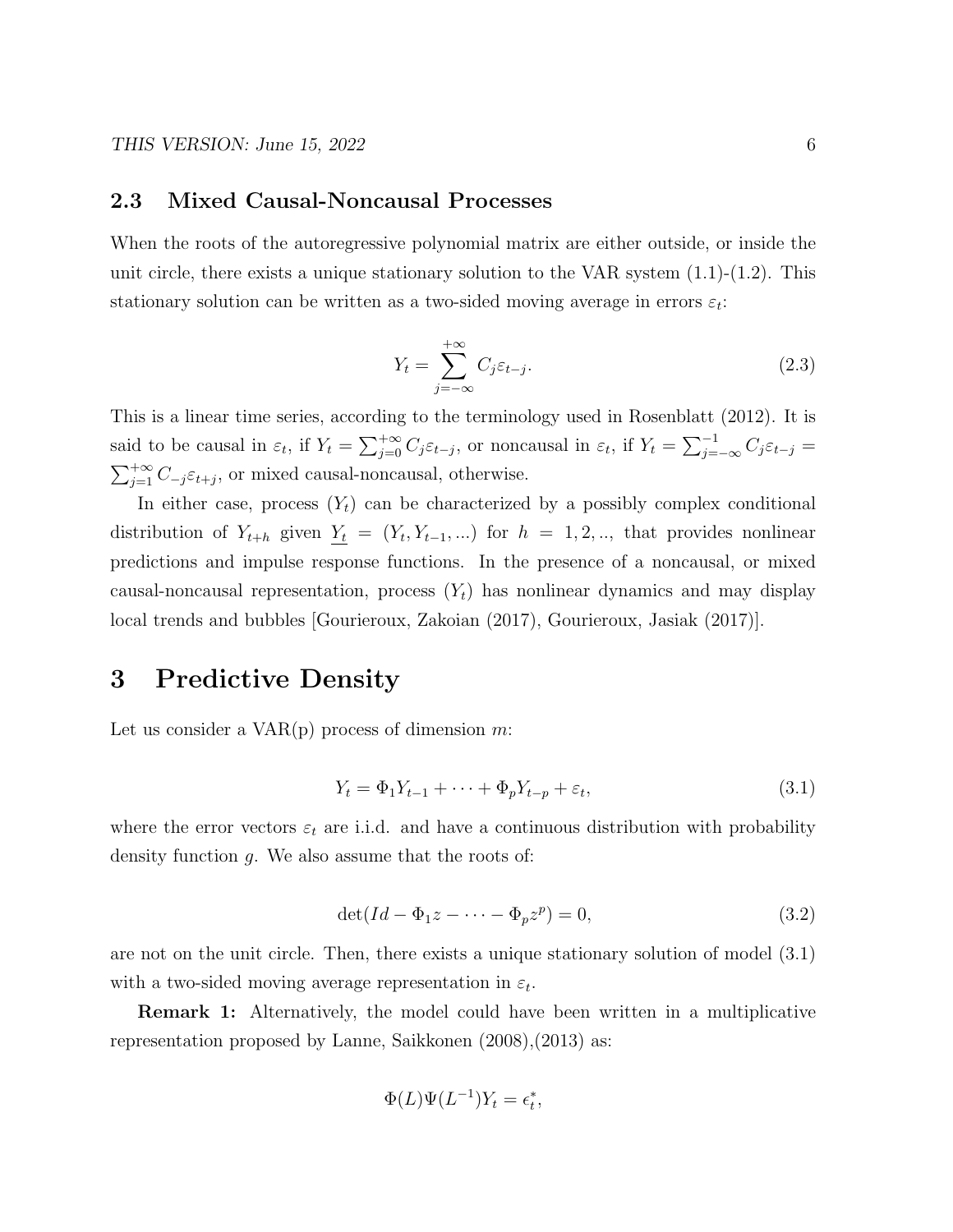### 2.3 Mixed Causal-Noncausal Processes

When the roots of the autoregressive polynomial matrix are either outside, or inside the unit circle, there exists a unique stationary solution to the VAR system (1.1)-(1.2). This stationary solution can be written as a two-sided moving average in errors $\varepsilon_t$:

$$Y_t = \sum_{j=-\infty}^{+\infty} C_j \varepsilon_{t-j}. \tag{2.3}$$

This is a linear time series, according to the terminology used in Rosenblatt (2012). It is said to be causal in $\varepsilon_t$, if $Y_t = \sum_{j=0}^{+\infty} C_j \varepsilon_{t-j}$, or noncausal in $\varepsilon_t$, if $Y_t = \sum_{j=-\infty}^{-1} C_j \varepsilon_{t-j} = \sum_{j=1}^{+\infty} C_{-j} \varepsilon_{t+j}$, or mixed causal-noncausal, otherwise.

In either case, process $(Y_t)$ can be characterized by a possibly complex conditional distribution of $Y_{t+h}$ given $\underline{Y_t} = (Y_t, Y_{t-1}, ...)$ for $h = 1, 2, ..$, that provides nonlinear predictions and impulse response functions. In the presence of a noncausal, or mixed causal-noncausal representation, process $(Y_t)$ has nonlinear dynamics and may display local trends and bubbles [Gourieroux, Zakoian (2017), Gourieroux, Jasiak (2017)].

# 3 Predictive Density

Let us consider a VAR(p) process of dimension $m$:

$$Y_t = \Phi_1 Y_{t-1} + \cdots + \Phi_p Y_{t-p} + \varepsilon_t, \tag{3.1}$$

where the error vectors $\varepsilon_t$ are i.i.d. and have a continuous distribution with probability density function $g$. We also assume that the roots of:

$$\det(Id - \Phi_1 z - \cdots - \Phi_p z^p) = 0, \tag{3.2}$$

are not on the unit circle. Then, there exists a unique stationary solution of model (3.1) with a two-sided moving average representation in $\varepsilon_t$.

**Remark 1:** Alternatively, the model could have been written in a multiplicative representation proposed by Lanne, Saikkonen (2008),(2013) as:

$$\Phi(L)\Psi(L^{-1})Y_t = \epsilon_t^*,$$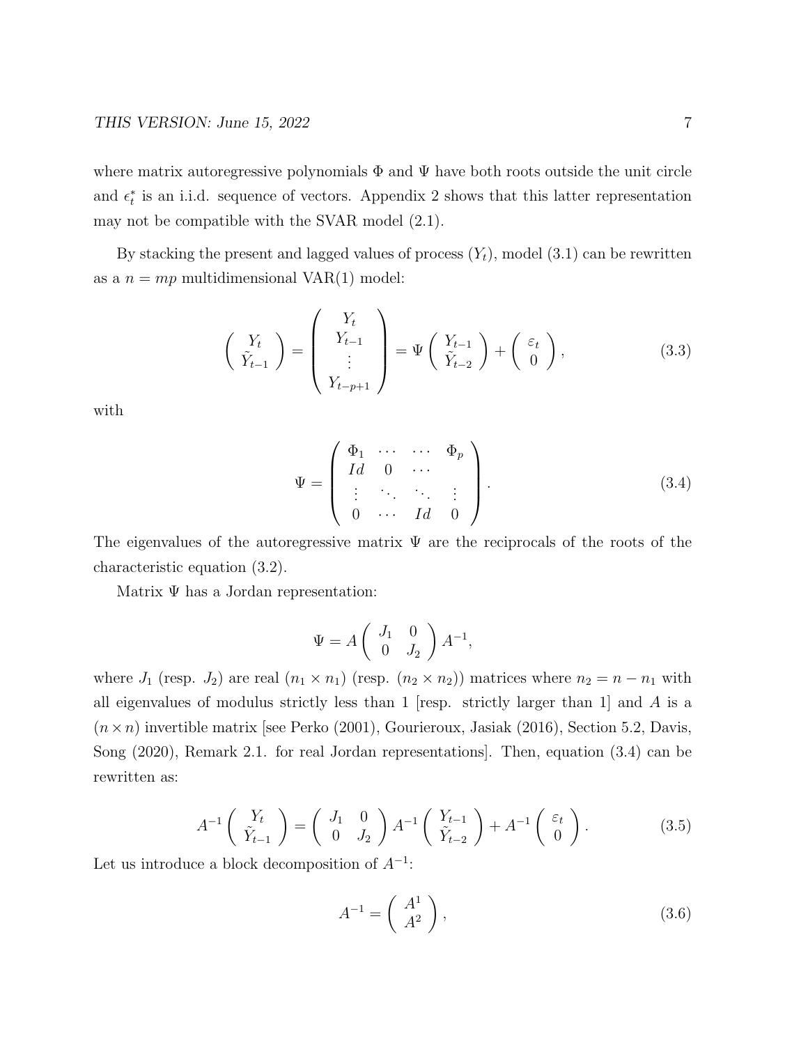where matrix autoregressive polynomials $\Phi$ and $\Psi$ have both roots outside the unit circle and $\epsilon_t^*$ is an i.i.d. sequence of vectors. Appendix 2 shows that this latter representation may not be compatible with the SVAR model (2.1).

By stacking the present and lagged values of process $(Y_t)$, model (3.1) can be rewritten as a $n = mp$ multidimensional VAR(1) model:

$$
\begin{pmatrix} Y_t \\ \tilde{Y}_{t-1} \end{pmatrix} = \begin{pmatrix} Y_t \\ Y_{t-1} \\ \vdots \\ Y_{t-p+1} \end{pmatrix} = \Psi \begin{pmatrix} Y_{t-1} \\ \tilde{Y}_{t-2} \end{pmatrix} + \begin{pmatrix} \varepsilon_t \\ 0 \end{pmatrix}, \tag{3.3}
$$

with

$$
\Psi = \begin{pmatrix} \Phi_1 & \cdots & \cdots & \Phi_p \\ Id & 0 & \cdots & \\ \vdots & \ddots & \ddots & \vdots \\ 0 & \cdots & Id & 0 \end{pmatrix}. \tag{3.4}
$$

The eigenvalues of the autoregressive matrix $\Psi$ are the reciprocals of the roots of the characteristic equation (3.2).

Matrix $\Psi$ has a Jordan representation:

$$
\Psi = A \begin{pmatrix} J_1 & 0 \\ 0 & J_2 \end{pmatrix} A^{-1},
$$

where $J_1$ (resp. $J_2$) are real $(n_1 \times n_1)$ (resp. $(n_2 \times n_2)$) matrices where $n_2 = n - n_1$ with all eigenvalues of modulus strictly less than 1 [resp. strictly larger than 1] and $A$ is a $(n \times n)$ invertible matrix [see Perko (2001), Gourieroux, Jasiak (2016), Section 5.2, Davis, Song (2020), Remark 2.1. for real Jordan representations]. Then, equation (3.4) can be rewritten as:

$$
A^{-1} \begin{pmatrix} Y_t \\ \tilde{Y}_{t-1} \end{pmatrix} = \begin{pmatrix} J_1 & 0 \\ 0 & J_2 \end{pmatrix} A^{-1} \begin{pmatrix} Y_{t-1} \\ \tilde{Y}_{t-2} \end{pmatrix} + A^{-1} \begin{pmatrix} \varepsilon_t \\ 0 \end{pmatrix}. \tag{3.5}
$$

Let us introduce a block decomposition of $A^{-1}$:

$$
A^{-1} = \begin{pmatrix} A^1 \\ A^2 \end{pmatrix}, \tag{3.6}
$$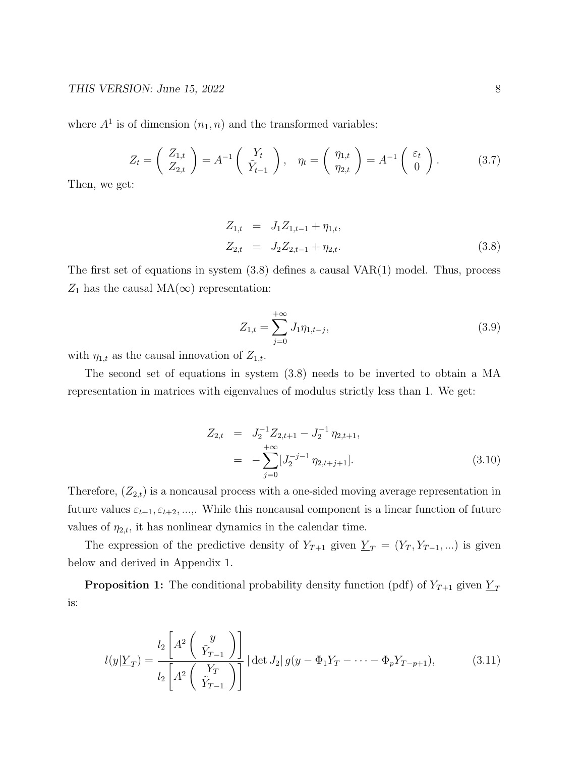where $A^1$ is of dimension $(n_1, n)$ and the transformed variables:

$$
Z_t = \left( \begin{array}{c} Z_{1,t} \\ Z_{2,t} \end{array} \right) = A^{-1} \left( \begin{array}{c} Y_t \\ \tilde{Y}_{t-1} \end{array} \right), \quad \eta_t = \left( \begin{array}{c} \eta_{1,t} \\ \eta_{2,t} \end{array} \right) = A^{-1} \left( \begin{array}{c} \varepsilon_t \\ 0 \end{array} \right). \tag{3.7}
$$

Then, we get:

$$
\begin{aligned}
Z_{1,t} &= J_1 Z_{1,t-1} + \eta_{1,t}, \\
Z_{2,t} &= J_2 Z_{2,t-1} + \eta_{2,t}.
\end{aligned} \tag{3.8}
$$

The first set of equations in system (3.8) defines a causal VAR(1) model. Thus, process $Z_1$ has the causal MA($\infty$) representation:

$$
Z_{1,t} = \sum_{j=0}^{+\infty} J_1 \eta_{1,t-j}, \tag{3.9}
$$

with $\eta_{1,t}$ as the causal innovation of $Z_{1,t}$.

The second set of equations in system (3.8) needs to be inverted to obtain a MA representation in matrices with eigenvalues of modulus strictly less than 1. We get:

$$
\begin{aligned}
Z_{2,t} &= J_2^{-1} Z_{2,t+1} - J_2^{-1} \eta_{2,t+1}, \\
&= - \sum_{j=0}^{+\infty} [J_2^{-j-1} \eta_{2,t+j+1}].
\end{aligned} \tag{3.10}
$$

Therefore, $(Z_{2,t})$ is a noncausal process with a one-sided moving average representation in future values $\varepsilon_{t+1}, \varepsilon_{t+2}, ...,$. While this noncausal component is a linear function of future values of $\eta_{2,t}$, it has nonlinear dynamics in the calendar time.

The expression of the predictive density of $Y_{T+1}$ given $\underline{Y}_T = (Y_T, Y_{T-1}, ...)$ is given below and derived in Appendix 1.

**Proposition 1:** The conditional probability density function (pdf) of $Y_{T+1}$ given $\underline{Y}_T$ is:

$$
l(y|\underline{Y}_T) = \frac{l_2 \left[ A^2 \left( \begin{array}{c} y \\ \tilde{Y}_{T-1} \end{array} \right) \right]}{l_2 \left[ A^2 \left( \begin{array}{c} Y_T \\ \tilde{Y}_{T-1} \end{array} \right) \right]} \, |\det J_2| \, g(y - \Phi_1 Y_T - \cdots - \Phi_p Y_{T-p+1}), \tag{3.11}
$$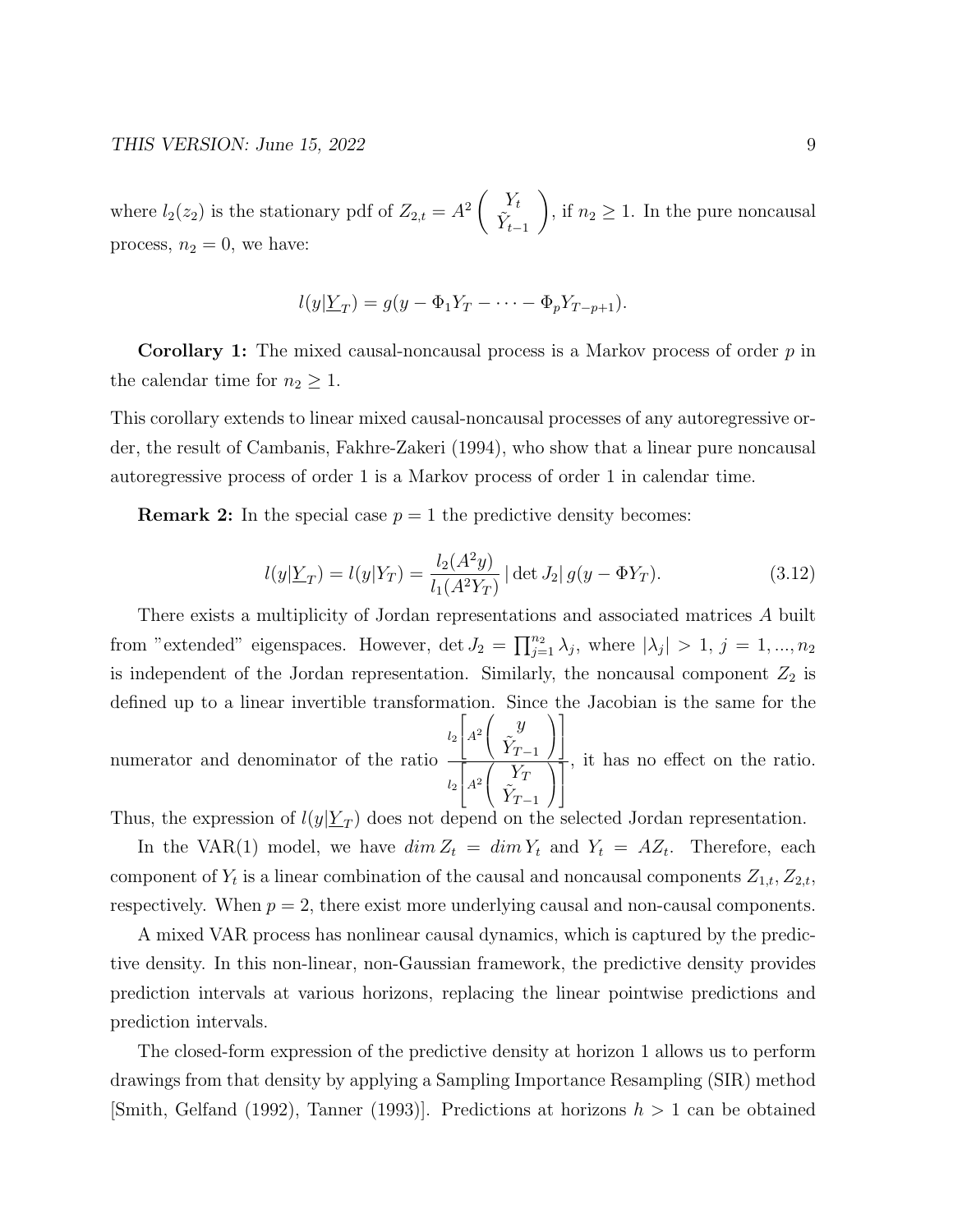where $l_2(z_2)$ is the stationary pdf of $Z_{2,t} = A^2 \begin{pmatrix} Y_t \\ \tilde{Y}_{t-1} \end{pmatrix}$, if $n_2 \geq 1$. In the pure noncausal process, $n_2 = 0$, we have:

$$l(y|\underline{Y}_T) = g(y - \Phi_1 Y_T - \cdots - \Phi_p Y_{T-p+1}).$$

**Corollary 1:** The mixed causal-noncausal process is a Markov process of order $p$ in the calendar time for $n_2 \geq 1$.

This corollary extends to linear mixed causal-noncausal processes of any autoregressive order, the result of Cambanis, Fakhre-Zakeri (1994), who show that a linear pure noncausal autoregressive process of order 1 is a Markov process of order 1 in calendar time.

**Remark 2:** In the special case $p = 1$ the predictive density becomes:

$$l(y|\underline{Y}_T) = l(y|Y_T) = \frac{l_2(A^2 y)}{l_1(A^2 Y_T)} \, |\det J_2| \, g(y - \Phi Y_T). \tag{3.12}$$

There exists a multiplicity of Jordan representations and associated matrices $A$ built from "extended" eigenspaces. However, $\det J_2 = \prod_{j=1}^{n_2} \lambda_j$, where $|\lambda_j| > 1$, $j = 1, ..., n_2$ is independent of the Jordan representation. Similarly, the noncausal component $Z_2$ is defined up to a linear invertible transformation. Since the Jacobian is the same for the numerator and denominator of the ratio $\frac{l_2\left[A^2 \begin{pmatrix} y \\ \tilde{Y}_{T-1} \end{pmatrix}\right]}{l_2\left[A^2 \begin{pmatrix} Y_T \\ \tilde{Y}_{T-1} \end{pmatrix}\right]}$, it has no effect on the ratio. Thus, the expression of $l(y|\underline{Y}_T)$ does not depend on the selected Jordan representation.

In the VAR(1) model, we have $dim\, Z_t = dim\, Y_t$ and $Y_t = AZ_t$. Therefore, each component of $Y_t$ is a linear combination of the causal and noncausal components $Z_{1,t}, Z_{2,t}$, respectively. When $p = 2$, there exist more underlying causal and non-causal components.

A mixed VAR process has nonlinear causal dynamics, which is captured by the predictive density. In this non-linear, non-Gaussian framework, the predictive density provides prediction intervals at various horizons, replacing the linear pointwise predictions and prediction intervals.

The closed-form expression of the predictive density at horizon 1 allows us to perform drawings from that density by applying a Sampling Importance Resampling (SIR) method [Smith, Gelfand (1992), Tanner (1993)]. Predictions at horizons $h > 1$ can be obtained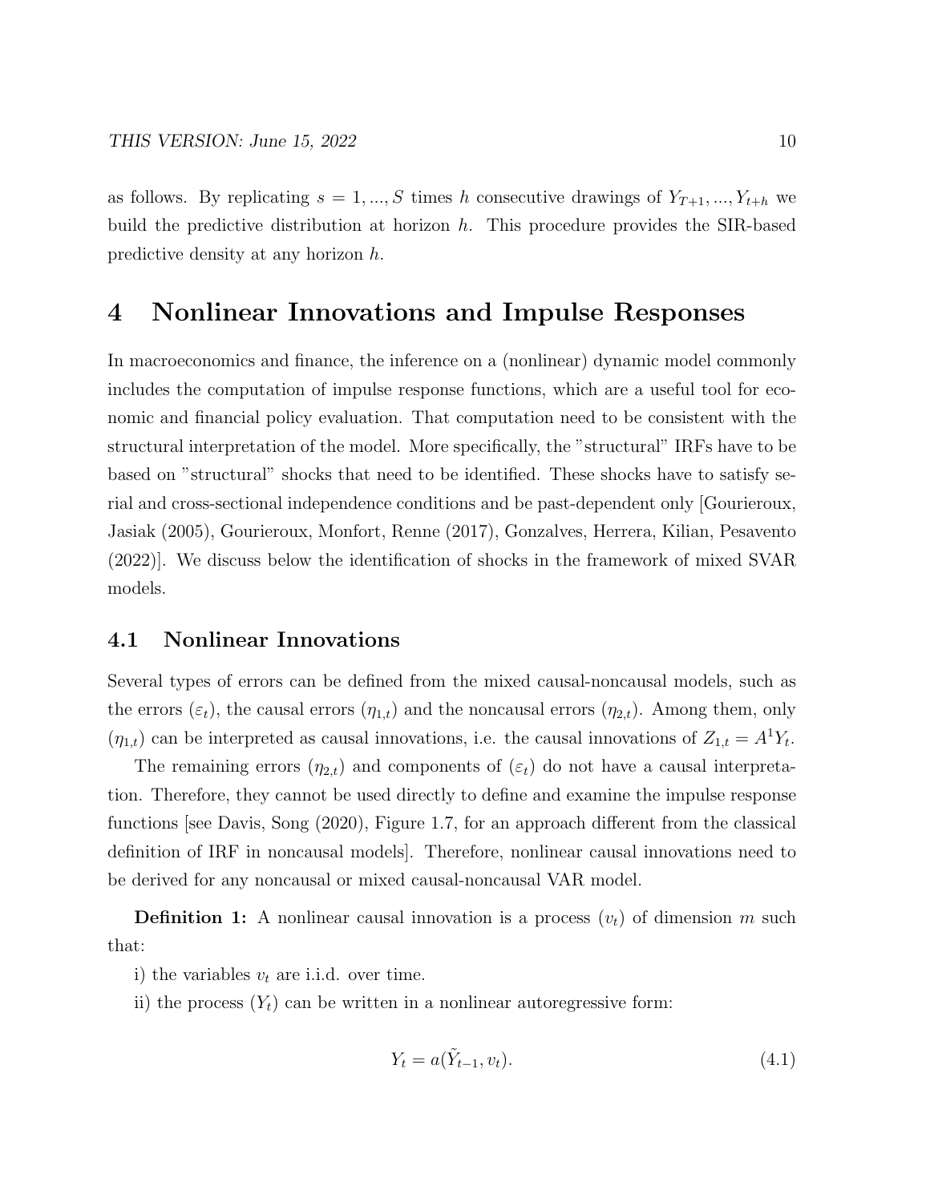as follows. By replicating $s = 1, ..., S$ times $h$ consecutive drawings of $Y_{T+1}, ..., Y_{t+h}$ we build the predictive distribution at horizon $h$. This procedure provides the SIR-based predictive density at any horizon $h$.

# 4 Nonlinear Innovations and Impulse Responses

In macroeconomics and finance, the inference on a (nonlinear) dynamic model commonly includes the computation of impulse response functions, which are a useful tool for economic and financial policy evaluation. That computation need to be consistent with the structural interpretation of the model. More specifically, the "structural" IRFs have to be based on "structural" shocks that need to be identified. These shocks have to satisfy serial and cross-sectional independence conditions and be past-dependent only [Gourieroux, Jasiak (2005), Gourieroux, Monfort, Renne (2017), Gonzalves, Herrera, Kilian, Pesavento (2022)]. We discuss below the identification of shocks in the framework of mixed SVAR models.

## 4.1 Nonlinear Innovations

Several types of errors can be defined from the mixed causal-noncausal models, such as the errors $(\varepsilon_t)$, the causal errors $(\eta_{1,t})$ and the noncausal errors $(\eta_{2,t})$. Among them, only $(\eta_{1,t})$ can be interpreted as causal innovations, i.e. the causal innovations of $Z_{1,t} = A^1 Y_t$.

The remaining errors $(\eta_{2,t})$ and components of $(\varepsilon_t)$ do not have a causal interpretation. Therefore, they cannot be used directly to define and examine the impulse response functions [see Davis, Song (2020), Figure 1.7, for an approach different from the classical definition of IRF in noncausal models]. Therefore, nonlinear causal innovations need to be derived for any noncausal or mixed causal-noncausal VAR model.

**Definition 1:** A nonlinear causal innovation is a process $(v_t)$ of dimension $m$ such that:

i) the variables $v_t$ are i.i.d. over time.

ii) the process $(Y_t)$ can be written in a nonlinear autoregressive form:

$$Y_t = a(\tilde{Y}_{t-1}, v_t). \tag{4.1}$$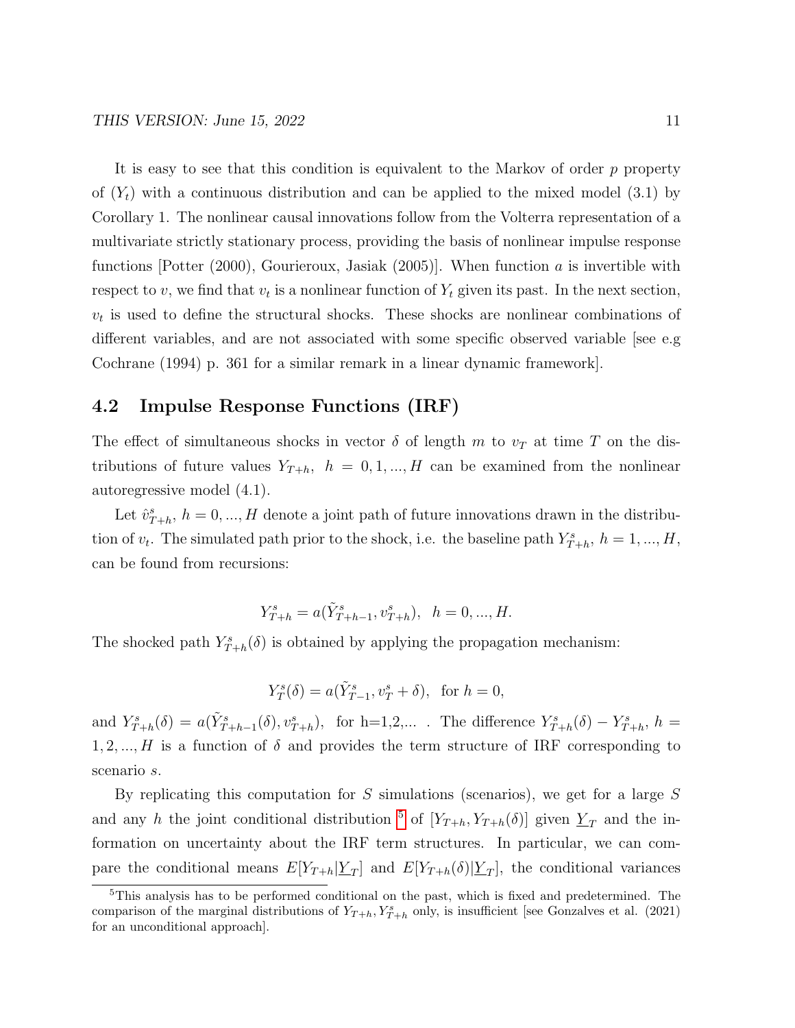It is easy to see that this condition is equivalent to the Markov of order $p$ property of $(Y_t)$ with a continuous distribution and can be applied to the mixed model (3.1) by Corollary 1. The nonlinear causal innovations follow from the Volterra representation of a multivariate strictly stationary process, providing the basis of nonlinear impulse response functions [Potter (2000), Gourieroux, Jasiak (2005)]. When function $a$ is invertible with respect to $v$, we find that $v_t$ is a nonlinear function of $Y_t$ given its past. In the next section, $v_t$ is used to define the structural shocks. These shocks are nonlinear combinations of different variables, and are not associated with some specific observed variable [see e.g Cochrane (1994) p. 361 for a similar remark in a linear dynamic framework].

## 4.2 Impulse Response Functions (IRF)

The effect of simultaneous shocks in vector $\delta$ of length $m$ to $v_T$ at time $T$ on the distributions of future values $Y_{T+h}, \;\; h = 0, 1, ..., H$ can be examined from the nonlinear autoregressive model (4.1).

Let $\hat{v}^s_{T+h}$, $h = 0, ..., H$ denote a joint path of future innovations drawn in the distribution of $v_t$. The simulated path prior to the shock, i.e. the baseline path $Y^s_{T+h}$, $h = 1, ..., H$, can be found from recursions:

$$Y^s_{T+h} = a(\tilde{Y}^s_{T+h-1}, v^s_{T+h}), \;\; h = 0, ..., H.$$

The shocked path $Y^s_{T+h}(\delta)$ is obtained by applying the propagation mechanism:

$$Y^s_T(\delta) = a(\tilde{Y}^s_{T-1}, v^s_T + \delta), \;\; \text{for } h = 0,$$

and $Y^s_{T+h}(\delta) = a(\tilde{Y}^s_{T+h-1}(\delta), v^s_{T+h})$, for h=1,2,... . The difference $Y^s_{T+h}(\delta) - Y^s_{T+h}$, $h = 1, 2, ..., H$ is a function of $\delta$ and provides the term structure of IRF corresponding to scenario $s$.

By replicating this computation for $S$ simulations (scenarios), we get for a large $S$ and any $h$ the joint conditional distribution [5] of $[Y_{T+h}, Y_{T+h}(\delta)]$ given $\underline{Y}_T$ and the information on uncertainty about the IRF term structures. In particular, we can compare the conditional means $E[Y_{T+h}|\underline{Y}_T]$ and $E[Y_{T+h}(\delta)|\underline{Y}_T]$, the conditional variances

[5] This analysis has to be performed conditional on the past, which is fixed and predetermined. The comparison of the marginal distributions of $Y_{T+h}, Y^s_{T+h}$ only, is insufficient [see Gonzalves et al. (2021) for an unconditional approach].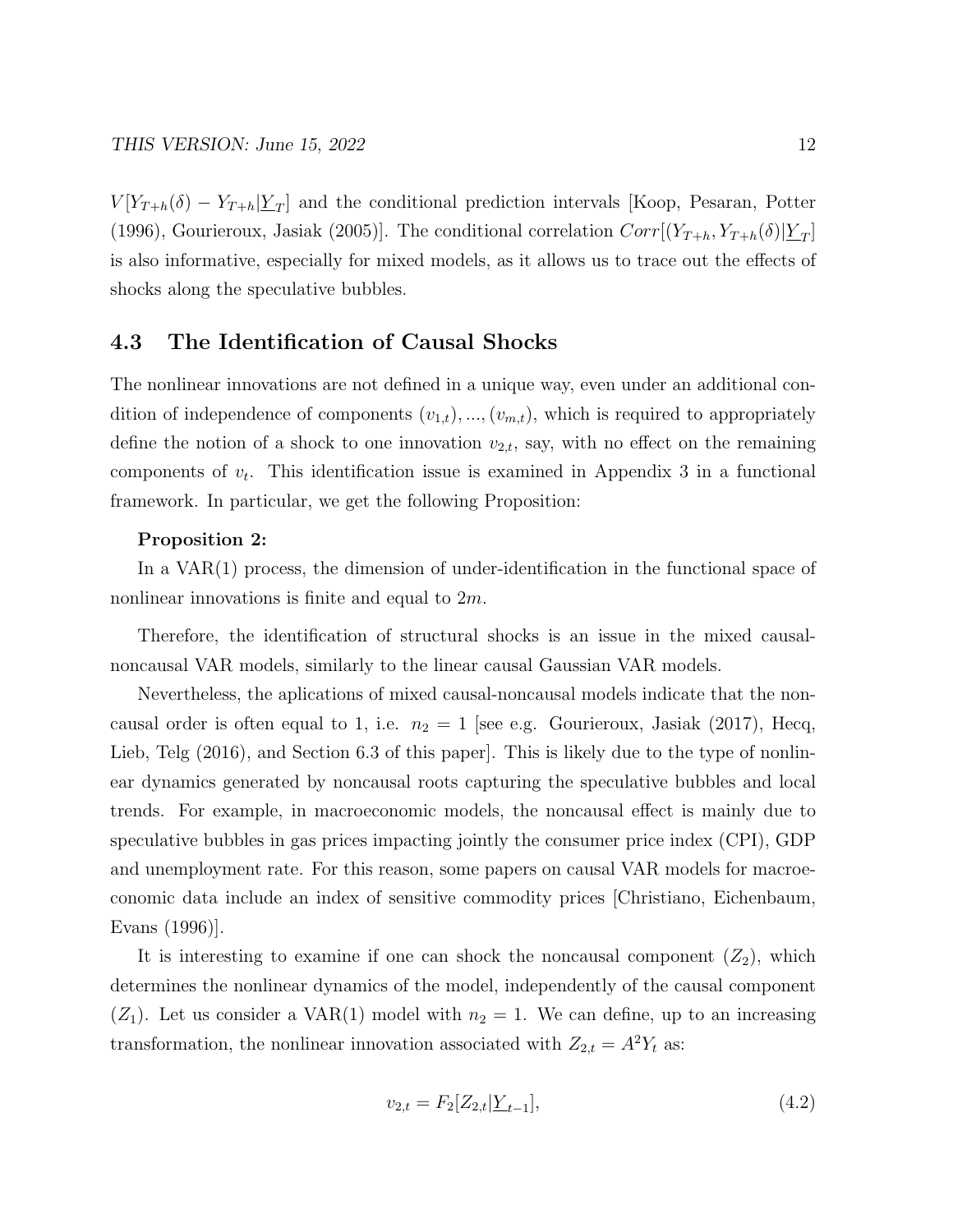$V[Y_{T+h}(\delta) - Y_{T+h}|\underline{Y}_T]$ and the conditional prediction intervals [Koop, Pesaran, Potter (1996), Gourieroux, Jasiak (2005)]. The conditional correlation $Corr[(Y_{T+h}, Y_{T+h}(\delta)|\underline{Y}_T]$ is also informative, especially for mixed models, as it allows us to trace out the effects of shocks along the speculative bubbles.

## 4.3 The Identification of Causal Shocks

The nonlinear innovations are not defined in a unique way, even under an additional condition of independence of components $(v_{1,t}), ..., (v_{m,t})$, which is required to appropriately define the notion of a shock to one innovation $v_{2,t}$, say, with no effect on the remaining components of $v_t$. This identification issue is examined in Appendix 3 in a functional framework. In particular, we get the following Proposition:

**Proposition 2:**

In a VAR(1) process, the dimension of under-identification in the functional space of nonlinear innovations is finite and equal to $2m$.

Therefore, the identification of structural shocks is an issue in the mixed causal-noncausal VAR models, similarly to the linear causal Gaussian VAR models.

Nevertheless, the aplications of mixed causal-noncausal models indicate that the noncausal order is often equal to 1, i.e. $n_2 = 1$ [see e.g. Gourieroux, Jasiak (2017), Hecq, Lieb, Telg (2016), and Section 6.3 of this paper]. This is likely due to the type of nonlinear dynamics generated by noncausal roots capturing the speculative bubbles and local trends. For example, in macroeconomic models, the noncausal effect is mainly due to speculative bubbles in gas prices impacting jointly the consumer price index (CPI), GDP and unemployment rate. For this reason, some papers on causal VAR models for macroeconomic data include an index of sensitive commodity prices [Christiano, Eichenbaum, Evans (1996)].

It is interesting to examine if one can shock the noncausal component $(Z_2)$, which determines the nonlinear dynamics of the model, independently of the causal component $(Z_1)$. Let us consider a VAR(1) model with $n_2 = 1$. We can define, up to an increasing transformation, the nonlinear innovation associated with $Z_{2,t} = A^2 Y_t$ as:

$$v_{2,t} = F_2[Z_{2,t}|\underline{Y}_{t-1}], \tag{4.2}$$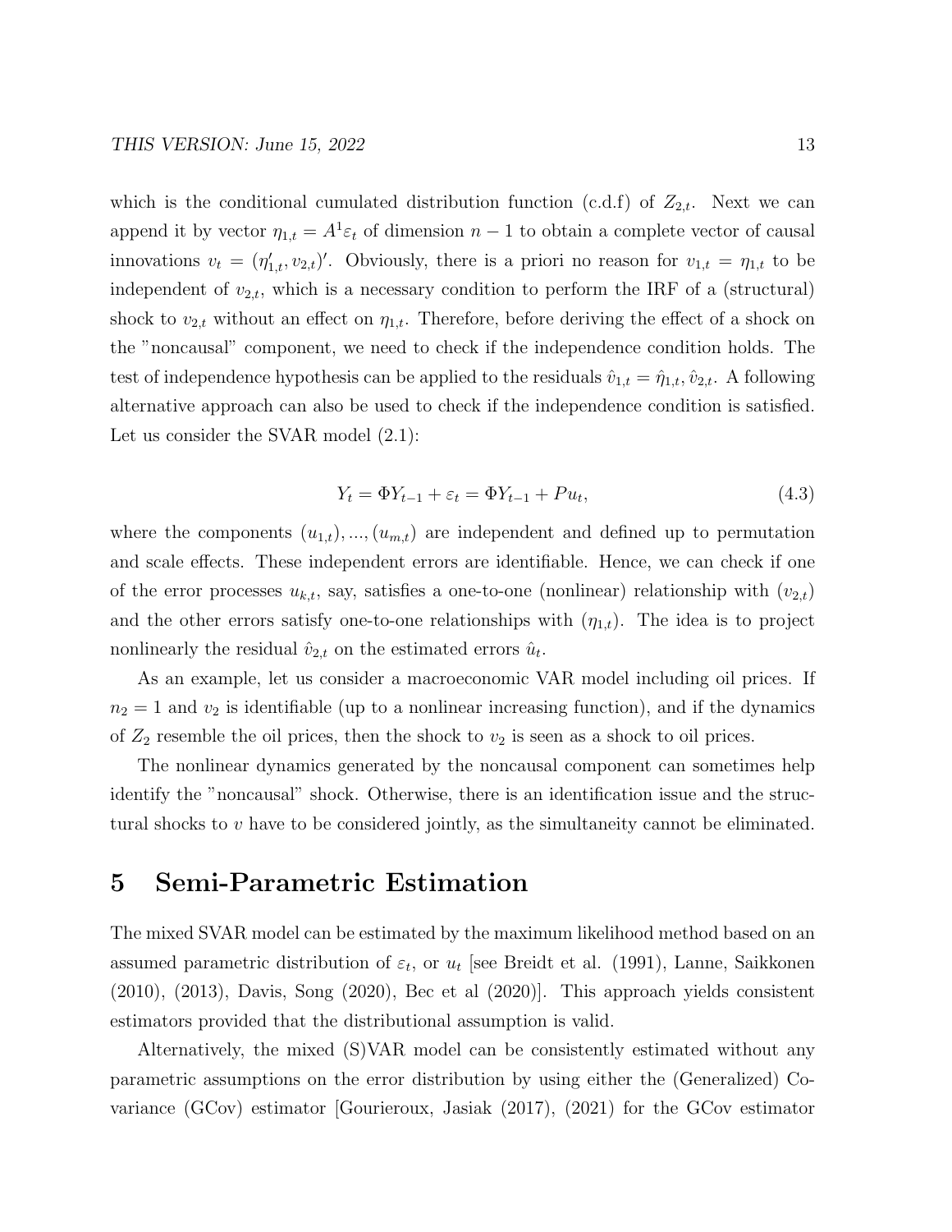which is the conditional cumulated distribution function (c.d.f) of $Z_{2,t}$. Next we can append it by vector $\eta_{1,t} = A^1 \varepsilon_t$ of dimension $n-1$ to obtain a complete vector of causal innovations $v_t = (\eta_{1,t}', v_{2,t})'$. Obviously, there is a priori no reason for $v_{1,t} = \eta_{1,t}$ to be independent of $v_{2,t}$, which is a necessary condition to perform the IRF of a (structural) shock to $v_{2,t}$ without an effect on $\eta_{1,t}$. Therefore, before deriving the effect of a shock on the "noncausal" component, we need to check if the independence condition holds. The test of independence hypothesis can be applied to the residuals $\hat{v}_{1,t} = \hat{\eta}_{1,t}, \hat{v}_{2,t}$. A following alternative approach can also be used to check if the independence condition is satisfied. Let us consider the SVAR model (2.1):

$$Y_t = \Phi Y_{t-1} + \varepsilon_t = \Phi Y_{t-1} + P u_t, \tag{4.3}$$

where the components $(u_{1,t}), ..., (u_{m,t})$ are independent and defined up to permutation and scale effects. These independent errors are identifiable. Hence, we can check if one of the error processes $u_{k,t}$, say, satisfies a one-to-one (nonlinear) relationship with $(v_{2,t})$ and the other errors satisfy one-to-one relationships with $(\eta_{1,t})$. The idea is to project nonlinearly the residual $\hat{v}_{2,t}$ on the estimated errors $\hat{u}_t$.

As an example, let us consider a macroeconomic VAR model including oil prices. If $n_2 = 1$ and $v_2$ is identifiable (up to a nonlinear increasing function), and if the dynamics of $Z_2$ resemble the oil prices, then the shock to $v_2$ is seen as a shock to oil prices.

The nonlinear dynamics generated by the noncausal component can sometimes help identify the "noncausal" shock. Otherwise, there is an identification issue and the structural shocks to $v$ have to be considered jointly, as the simultaneity cannot be eliminated.

# 5 Semi-Parametric Estimation

The mixed SVAR model can be estimated by the maximum likelihood method based on an assumed parametric distribution of $\varepsilon_t$, or $u_t$ [see Breidt et al. (1991), Lanne, Saikkonen (2010), (2013), Davis, Song (2020), Bec et al (2020)]. This approach yields consistent estimators provided that the distributional assumption is valid.

Alternatively, the mixed (S)VAR model can be consistently estimated without any parametric assumptions on the error distribution by using either the (Generalized) Covariance (GCov) estimator [Gourieroux, Jasiak (2017), (2021) for the GCov estimator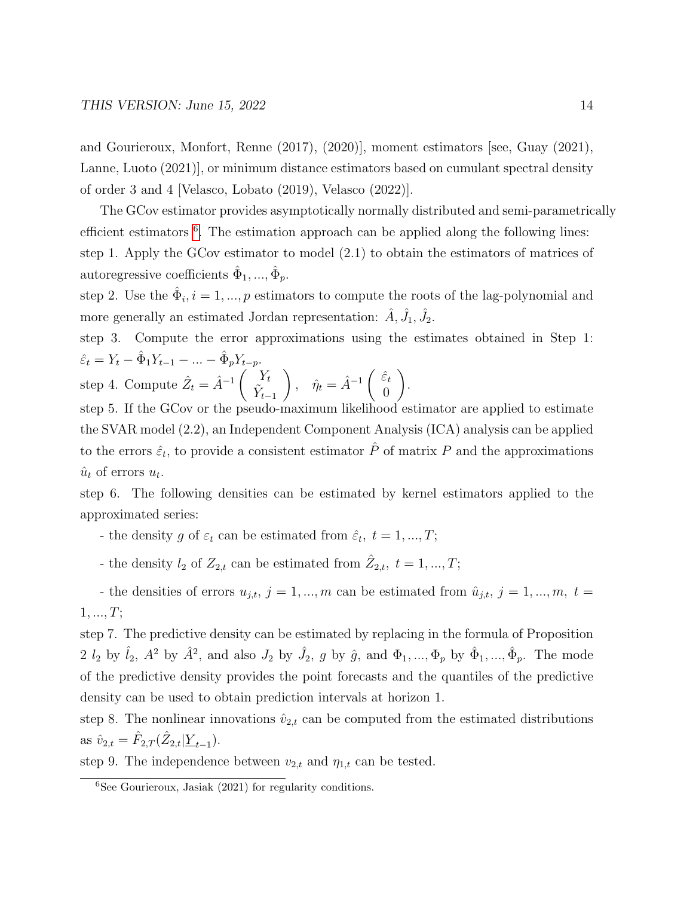and Gourieroux, Monfort, Renne (2017), (2020)], moment estimators [see, Guay (2021), Lanne, Luoto (2021)], or minimum distance estimators based on cumulant spectral density of order 3 and 4 [Velasco, Lobato (2019), Velasco (2022)].

The GCov estimator provides asymptotically normally distributed and semi-parametrically efficient estimators [6]. The estimation approach can be applied along the following lines:

step 1. Apply the GCov estimator to model (2.1) to obtain the estimators of matrices of autoregressive coefficients $\hat{\Phi}_1, ..., \hat{\Phi}_p$.

step 2. Use the $\hat{\Phi}_i, i = 1, ..., p$ estimators to compute the roots of the lag-polynomial and more generally an estimated Jordan representation: $\hat{A}, \hat{J}_1, \hat{J}_2$.

step 3. Compute the error approximations using the estimates obtained in Step 1: $\hat{\varepsilon}_t = Y_t - \hat{\Phi}_1 Y_{t-1} - ... - \hat{\Phi}_p Y_{t-p}$.

step 4. Compute $\hat{Z}_t = \hat{A}^{-1} \begin{pmatrix} Y_t \\ \tilde{Y}_{t-1} \end{pmatrix}, \quad \hat{\eta}_t = \hat{A}^{-1} \begin{pmatrix} \hat{\varepsilon}_t \\ 0 \end{pmatrix}$.

step 5. If the GCov or the pseudo-maximum likelihood estimator are applied to estimate the SVAR model (2.2), an Independent Component Analysis (ICA) analysis can be applied to the errors $\hat{\varepsilon}_t$, to provide a consistent estimator $\hat{P}$ of matrix $P$ and the approximations $\hat{u}_t$ of errors $u_t$.

step 6. The following densities can be estimated by kernel estimators applied to the approximated series:

- the density $g$ of $\varepsilon_t$ can be estimated from $\hat{\varepsilon}_t, \ t = 1, ..., T$;

- the density $l_2$ of $Z_{2,t}$ can be estimated from $\hat{Z}_{2,t}, \ t = 1, ..., T$;

- the densities of errors $u_{j,t}, \ j = 1, ..., m$ can be estimated from $\hat{u}_{j,t}, \ j = 1, ..., m, \ t = 1, ..., T$;

step 7. The predictive density can be estimated by replacing in the formula of Proposition 2 $l_2$ by $\hat{l}_2$, $A^2$ by $\hat{A}^2$, and also $J_2$ by $\hat{J}_2$, $g$ by $\hat{g}$, and $\Phi_1, ..., \Phi_p$ by $\hat{\Phi}_1, ..., \hat{\Phi}_p$. The mode of the predictive density provides the point forecasts and the quantiles of the predictive density can be used to obtain prediction intervals at horizon 1.

step 8. The nonlinear innovations $\hat{v}_{2,t}$ can be computed from the estimated distributions as $\hat{v}_{2,t} = \hat{F}_{2,T}(\hat{Z}_{2,t} | \underline{Y}_{t-1})$.

step 9. The independence between $v_{2,t}$ and $\eta_{1,t}$ can be tested.

[6] See Gourieroux, Jasiak (2021) for regularity conditions.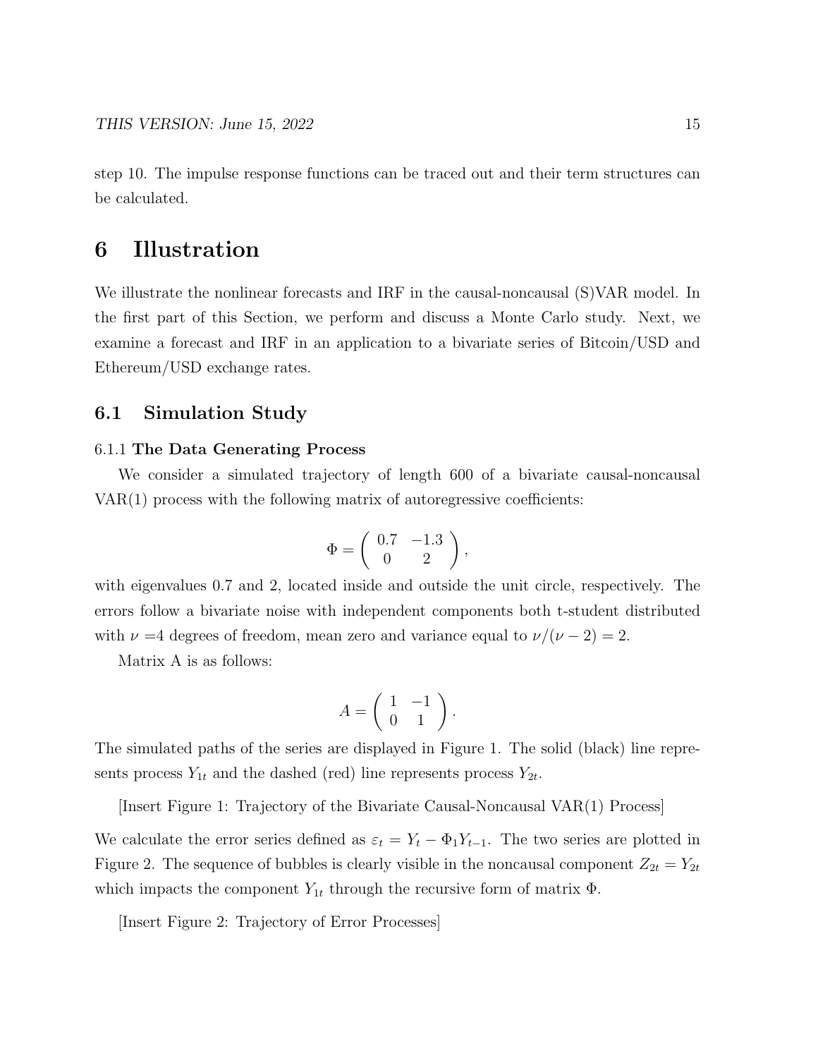step 10. The impulse response functions can be traced out and their term structures can be calculated.

# 6 Illustration

We illustrate the nonlinear forecasts and IRF in the causal-noncausal (S)VAR model. In the first part of this Section, we perform and discuss a Monte Carlo study. Next, we examine a forecast and IRF in an application to a bivariate series of Bitcoin/USD and Ethereum/USD exchange rates.

## 6.1 Simulation Study

### 6.1.1 The Data Generating Process

We consider a simulated trajectory of length 600 of a bivariate causal-noncausal VAR(1) process with the following matrix of autoregressive coefficients:

$$\Phi = \begin{pmatrix} 0.7 & -1.3 \\ 0 & 2 \end{pmatrix},$$

with eigenvalues 0.7 and 2, located inside and outside the unit circle, respectively. The errors follow a bivariate noise with independent components both t-student distributed with $\nu$ =4 degrees of freedom, mean zero and variance equal to $\nu/(\nu-2) = 2$.

Matrix A is as follows:

$$A = \begin{pmatrix} 1 & -1 \\ 0 & 1 \end{pmatrix}.$$

The simulated paths of the series are displayed in Figure 1. The solid (black) line represents process $Y_{1t}$ and the dashed (red) line represents process $Y_{2t}$.

[Insert Figure 1: Trajectory of the Bivariate Causal-Noncausal VAR(1) Process]

We calculate the error series defined as $\varepsilon_t = Y_t - \Phi_1 Y_{t-1}$. The two series are plotted in Figure 2. The sequence of bubbles is clearly visible in the noncausal component $Z_{2t} = Y_{2t}$ which impacts the component $Y_{1t}$ through the recursive form of matrix $\Phi$.

[Insert Figure 2: Trajectory of Error Processes]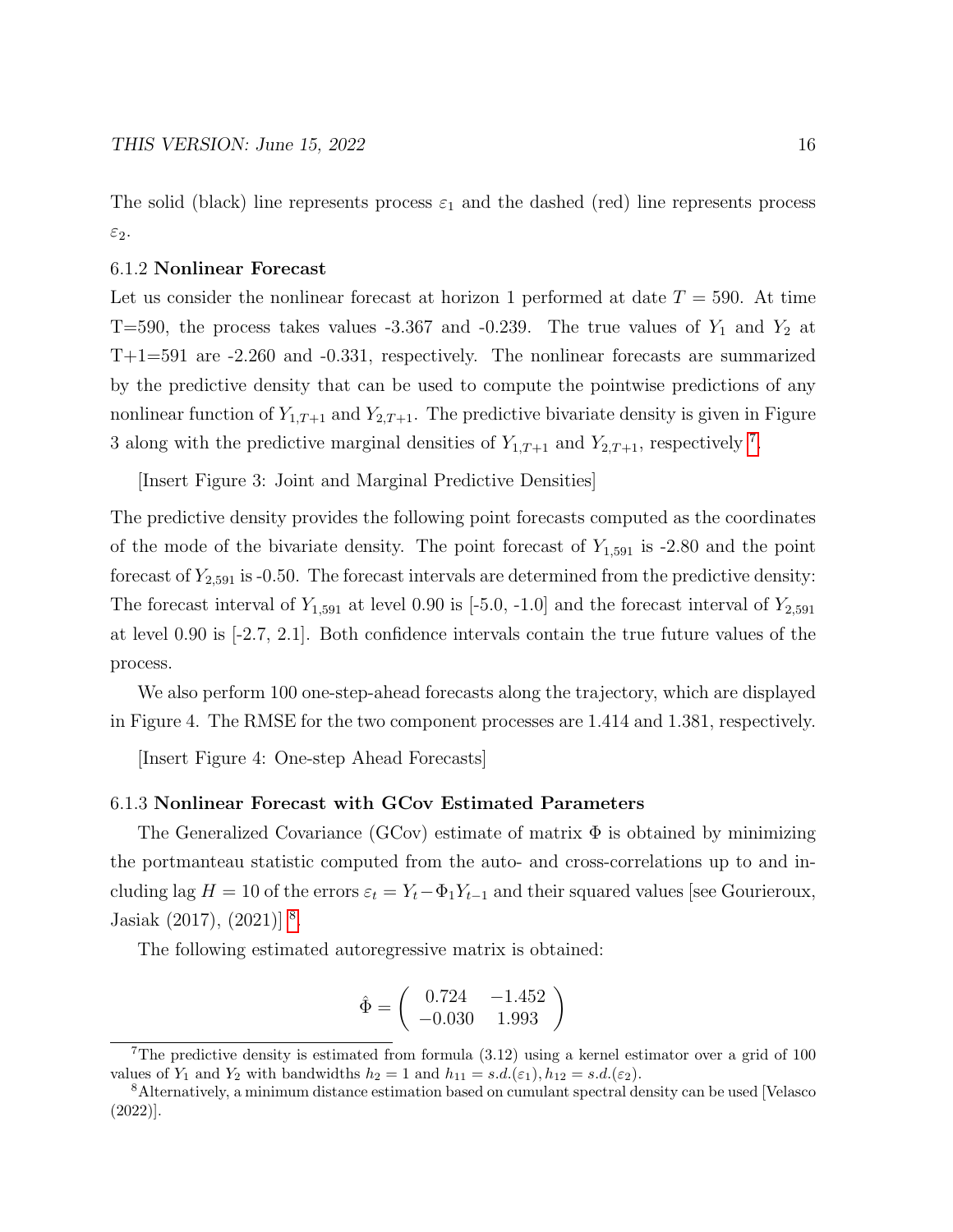The solid (black) line represents process $\varepsilon_1$ and the dashed (red) line represents process $\varepsilon_2$.

### 6.1.2 **Nonlinear Forecast**

Let us consider the nonlinear forecast at horizon 1 performed at date $T = 590$. At time T=590, the process takes values -3.367 and -0.239. The true values of $Y_1$ and $Y_2$ at T+1=591 are -2.260 and -0.331, respectively. The nonlinear forecasts are summarized by the predictive density that can be used to compute the pointwise predictions of any nonlinear function of $Y_{1,T+1}$ and $Y_{2,T+1}$. The predictive bivariate density is given in Figure 3 along with the predictive marginal densities of $Y_{1,T+1}$ and $Y_{2,T+1}$, respectively [7].

[Insert Figure 3: Joint and Marginal Predictive Densities]

The predictive density provides the following point forecasts computed as the coordinates of the mode of the bivariate density. The point forecast of $Y_{1,591}$ is -2.80 and the point forecast of $Y_{2,591}$ is -0.50. The forecast intervals are determined from the predictive density: The forecast interval of $Y_{1,591}$ at level 0.90 is [-5.0, -1.0] and the forecast interval of $Y_{2,591}$ at level 0.90 is [-2.7, 2.1]. Both confidence intervals contain the true future values of the process.

We also perform 100 one-step-ahead forecasts along the trajectory, which are displayed in Figure 4. The RMSE for the two component processes are 1.414 and 1.381, respectively.

[Insert Figure 4: One-step Ahead Forecasts]

### 6.1.3 **Nonlinear Forecast with GCov Estimated Parameters**

The Generalized Covariance (GCov) estimate of matrix $\Phi$ is obtained by minimizing the portmanteau statistic computed from the auto- and cross-correlations up to and including lag $H = 10$ of the errors $\varepsilon_t = Y_t - \Phi_1 Y_{t-1}$ and their squared values [see Gourieroux, Jasiak (2017), (2021)] [8].

The following estimated autoregressive matrix is obtained:

$$\hat{\Phi} = \begin{pmatrix} 0.724 & -1.452 \\ -0.030 & 1.993 \end{pmatrix}$$

---

[7] The predictive density is estimated from formula (3.12) using a kernel estimator over a grid of 100 values of $Y_1$ and $Y_2$ with bandwidths $h_2 = 1$ and $h_{11} = s.d.(\varepsilon_1), h_{12} = s.d.(\varepsilon_2)$.

[8] Alternatively, a minimum distance estimation based on cumulant spectral density can be used [Velasco (2022)].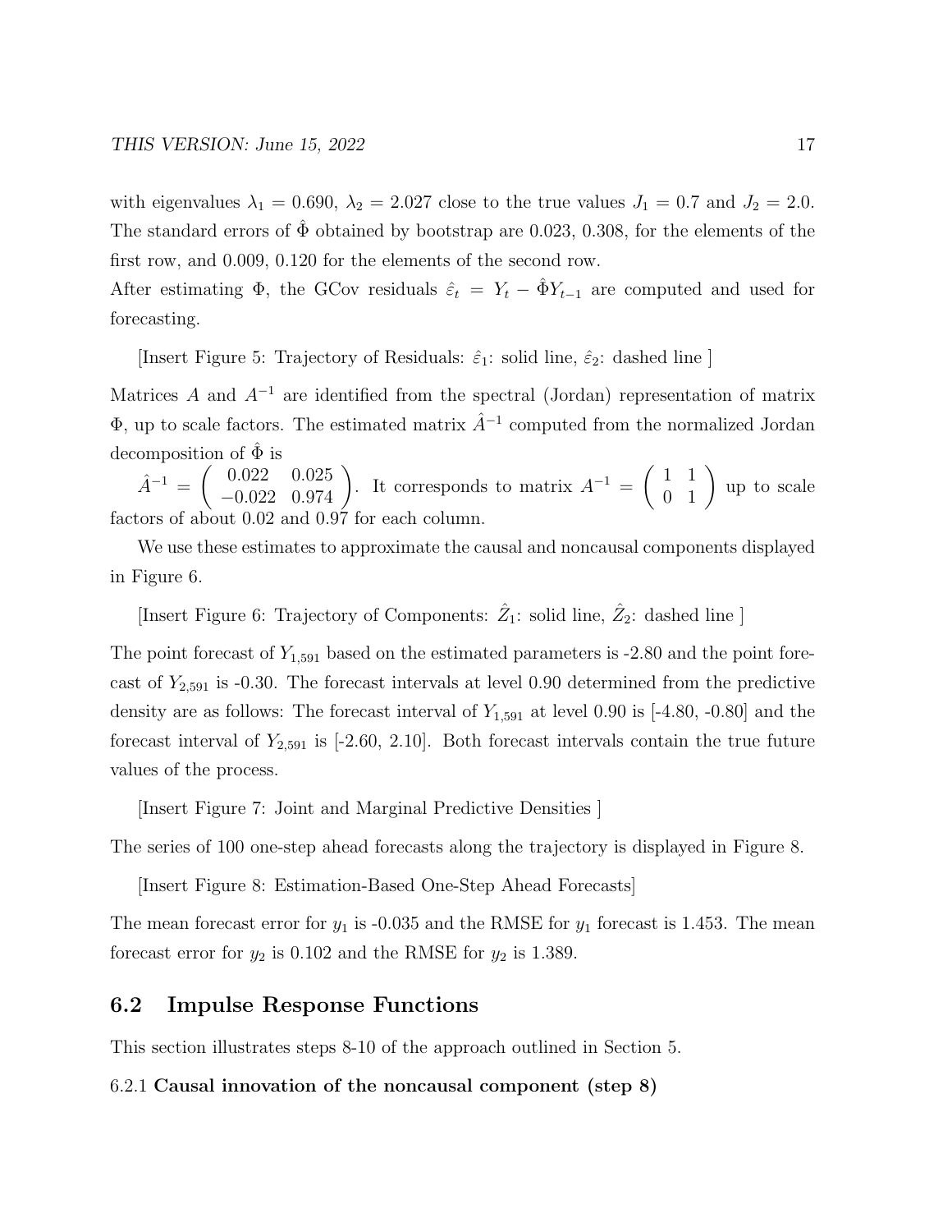with eigenvalues $\lambda_1 = 0.690$, $\lambda_2 = 2.027$ close to the true values $J_1 = 0.7$ and $J_2 = 2.0$. The standard errors of $\hat{\Phi}$ obtained by bootstrap are 0.023, 0.308, for the elements of the first row, and 0.009, 0.120 for the elements of the second row.

After estimating $\Phi$, the GCov residuals $\hat{\varepsilon}_t = Y_t - \hat{\Phi} Y_{t-1}$ are computed and used for forecasting.

[Insert Figure 5: Trajectory of Residuals: $\hat{\varepsilon}_1$: solid line, $\hat{\varepsilon}_2$: dashed line ]

Matrices $A$ and $A^{-1}$ are identified from the spectral (Jordan) representation of matrix $\Phi$, up to scale factors. The estimated matrix $\hat{A}^{-1}$ computed from the normalized Jordan decomposition of $\hat{\Phi}$ is

$\hat{A}^{-1} = \begin{pmatrix} 0.022 & 0.025 \\ -0.022 & 0.974 \end{pmatrix}$. It corresponds to matrix $A^{-1} = \begin{pmatrix} 1 & 1 \\ 0 & 1 \end{pmatrix}$ up to scale factors of about 0.02 and 0.97 for each column.

We use these estimates to approximate the causal and noncausal components displayed in Figure 6.

[Insert Figure 6: Trajectory of Components: $\hat{Z}_1$: solid line, $\hat{Z}_2$: dashed line ]

The point forecast of $Y_{1,591}$ based on the estimated parameters is -2.80 and the point forecast of $Y_{2,591}$ is -0.30. The forecast intervals at level 0.90 determined from the predictive density are as follows: The forecast interval of $Y_{1,591}$ at level 0.90 is [-4.80, -0.80] and the forecast interval of $Y_{2,591}$ is [-2.60, 2.10]. Both forecast intervals contain the true future values of the process.

[Insert Figure 7: Joint and Marginal Predictive Densities ]

The series of 100 one-step ahead forecasts along the trajectory is displayed in Figure 8.

[Insert Figure 8: Estimation-Based One-Step Ahead Forecasts]

The mean forecast error for $y_1$ is -0.035 and the RMSE for $y_1$ forecast is 1.453. The mean forecast error for $y_2$ is 0.102 and the RMSE for $y_2$ is 1.389.

## 6.2 Impulse Response Functions

This section illustrates steps 8-10 of the approach outlined in Section 5.

6.2.1 **Causal innovation of the noncausal component (step 8)**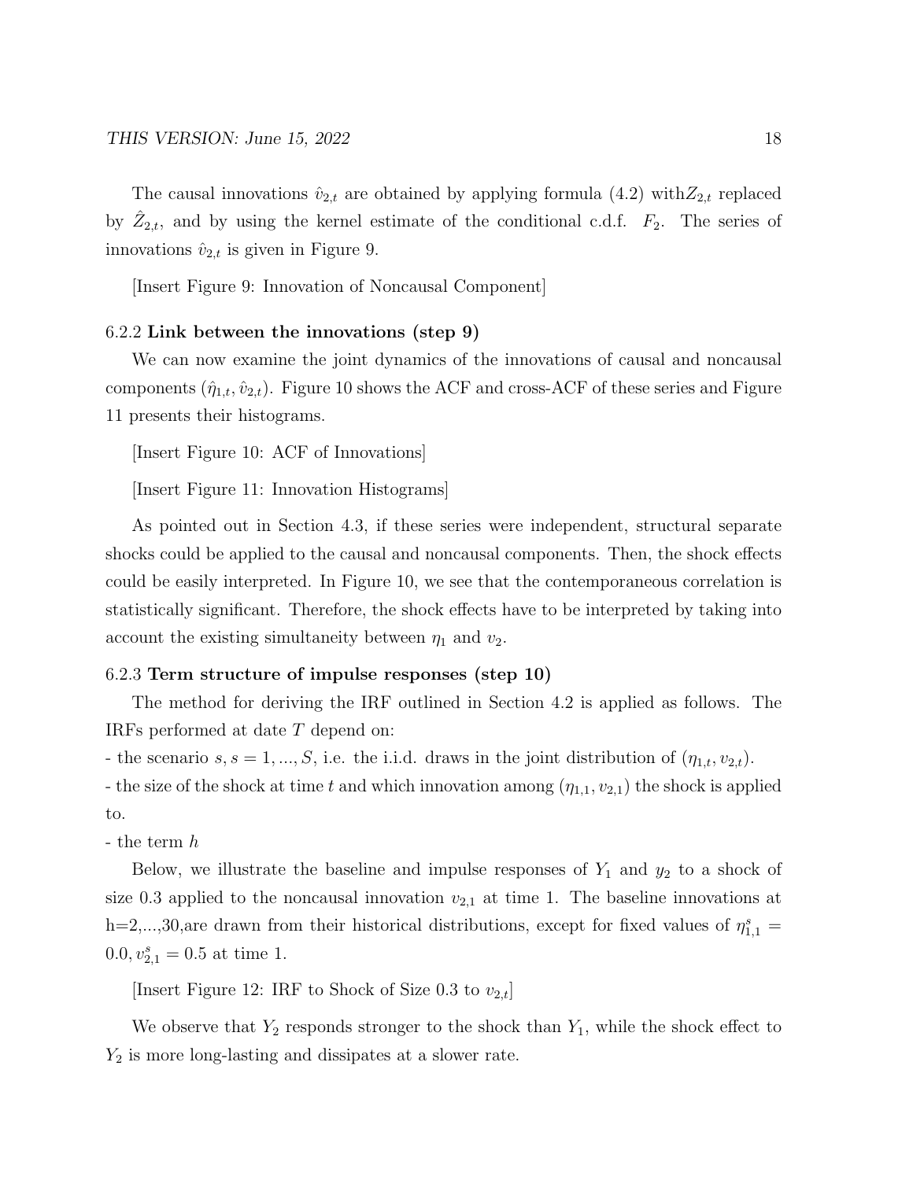The causal innovations $\hat{v}_{2,t}$ are obtained by applying formula (4.2) with$Z_{2,t}$ replaced by $\hat{Z}_{2,t}$, and by using the kernel estimate of the conditional c.d.f. $F_2$. The series of innovations $\hat{v}_{2,t}$ is given in Figure 9.

[Insert Figure 9: Innovation of Noncausal Component]

### 6.2.2 **Link between the innovations (step 9)**

We can now examine the joint dynamics of the innovations of causal and noncausal components $(\hat{\eta}_{1,t}, \hat{v}_{2,t})$. Figure 10 shows the ACF and cross-ACF of these series and Figure 11 presents their histograms.

[Insert Figure 10: ACF of Innovations]

[Insert Figure 11: Innovation Histograms]

As pointed out in Section 4.3, if these series were independent, structural separate shocks could be applied to the causal and noncausal components. Then, the shock effects could be easily interpreted. In Figure 10, we see that the contemporaneous correlation is statistically significant. Therefore, the shock effects have to be interpreted by taking into account the existing simultaneity between $\eta_1$ and $v_2$.

### 6.2.3 **Term structure of impulse responses (step 10)**

The method for deriving the IRF outlined in Section 4.2 is applied as follows. The IRFs performed at date $T$ depend on:

- the scenario $s, s = 1, ..., S$, i.e. the i.i.d. draws in the joint distribution of $(\eta_{1,t}, v_{2,t})$.
- the size of the shock at time $t$ and which innovation among $(\eta_{1,1}, v_{2,1})$ the shock is applied to.
- the term $h$

Below, we illustrate the baseline and impulse responses of $Y_1$ and $y_2$ to a shock of size 0.3 applied to the noncausal innovation $v_{2,1}$ at time 1. The baseline innovations at h=2,...,30,are drawn from their historical distributions, except for fixed values of $\eta^s_{1,1} = 0.0, v^s_{2,1} = 0.5$ at time 1.

[Insert Figure 12: IRF to Shock of Size 0.3 to $v_{2,t}$]

We observe that $Y_2$ responds stronger to the shock than $Y_1$, while the shock effect to $Y_2$ is more long-lasting and dissipates at a slower rate.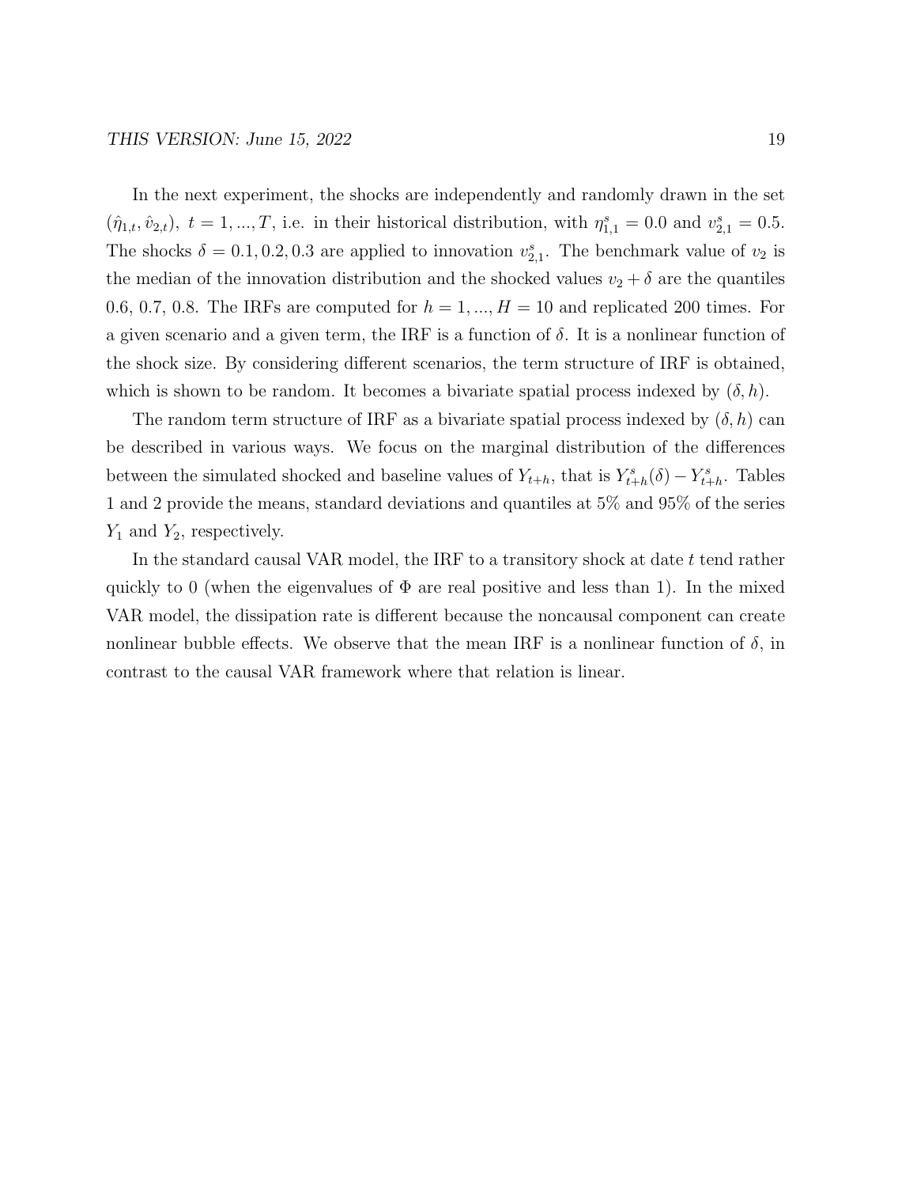In the next experiment, the shocks are independently and randomly drawn in the set $(\hat{\eta}_{1,t}, \hat{v}_{2,t}),\ t = 1, ..., T$, i.e. in their historical distribution, with $\eta^s_{1,1} = 0.0$ and $v^s_{2,1} = 0.5$. The shocks $\delta = 0.1, 0.2, 0.3$ are applied to innovation $v^s_{2,1}$. The benchmark value of $v_2$ is the median of the innovation distribution and the shocked values $v_2 + \delta$ are the quantiles 0.6, 0.7, 0.8. The IRFs are computed for $h = 1, ..., H = 10$ and replicated 200 times. For a given scenario and a given term, the IRF is a function of $\delta$. It is a nonlinear function of the shock size. By considering different scenarios, the term structure of IRF is obtained, which is shown to be random. It becomes a bivariate spatial process indexed by $(\delta, h)$.

The random term structure of IRF as a bivariate spatial process indexed by $(\delta, h)$ can be described in various ways. We focus on the marginal distribution of the differences between the simulated shocked and baseline values of $Y_{t+h}$, that is $Y^s_{t+h}(\delta) - Y^s_{t+h}$. Tables 1 and 2 provide the means, standard deviations and quantiles at 5% and 95% of the series $Y_1$ and $Y_2$, respectively.

In the standard causal VAR model, the IRF to a transitory shock at date $t$ tend rather quickly to 0 (when the eigenvalues of $\Phi$ are real positive and less than 1). In the mixed VAR model, the dissipation rate is different because the noncausal component can create nonlinear bubble effects. We observe that the mean IRF is a nonlinear function of $\delta$, in contrast to the causal VAR framework where that relation is linear.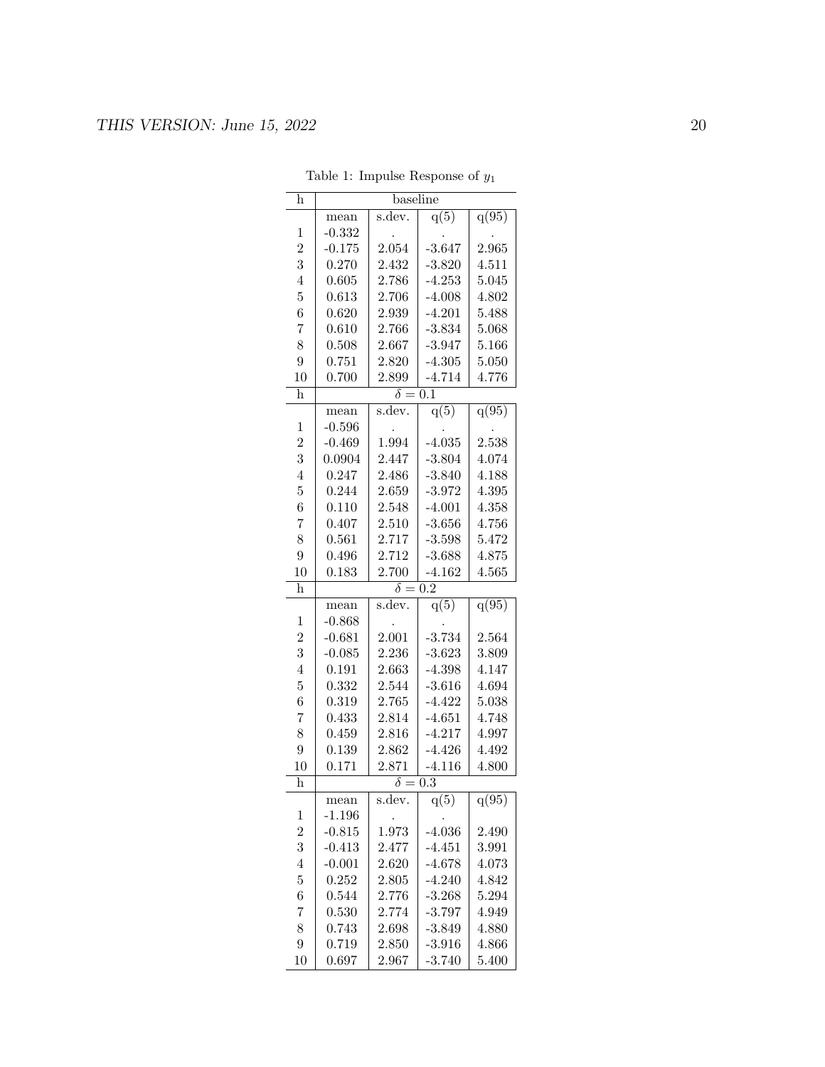Table 1: Impulse Response of $y_1$

| h | baseline | | | |
|---|---|---|---|---|
| | mean | s.dev. | q(5) | q(95) |
| 1 | -0.332 | . | . | . |
| 2 | -0.175 | 2.054 | -3.647 | 2.965 |
| 3 | 0.270 | 2.432 | -3.820 | 4.511 |
| 4 | 0.605 | 2.786 | -4.253 | 5.045 |
| 5 | 0.613 | 2.706 | -4.008 | 4.802 |
| 6 | 0.620 | 2.939 | -4.201 | 5.488 |
| 7 | 0.610 | 2.766 | -3.834 | 5.068 |
| 8 | 0.508 | 2.667 | -3.947 | 5.166 |
| 9 | 0.751 | 2.820 | -4.305 | 5.050 |
| 10 | 0.700 | 2.899 | -4.714 | 4.776 |
| h | $\delta = 0.1$ | | | |
| | mean | s.dev. | q(5) | q(95) |
| 1 | -0.596 | . | . | . |
| 2 | -0.469 | 1.994 | -4.035 | 2.538 |
| 3 | 0.0904 | 2.447 | -3.804 | 4.074 |
| 4 | 0.247 | 2.486 | -3.840 | 4.188 |
| 5 | 0.244 | 2.659 | -3.972 | 4.395 |
| 6 | 0.110 | 2.548 | -4.001 | 4.358 |
| 7 | 0.407 | 2.510 | -3.656 | 4.756 |
| 8 | 0.561 | 2.717 | -3.598 | 5.472 |
| 9 | 0.496 | 2.712 | -3.688 | 4.875 |
| 10 | 0.183 | 2.700 | -4.162 | 4.565 |
| h | $\delta = 0.2$ | | | |
| | mean | s.dev. | q(5) | q(95) |
| 1 | -0.868 | . | . | |
| 2 | -0.681 | 2.001 | -3.734 | 2.564 |
| 3 | -0.085 | 2.236 | -3.623 | 3.809 |
| 4 | 0.191 | 2.663 | -4.398 | 4.147 |
| 5 | 0.332 | 2.544 | -3.616 | 4.694 |
| 6 | 0.319 | 2.765 | -4.422 | 5.038 |
| 7 | 0.433 | 2.814 | -4.651 | 4.748 |
| 8 | 0.459 | 2.816 | -4.217 | 4.997 |
| 9 | 0.139 | 2.862 | -4.426 | 4.492 |
| 10 | 0.171 | 2.871 | -4.116 | 4.800 |
| h | $\delta = 0.3$ | | | |
| | mean | s.dev. | q(5) | q(95) |
| 1 | -1.196 | . | . | |
| 2 | -0.815 | 1.973 | -4.036 | 2.490 |
| 3 | -0.413 | 2.477 | -4.451 | 3.991 |
| 4 | -0.001 | 2.620 | -4.678 | 4.073 |
| 5 | 0.252 | 2.805 | -4.240 | 4.842 |
| 6 | 0.544 | 2.776 | -3.268 | 5.294 |
| 7 | 0.530 | 2.774 | -3.797 | 4.949 |
| 8 | 0.743 | 2.698 | -3.849 | 4.880 |
| 9 | 0.719 | 2.850 | -3.916 | 4.866 |
| 10 | 0.697 | 2.967 | -3.740 | 5.400 |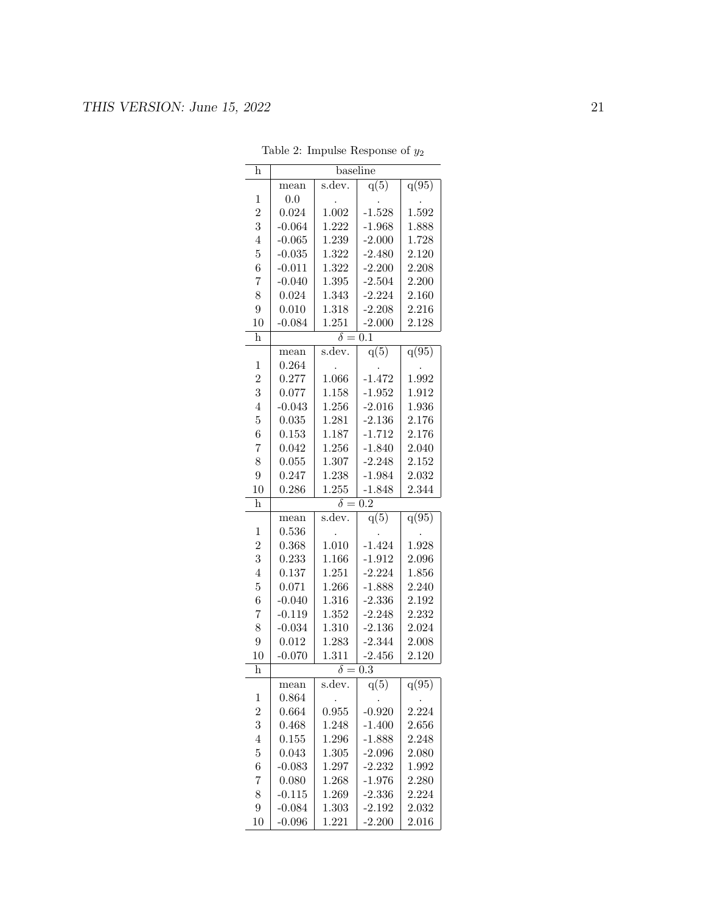Table 2: Impulse Response of $y_2$

| h | baseline | | | |
|---|---|---|---|---|
| | mean | s.dev. | q(5) | q(95) |
| 1 | 0.0 | . | . | . |
| 2 | 0.024 | 1.002 | -1.528 | 1.592 |
| 3 | -0.064 | 1.222 | -1.968 | 1.888 |
| 4 | -0.065 | 1.239 | -2.000 | 1.728 |
| 5 | -0.035 | 1.322 | -2.480 | 2.120 |
| 6 | -0.011 | 1.322 | -2.200 | 2.208 |
| 7 | -0.040 | 1.395 | -2.504 | 2.200 |
| 8 | 0.024 | 1.343 | -2.224 | 2.160 |
| 9 | 0.010 | 1.318 | -2.208 | 2.216 |
| 10 | -0.084 | 1.251 | -2.000 | 2.128 |
| h | $\delta = 0.1$ | | | |
| | mean | s.dev. | q(5) | q(95) |
| 1 | 0.264 | . | . | . |
| 2 | 0.277 | 1.066 | -1.472 | 1.992 |
| 3 | 0.077 | 1.158 | -1.952 | 1.912 |
| 4 | -0.043 | 1.256 | -2.016 | 1.936 |
| 5 | 0.035 | 1.281 | -2.136 | 2.176 |
| 6 | 0.153 | 1.187 | -1.712 | 2.176 |
| 7 | 0.042 | 1.256 | -1.840 | 2.040 |
| 8 | 0.055 | 1.307 | -2.248 | 2.152 |
| 9 | 0.247 | 1.238 | -1.984 | 2.032 |
| 10 | 0.286 | 1.255 | -1.848 | 2.344 |
| h | $\delta = 0.2$ | | | |
| | mean | s.dev. | q(5) | q(95) |
| 1 | 0.536 | . | . | . |
| 2 | 0.368 | 1.010 | -1.424 | 1.928 |
| 3 | 0.233 | 1.166 | -1.912 | 2.096 |
| 4 | 0.137 | 1.251 | -2.224 | 1.856 |
| 5 | 0.071 | 1.266 | -1.888 | 2.240 |
| 6 | -0.040 | 1.316 | -2.336 | 2.192 |
| 7 | -0.119 | 1.352 | -2.248 | 2.232 |
| 8 | -0.034 | 1.310 | -2.136 | 2.024 |
| 9 | 0.012 | 1.283 | -2.344 | 2.008 |
| 10 | -0.070 | 1.311 | -2.456 | 2.120 |
| h | $\delta = 0.3$ | | | |
| | mean | s.dev. | q(5) | q(95) |
| 1 | 0.864 | . | . | . |
| 2 | 0.664 | 0.955 | -0.920 | 2.224 |
| 3 | 0.468 | 1.248 | -1.400 | 2.656 |
| 4 | 0.155 | 1.296 | -1.888 | 2.248 |
| 5 | 0.043 | 1.305 | -2.096 | 2.080 |
| 6 | -0.083 | 1.297 | -2.232 | 1.992 |
| 7 | 0.080 | 1.268 | -1.976 | 2.280 |
| 8 | -0.115 | 1.269 | -2.336 | 2.224 |
| 9 | -0.084 | 1.303 | -2.192 | 2.032 |
| 10 | -0.096 | 1.221 | -2.200 | 2.016 |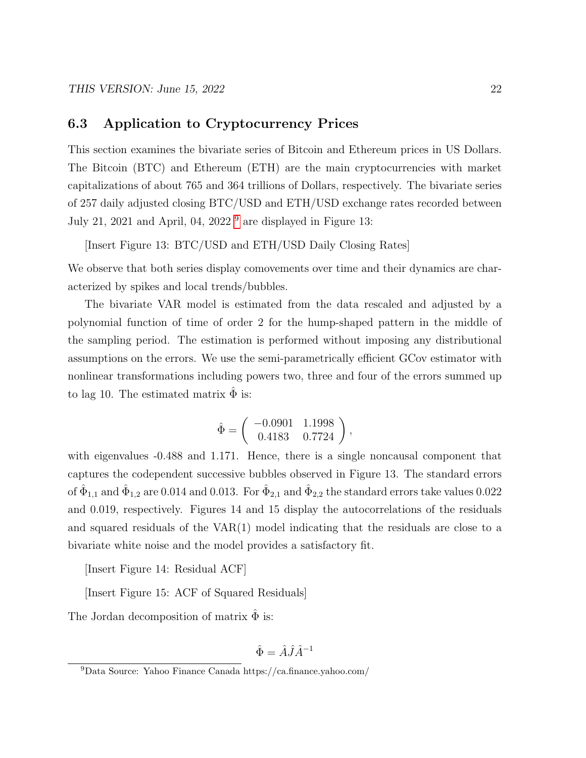## 6.3 Application to Cryptocurrency Prices

This section examines the bivariate series of Bitcoin and Ethereum prices in US Dollars. The Bitcoin (BTC) and Ethereum (ETH) are the main cryptocurrencies with market capitalizations of about 765 and 364 trillions of Dollars, respectively. The bivariate series of 257 daily adjusted closing BTC/USD and ETH/USD exchange rates recorded between July 21, 2021 and April, 04, 2022 [9] are displayed in Figure 13:

[Insert Figure 13: BTC/USD and ETH/USD Daily Closing Rates]

We observe that both series display comovements over time and their dynamics are characterized by spikes and local trends/bubbles.

The bivariate VAR model is estimated from the data rescaled and adjusted by a polynomial function of time of order 2 for the hump-shaped pattern in the middle of the sampling period. The estimation is performed without imposing any distributional assumptions on the errors. We use the semi-parametrically efficient GCov estimator with nonlinear transformations including powers two, three and four of the errors summed up to lag 10. The estimated matrix $\hat{\Phi}$ is:

$$\hat{\Phi} = \begin{pmatrix} -0.0901 & 1.1998 \\ 0.4183 & 0.7724 \end{pmatrix},$$

with eigenvalues -0.488 and 1.171. Hence, there is a single noncausal component that captures the codependent successive bubbles observed in Figure 13. The standard errors of $\hat{\Phi}_{1,1}$ and $\hat{\Phi}_{1,2}$ are 0.014 and 0.013. For $\hat{\Phi}_{2,1}$ and $\hat{\Phi}_{2,2}$ the standard errors take values 0.022 and 0.019, respectively. Figures 14 and 15 display the autocorrelations of the residuals and squared residuals of the VAR(1) model indicating that the residuals are close to a bivariate white noise and the model provides a satisfactory fit.

[Insert Figure 14: Residual ACF]

[Insert Figure 15: ACF of Squared Residuals]

The Jordan decomposition of matrix $\hat{\Phi}$ is:

$$\hat{\Phi} = \hat{A}\hat{J}\hat{A}^{-1}$$

[9] Data Source: Yahoo Finance Canada https://ca.finance.yahoo.com/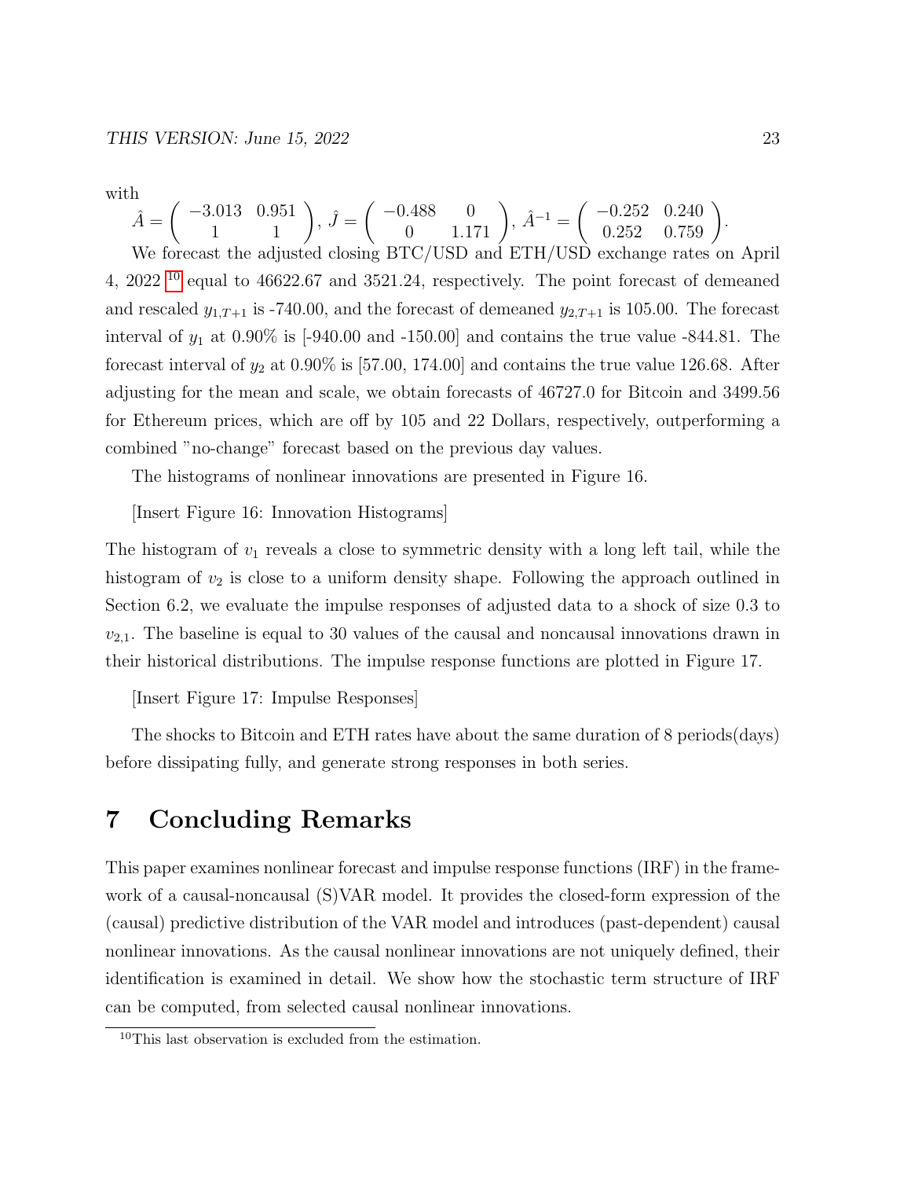with

$$\hat{A} = \begin{pmatrix} -3.013 & 0.951 \\ 1 & 1 \end{pmatrix}, \; \hat{J} = \begin{pmatrix} -0.488 & 0 \\ 0 & 1.171 \end{pmatrix}, \; \hat{A}^{-1} = \begin{pmatrix} -0.252 & 0.240 \\ 0.252 & 0.759 \end{pmatrix}.$$

We forecast the adjusted closing BTC/USD and ETH/USD exchange rates on April 4, 2022 [10] equal to 46622.67 and 3521.24, respectively. The point forecast of demeaned and rescaled $y_{1,T+1}$ is -740.00, and the forecast of demeaned $y_{2,T+1}$ is 105.00. The forecast interval of $y_1$ at 0.90% is [-940.00 and -150.00] and contains the true value -844.81. The forecast interval of $y_2$ at 0.90% is [57.00, 174.00] and contains the true value 126.68. After adjusting for the mean and scale, we obtain forecasts of 46727.0 for Bitcoin and 3499.56 for Ethereum prices, which are off by 105 and 22 Dollars, respectively, outperforming a combined "no-change" forecast based on the previous day values.

The histograms of nonlinear innovations are presented in Figure 16.

[Insert Figure 16: Innovation Histograms]

The histogram of $v_1$ reveals a close to symmetric density with a long left tail, while the histogram of $v_2$ is close to a uniform density shape. Following the approach outlined in Section 6.2, we evaluate the impulse responses of adjusted data to a shock of size 0.3 to $v_{2,1}$. The baseline is equal to 30 values of the causal and noncausal innovations drawn in their historical distributions. The impulse response functions are plotted in Figure 17.

[Insert Figure 17: Impulse Responses]

The shocks to Bitcoin and ETH rates have about the same duration of 8 periods(days) before dissipating fully, and generate strong responses in both series.

# 7 Concluding Remarks

This paper examines nonlinear forecast and impulse response functions (IRF) in the framework of a causal-noncausal (S)VAR model. It provides the closed-form expression of the (causal) predictive distribution of the VAR model and introduces (past-dependent) causal nonlinear innovations. As the causal nonlinear innovations are not uniquely defined, their identification is examined in detail. We show how the stochastic term structure of IRF can be computed, from selected causal nonlinear innovations.

[10] This last observation is excluded from the estimation.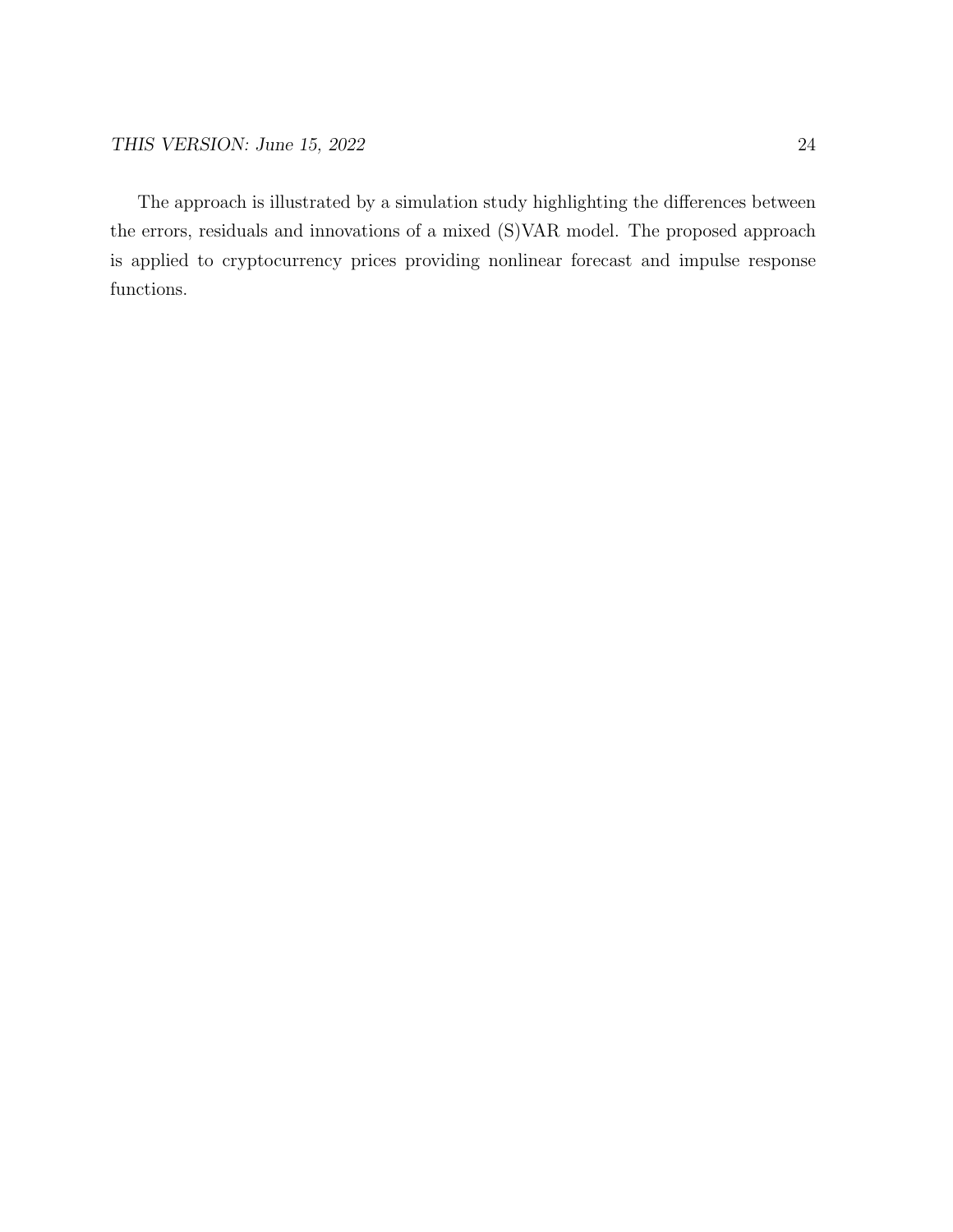The approach is illustrated by a simulation study highlighting the differences between the errors, residuals and innovations of a mixed (S)VAR model. The proposed approach is applied to cryptocurrency prices providing nonlinear forecast and impulse response functions.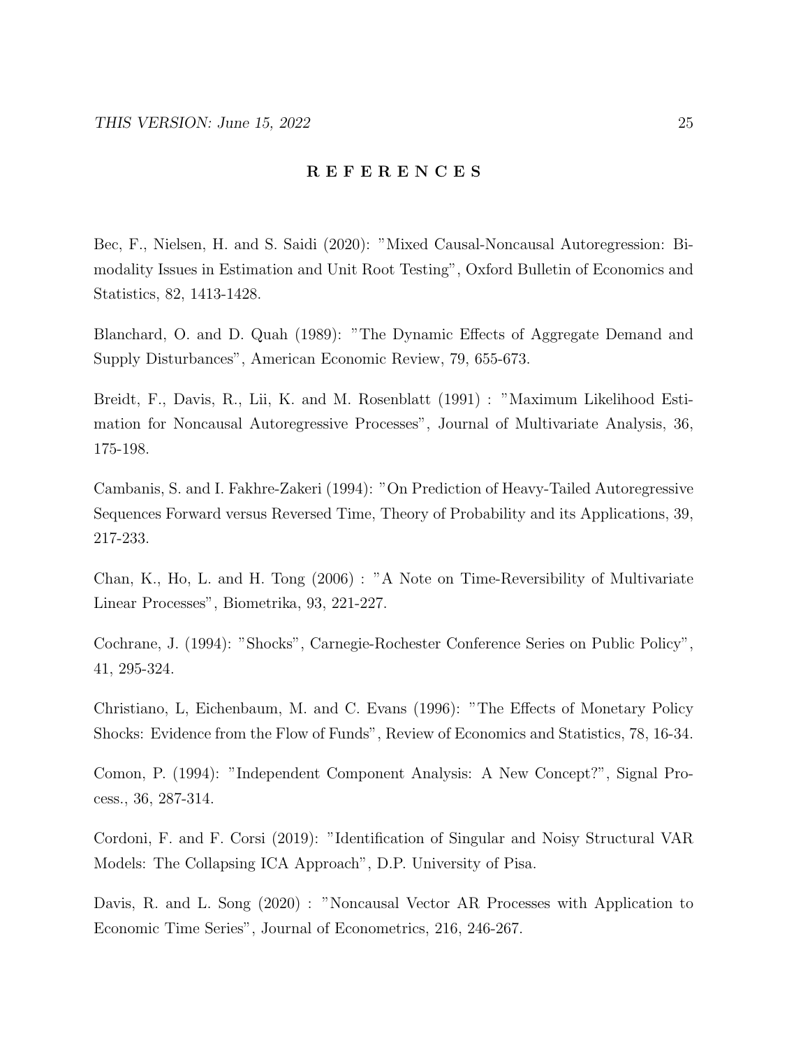## R E F E R E N C E S

Bec, F., Nielsen, H. and S. Saidi (2020): "Mixed Causal-Noncausal Autoregression: Bimodality Issues in Estimation and Unit Root Testing", Oxford Bulletin of Economics and Statistics, 82, 1413-1428.

Blanchard, O. and D. Quah (1989): "The Dynamic Effects of Aggregate Demand and Supply Disturbances", American Economic Review, 79, 655-673.

Breidt, F., Davis, R., Lii, K. and M. Rosenblatt (1991) : "Maximum Likelihood Estimation for Noncausal Autoregressive Processes", Journal of Multivariate Analysis, 36, 175-198.

Cambanis, S. and I. Fakhre-Zakeri (1994): "On Prediction of Heavy-Tailed Autoregressive Sequences Forward versus Reversed Time, Theory of Probability and its Applications, 39, 217-233.

Chan, K., Ho, L. and H. Tong (2006) : "A Note on Time-Reversibility of Multivariate Linear Processes", Biometrika, 93, 221-227.

Cochrane, J. (1994): "Shocks", Carnegie-Rochester Conference Series on Public Policy", 41, 295-324.

Christiano, L, Eichenbaum, M. and C. Evans (1996): "The Effects of Monetary Policy Shocks: Evidence from the Flow of Funds", Review of Economics and Statistics, 78, 16-34.

Comon, P. (1994): "Independent Component Analysis: A New Concept?", Signal Process., 36, 287-314.

Cordoni, F. and F. Corsi (2019): "Identification of Singular and Noisy Structural VAR Models: The Collapsing ICA Approach", D.P. University of Pisa.

Davis, R. and L. Song (2020) : "Noncausal Vector AR Processes with Application to Economic Time Series", Journal of Econometrics, 216, 246-267.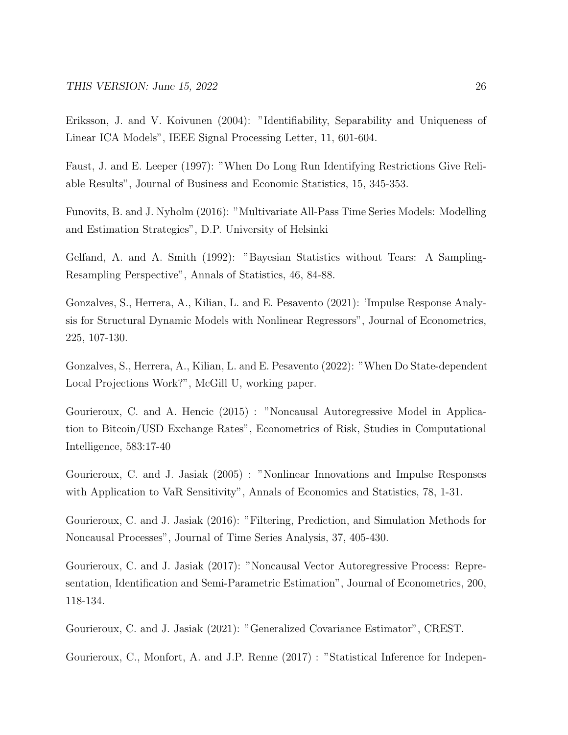Eriksson, J. and V. Koivunen (2004): "Identifiability, Separability and Uniqueness of Linear ICA Models", IEEE Signal Processing Letter, 11, 601-604.

Faust, J. and E. Leeper (1997): "When Do Long Run Identifying Restrictions Give Reliable Results", Journal of Business and Economic Statistics, 15, 345-353.

Funovits, B. and J. Nyholm (2016): "Multivariate All-Pass Time Series Models: Modelling and Estimation Strategies", D.P. University of Helsinki

Gelfand, A. and A. Smith (1992): "Bayesian Statistics without Tears: A Sampling-Resampling Perspective", Annals of Statistics, 46, 84-88.

Gonzalves, S., Herrera, A., Kilian, L. and E. Pesavento (2021): 'Impulse Response Analysis for Structural Dynamic Models with Nonlinear Regressors", Journal of Econometrics, 225, 107-130.

Gonzalves, S., Herrera, A., Kilian, L. and E. Pesavento (2022): "When Do State-dependent Local Projections Work?", McGill U, working paper.

Gourieroux, C. and A. Hencic (2015) : "Noncausal Autoregressive Model in Application to Bitcoin/USD Exchange Rates", Econometrics of Risk, Studies in Computational Intelligence, 583:17-40

Gourieroux, C. and J. Jasiak (2005) : "Nonlinear Innovations and Impulse Responses with Application to VaR Sensitivity", Annals of Economics and Statistics, 78, 1-31.

Gourieroux, C. and J. Jasiak (2016): "Filtering, Prediction, and Simulation Methods for Noncausal Processes", Journal of Time Series Analysis, 37, 405-430.

Gourieroux, C. and J. Jasiak (2017): "Noncausal Vector Autoregressive Process: Representation, Identification and Semi-Parametric Estimation", Journal of Econometrics, 200, 118-134.

Gourieroux, C. and J. Jasiak (2021): "Generalized Covariance Estimator", CREST.

Gourieroux, C., Monfort, A. and J.P. Renne (2017) : "Statistical Inference for Indepen-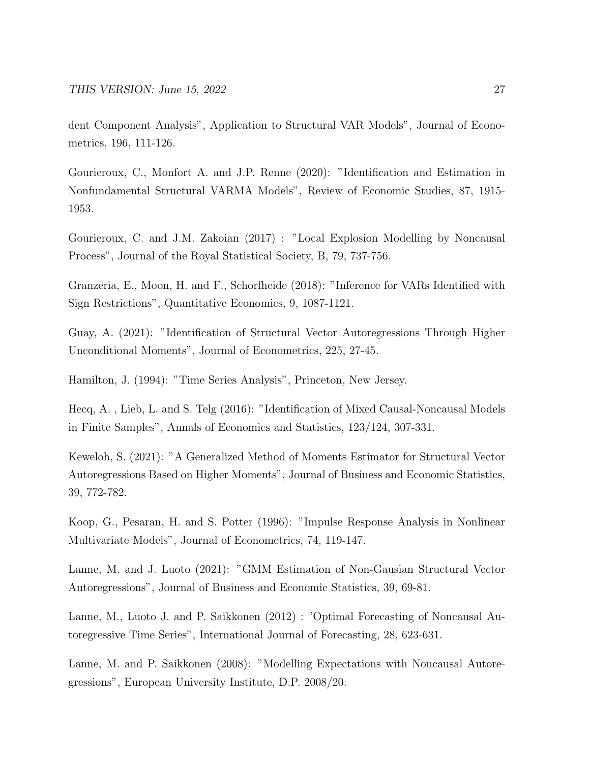dent Component Analysis", Application to Structural VAR Models", Journal of Econometrics, 196, 111-126.

Gourieroux, C., Monfort A. and J.P. Renne (2020): "Identification and Estimation in Nonfundamental Structural VARMA Models", Review of Economic Studies, 87, 1915-1953.

Gourieroux, C. and J.M. Zakoian (2017) : "Local Explosion Modelling by Noncausal Process", Journal of the Royal Statistical Society, B, 79, 737-756.

Granzeria, E., Moon, H. and F., Schorfheide (2018): "Inference for VARs Identified with Sign Restrictions", Quantitative Economics, 9, 1087-1121.

Guay, A. (2021): "Identification of Structural Vector Autoregressions Through Higher Unconditional Moments", Journal of Econometrics, 225, 27-45.

Hamilton, J. (1994): "Time Series Analysis", Princeton, New Jersey.

Hecq, A. , Lieb, L. and S. Telg (2016): "Identification of Mixed Causal-Noncausal Models in Finite Samples", Annals of Economics and Statistics, 123/124, 307-331.

Keweloh, S. (2021): "A Generalized Method of Moments Estimator for Structural Vector Autoregressions Based on Higher Moments", Journal of Business and Economic Statistics, 39, 772-782.

Koop, G., Pesaran, H. and S. Potter (1996): "Impulse Response Analysis in Nonlinear Multivariate Models", Journal of Econometrics, 74, 119-147.

Lanne, M. and J. Luoto (2021): "GMM Estimation of Non-Gausian Structural Vector Autoregressions", Journal of Business and Economic Statistics, 39, 69-81.

Lanne, M., Luoto J. and P. Saikkonen (2012) : 'Optimal Forecasting of Noncausal Autoregressive Time Series", International Journal of Forecasting, 28, 623-631.

Lanne, M. and P. Saikkonen (2008): "Modelling Expectations with Noncausal Autoregressions", European University Institute, D.P. 2008/20.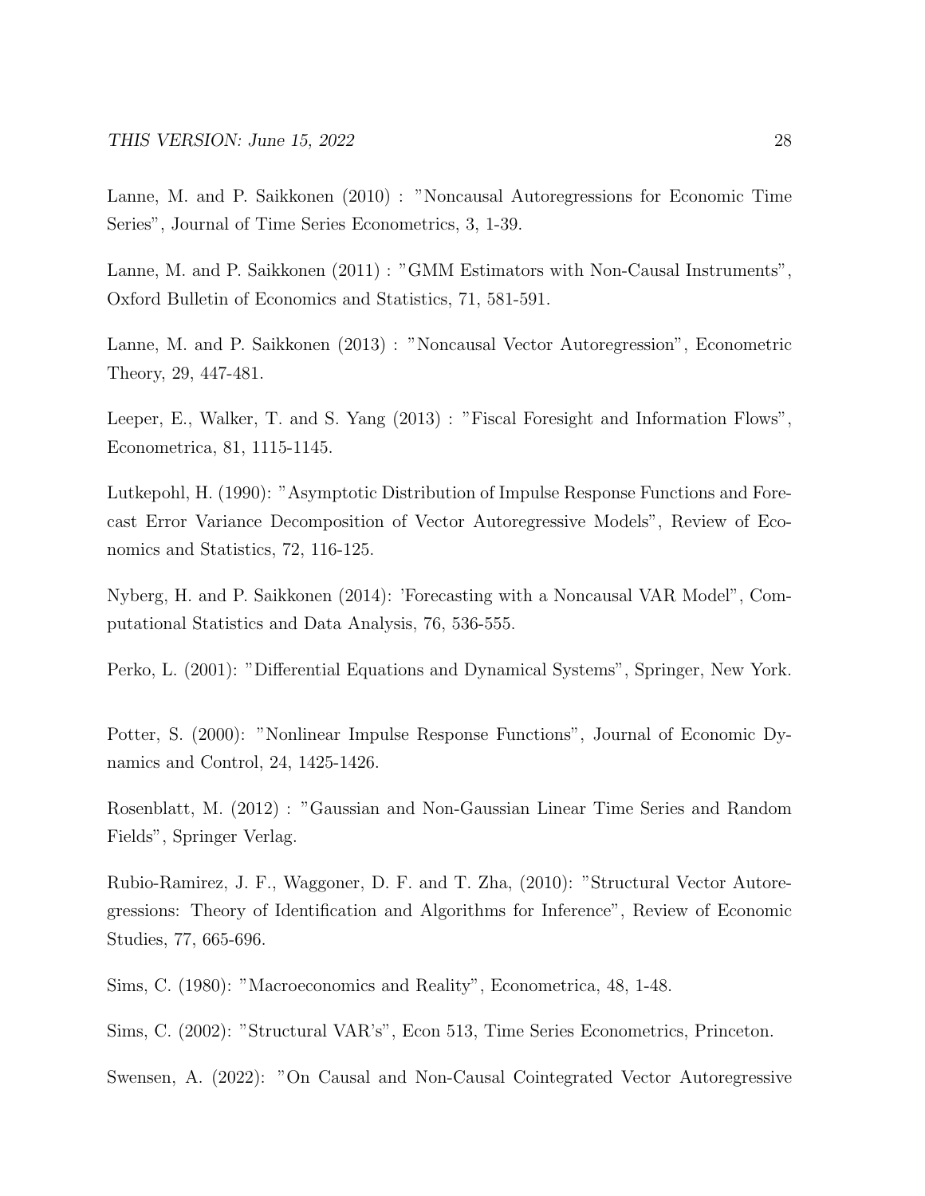Lanne, M. and P. Saikkonen (2010) : "Noncausal Autoregressions for Economic Time Series", Journal of Time Series Econometrics, 3, 1-39.

Lanne, M. and P. Saikkonen (2011) : "GMM Estimators with Non-Causal Instruments", Oxford Bulletin of Economics and Statistics, 71, 581-591.

Lanne, M. and P. Saikkonen (2013) : "Noncausal Vector Autoregression", Econometric Theory, 29, 447-481.

Leeper, E., Walker, T. and S. Yang (2013) : "Fiscal Foresight and Information Flows", Econometrica, 81, 1115-1145.

Lutkepohl, H. (1990): "Asymptotic Distribution of Impulse Response Functions and Forecast Error Variance Decomposition of Vector Autoregressive Models", Review of Economics and Statistics, 72, 116-125.

Nyberg, H. and P. Saikkonen (2014): 'Forecasting with a Noncausal VAR Model", Computational Statistics and Data Analysis, 76, 536-555.

Perko, L. (2001): "Differential Equations and Dynamical Systems", Springer, New York.

Potter, S. (2000): "Nonlinear Impulse Response Functions", Journal of Economic Dynamics and Control, 24, 1425-1426.

Rosenblatt, M. (2012) : "Gaussian and Non-Gaussian Linear Time Series and Random Fields", Springer Verlag.

Rubio-Ramirez, J. F., Waggoner, D. F. and T. Zha, (2010): "Structural Vector Autoregressions: Theory of Identification and Algorithms for Inference", Review of Economic Studies, 77, 665-696.

Sims, C. (1980): "Macroeconomics and Reality", Econometrica, 48, 1-48.

Sims, C. (2002): "Structural VAR's", Econ 513, Time Series Econometrics, Princeton.

Swensen, A. (2022): "On Causal and Non-Causal Cointegrated Vector Autoregressive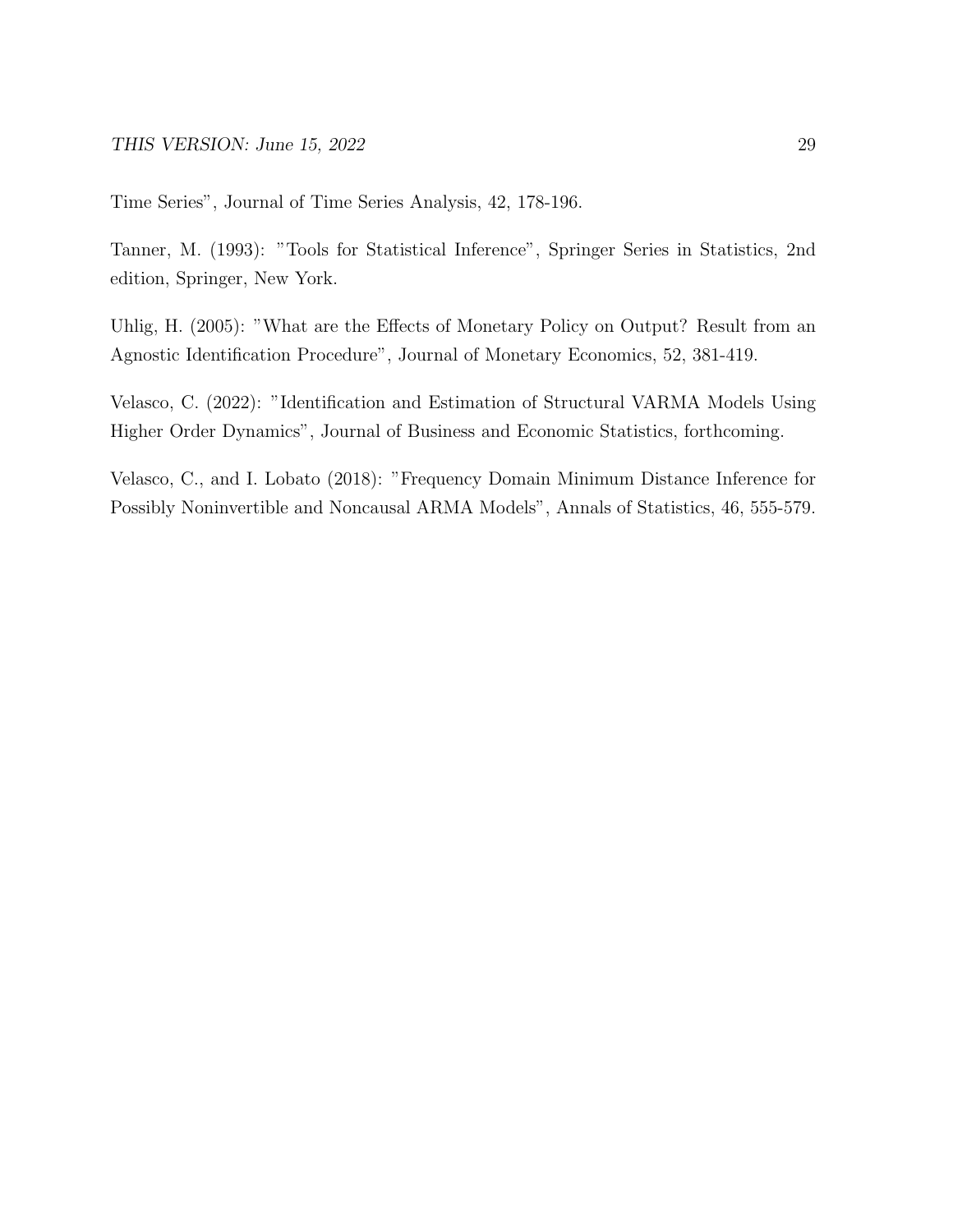Time Series", Journal of Time Series Analysis, 42, 178-196.

Tanner, M. (1993): "Tools for Statistical Inference", Springer Series in Statistics, 2nd edition, Springer, New York.

Uhlig, H. (2005): "What are the Effects of Monetary Policy on Output? Result from an Agnostic Identification Procedure", Journal of Monetary Economics, 52, 381-419.

Velasco, C. (2022): "Identification and Estimation of Structural VARMA Models Using Higher Order Dynamics", Journal of Business and Economic Statistics, forthcoming.

Velasco, C., and I. Lobato (2018): "Frequency Domain Minimum Distance Inference for Possibly Noninvertible and Noncausal ARMA Models", Annals of Statistics, 46, 555-579.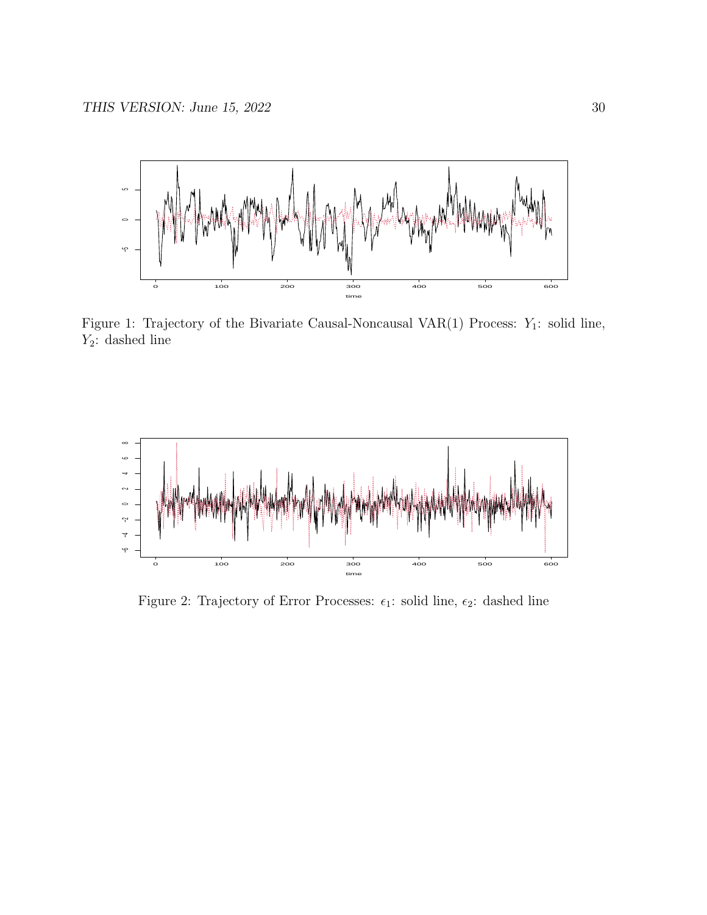Figure 1: Trajectory of the Bivariate Causal-Noncausal VAR(1) Process: $Y_1$: solid line, $Y_2$: dashed line

Figure 2: Trajectory of Error Processes: $\epsilon_1$: solid line, $\epsilon_2$: dashed line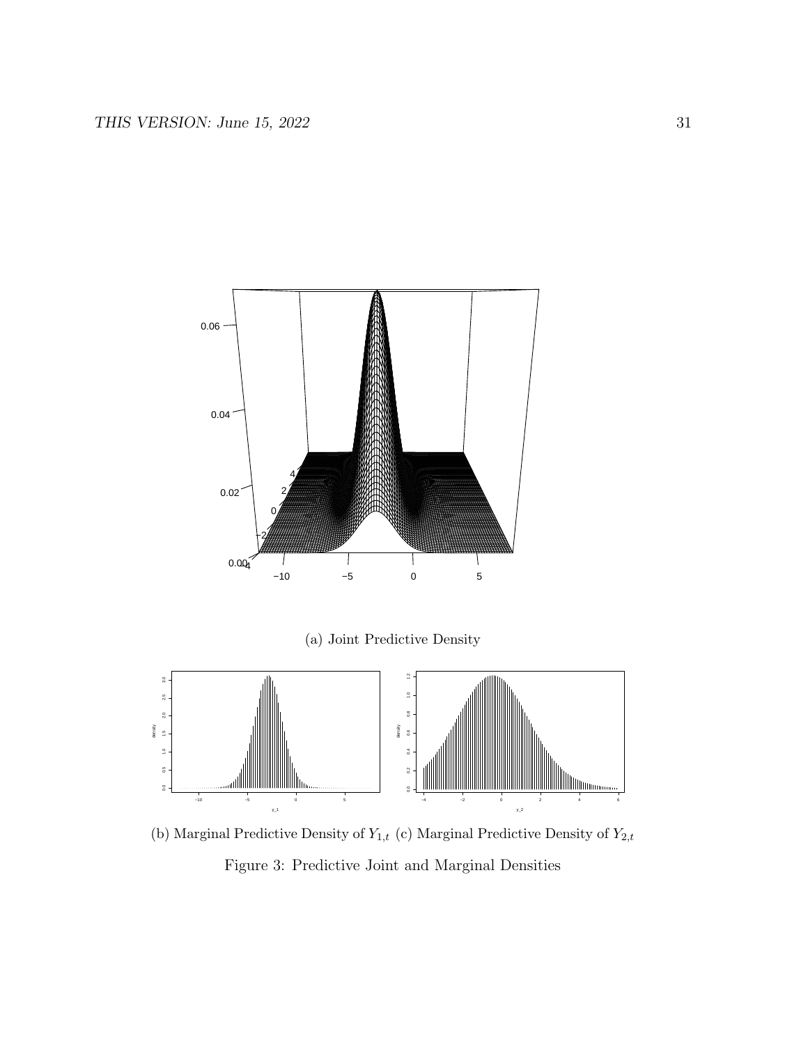(a) Joint Predictive Density

(b) Marginal Predictive Density of $Y_{1,t}$ (c) Marginal Predictive Density of $Y_{2,t}$

Figure 3: Predictive Joint and Marginal Densities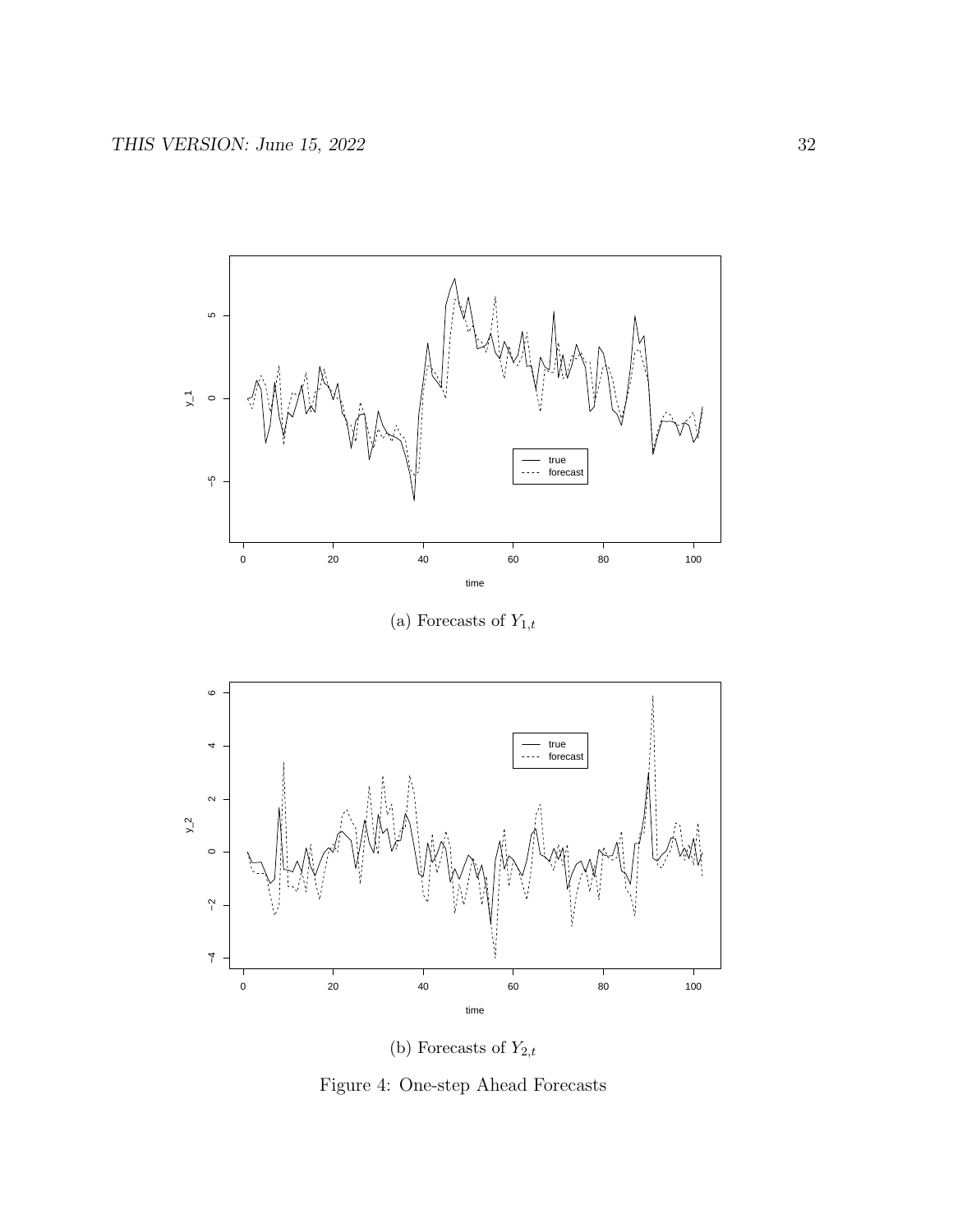(a) Forecasts of $Y_{1,t}$

(b) Forecasts of $Y_{2,t}$

Figure 4: One-step Ahead Forecasts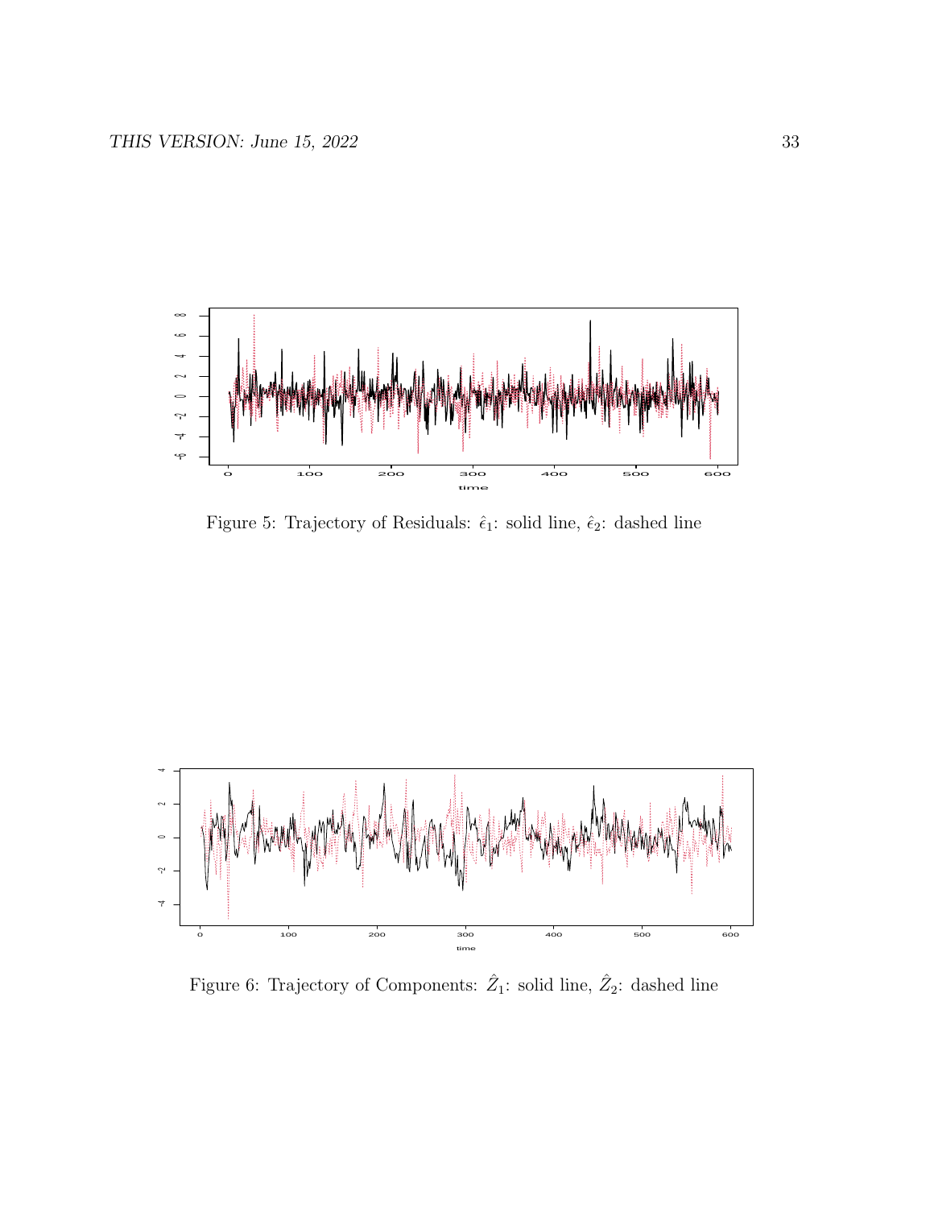Figure 5: Trajectory of Residuals: $\hat{\epsilon}_1$: solid line, $\hat{\epsilon}_2$: dashed line

Figure 6: Trajectory of Components: $\hat{Z}_1$: solid line, $\hat{Z}_2$: dashed line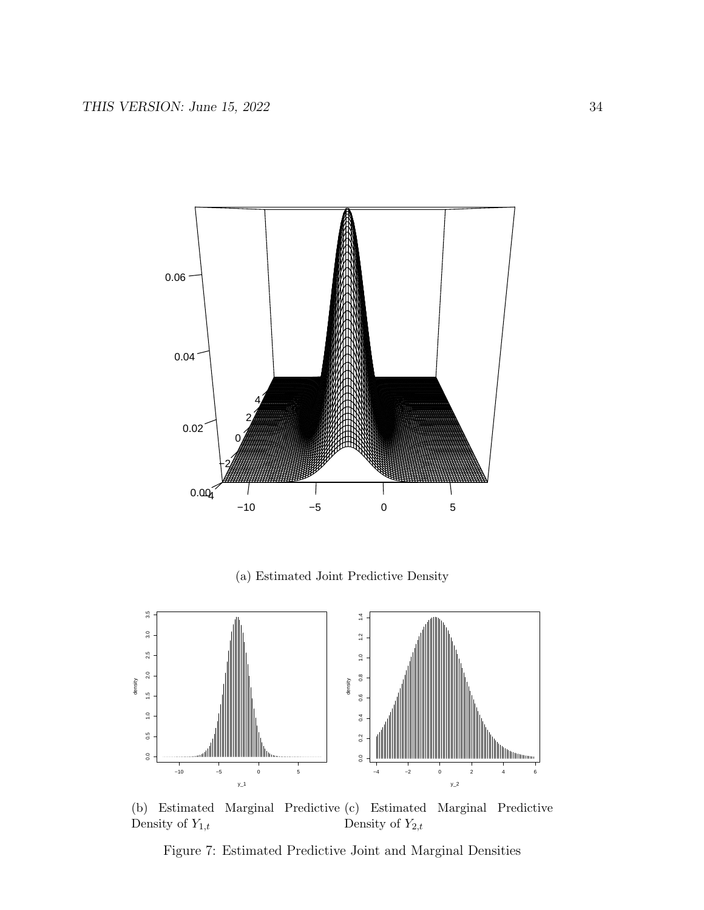(a) Estimated Joint Predictive Density

(b) Estimated Marginal Predictive Density of $Y_{1,t}$

(c) Estimated Marginal Predictive Density of $Y_{2,t}$

Figure 7: Estimated Predictive Joint and Marginal Densities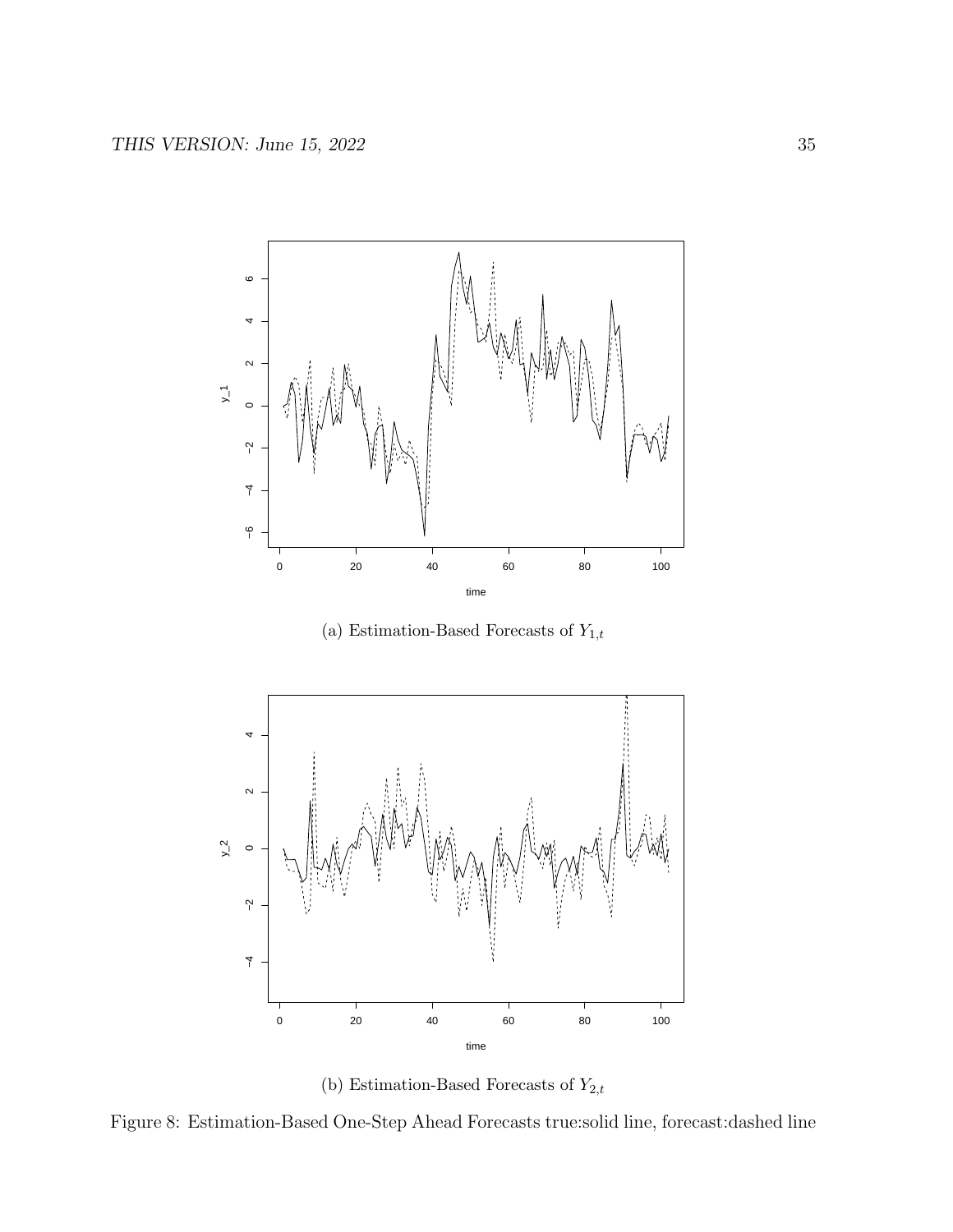(a) Estimation-Based Forecasts of $Y_{1,t}$

(b) Estimation-Based Forecasts of $Y_{2,t}$

Figure 8: Estimation-Based One-Step Ahead Forecasts true:solid line, forecast:dashed line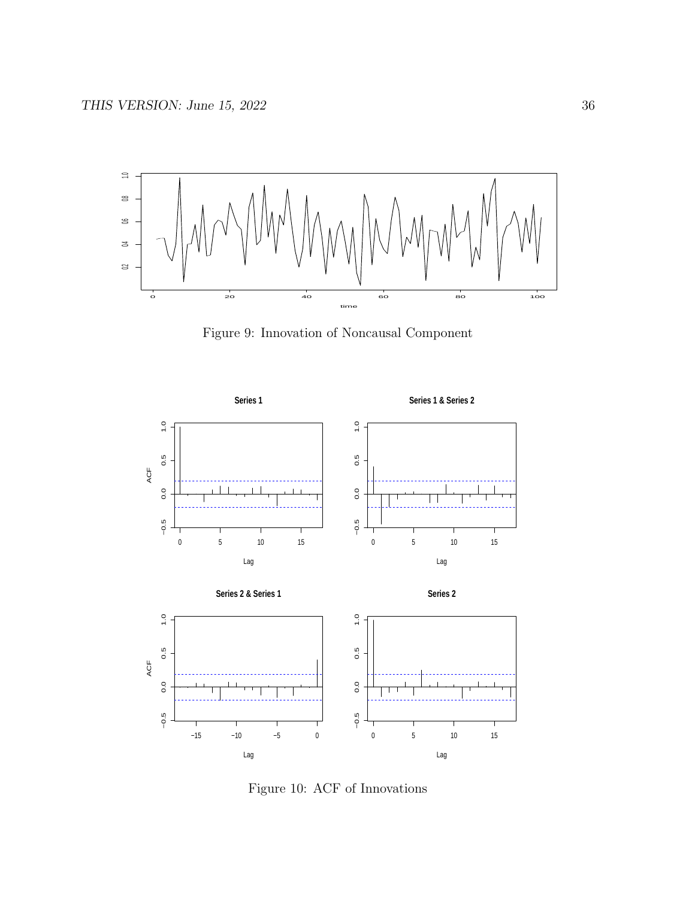Figure 9: Innovation of Noncausal Component

Figure 10: ACF of Innovations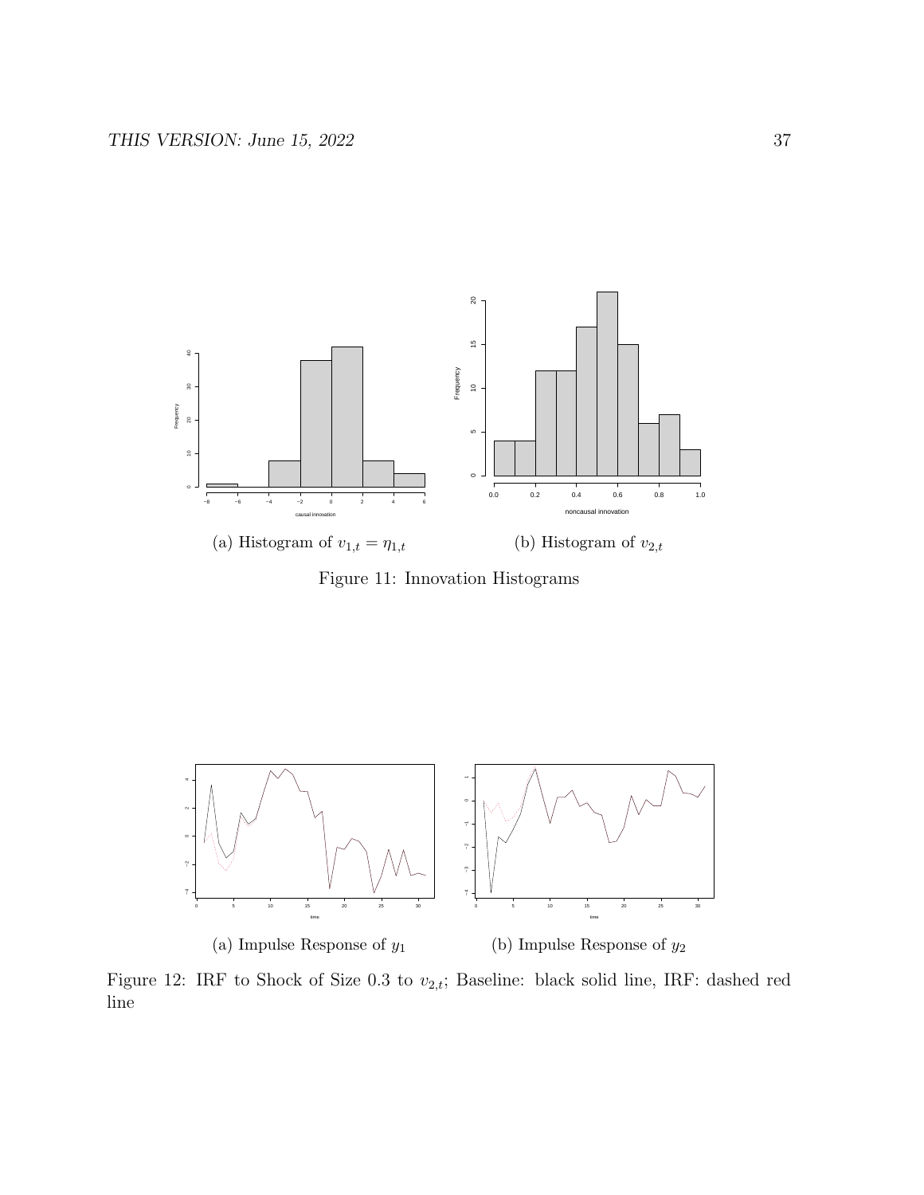(a) Histogram of $v_{1,t} = \eta_{1,t}$

(b) Histogram of $v_{2,t}$

Figure 11: Innovation Histograms

(a) Impulse Response of $y_1$

(b) Impulse Response of $y_2$

Figure 12: IRF to Shock of Size 0.3 to $v_{2,t}$; Baseline: black solid line, IRF: dashed red line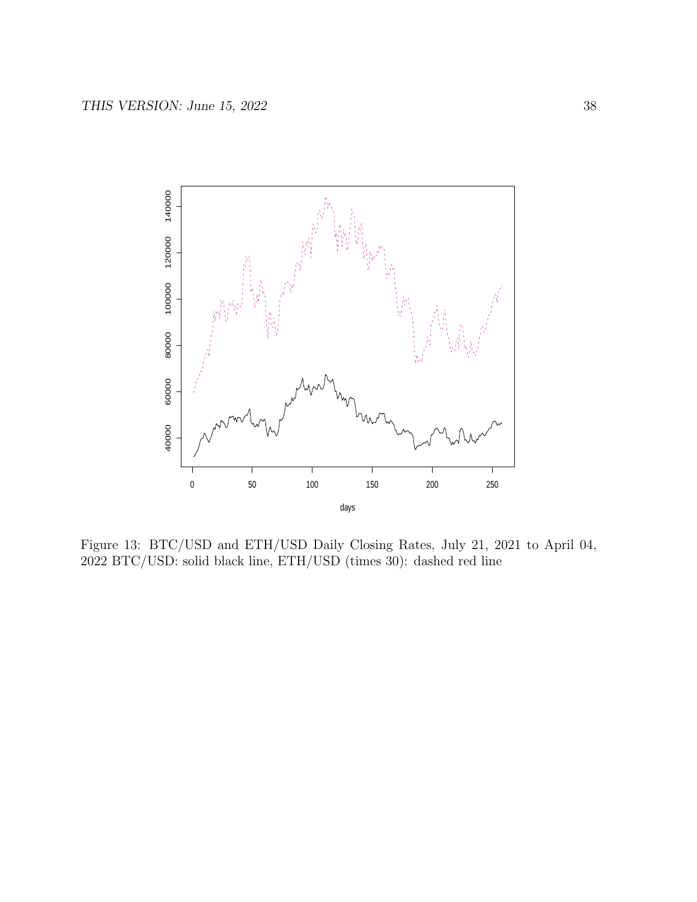Figure 13: BTC/USD and ETH/USD Daily Closing Rates, July 21, 2021 to April 04, 2022 BTC/USD: solid black line, ETH/USD (times 30): dashed red line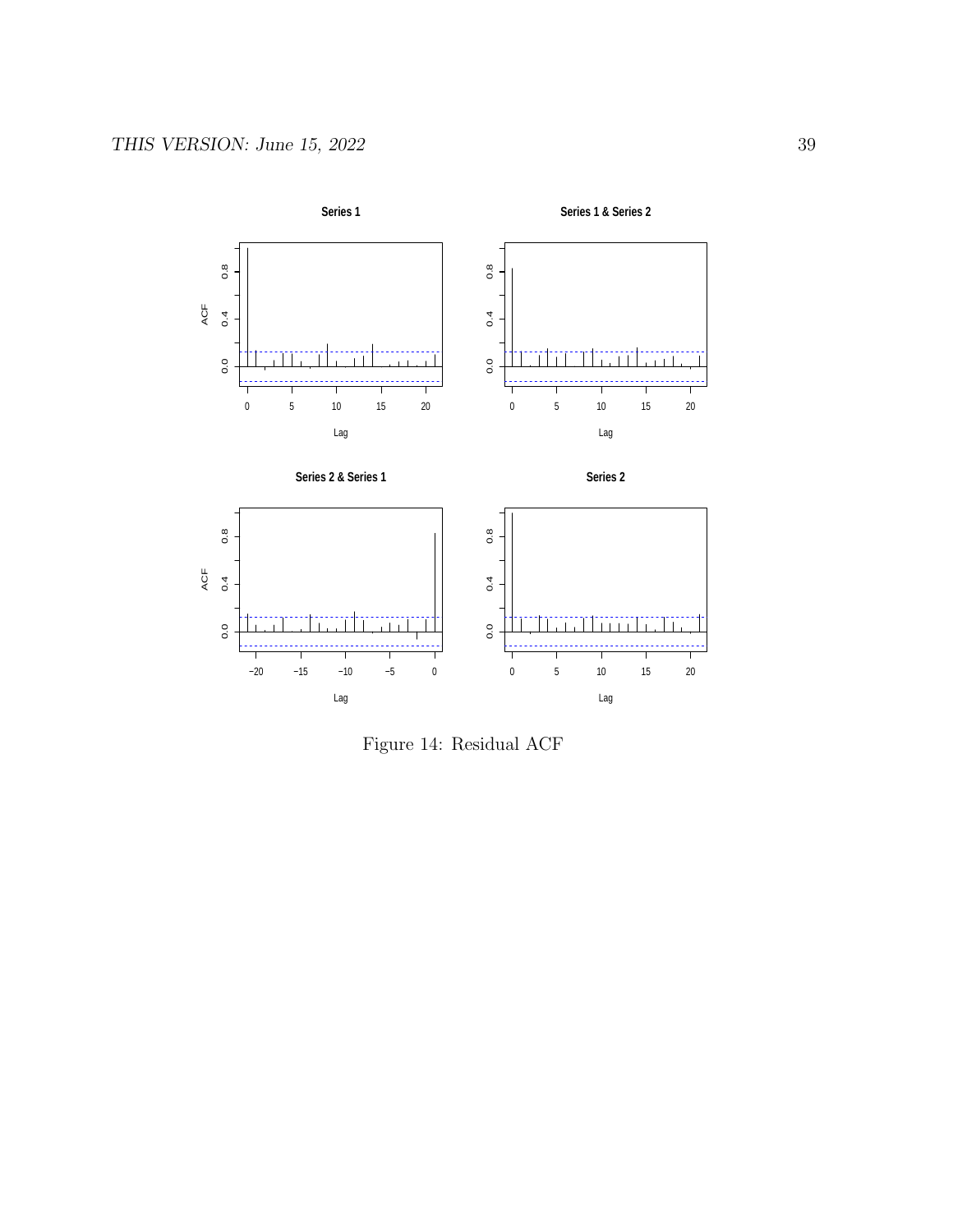Figure 14: Residual ACF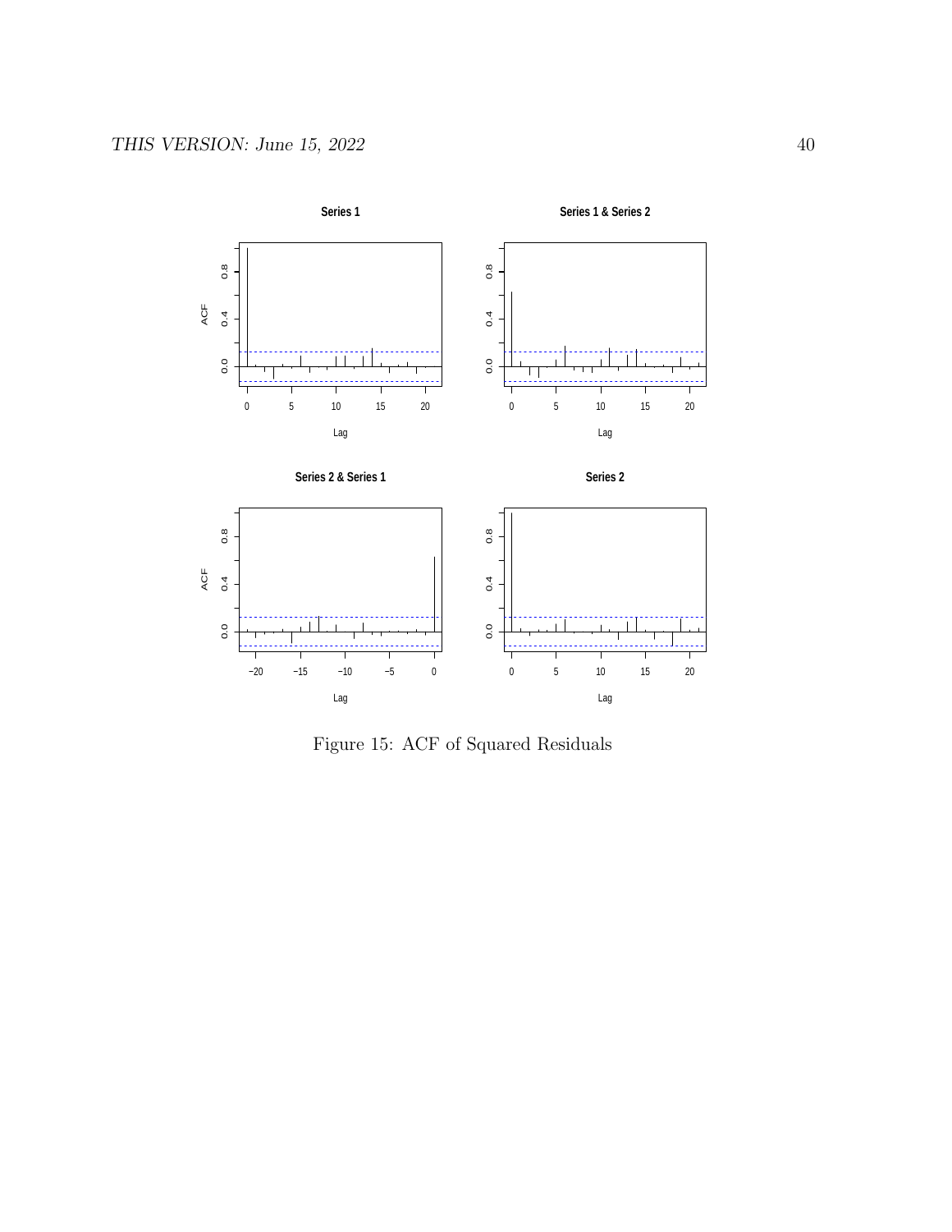Figure 15: ACF of Squared Residuals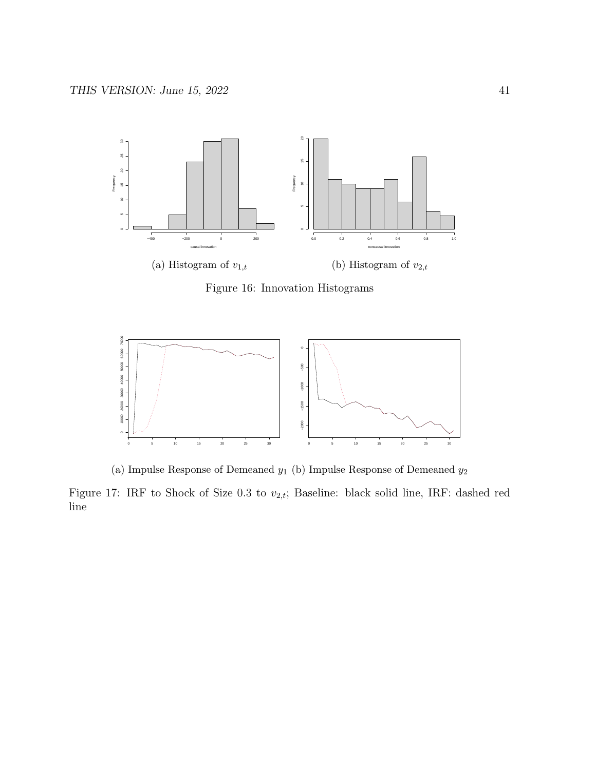(a) Histogram of $v_{1,t}$

(b) Histogram of $v_{2,t}$

Figure 16: Innovation Histograms

(a) Impulse Response of Demeaned $y_1$

(b) Impulse Response of Demeaned $y_2$

Figure 17: IRF to Shock of Size 0.3 to $v_{2,t}$; Baseline: black solid line, IRF: dashed red line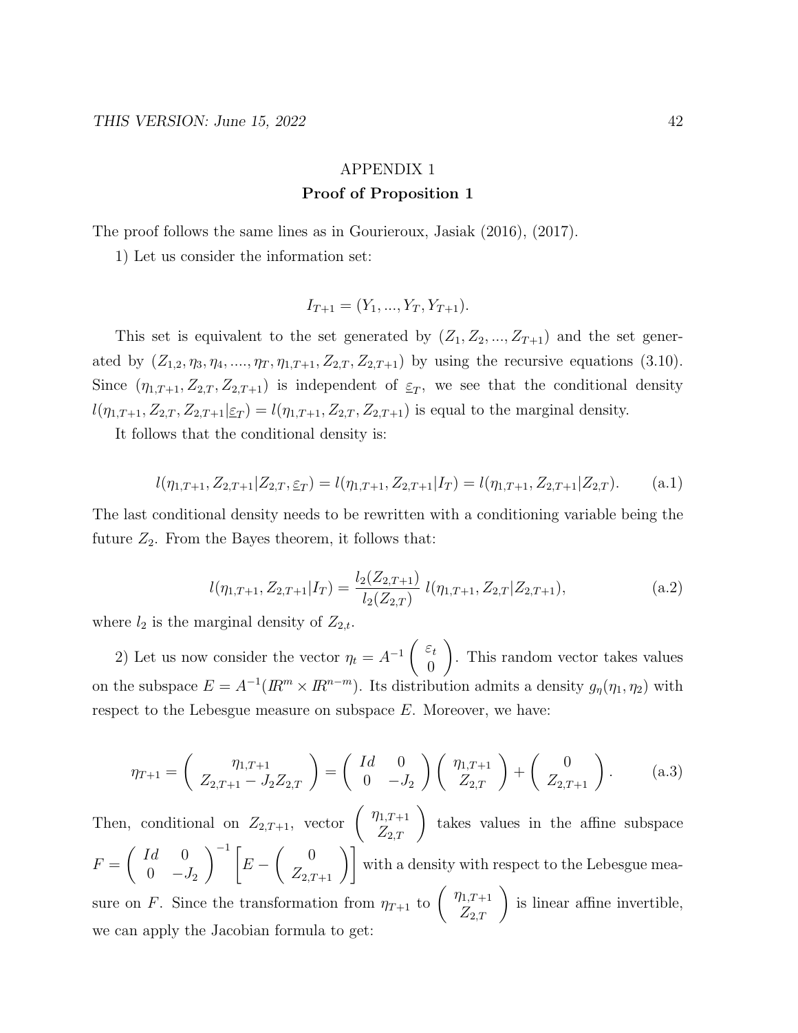# APPENDIX 1

## Proof of Proposition 1

The proof follows the same lines as in Gourieroux, Jasiak (2016), (2017).

1) Let us consider the information set:

$$I_{T+1} = (Y_1, ..., Y_T, Y_{T+1}).$$

This set is equivalent to the set generated by $(Z_1, Z_2, ..., Z_{T+1})$ and the set generated by $(Z_{1,2}, \eta_3, \eta_4, ...., \eta_T, \eta_{1,T+1}, Z_{2,T}, Z_{2,T+1})$ by using the recursive equations (3.10). Since $(\eta_{1,T+1}, Z_{2,T}, Z_{2,T+1})$ is independent of $\underline{\varepsilon_T}$, we see that the conditional density $l(\eta_{1,T+1}, Z_{2,T}, Z_{2,T+1}|\underline{\varepsilon_T}) = l(\eta_{1,T+1}, Z_{2,T}, Z_{2,T+1})$ is equal to the marginal density.

It follows that the conditional density is:

$$l(\eta_{1,T+1}, Z_{2,T+1}|Z_{2,T}, \underline{\varepsilon_T}) = l(\eta_{1,T+1}, Z_{2,T+1}|I_T) = l(\eta_{1,T+1}, Z_{2,T+1}|Z_{2,T}). \tag{a.1}$$

The last conditional density needs to be rewritten with a conditioning variable being the future $Z_2$. From the Bayes theorem, it follows that:

$$l(\eta_{1,T+1}, Z_{2,T+1}|I_T) = \frac{l_2(Z_{2,T+1})}{l_2(Z_{2,T})}\, l(\eta_{1,T+1}, Z_{2,T}|Z_{2,T+1}), \tag{a.2}$$

where $l_2$ is the marginal density of $Z_{2,t}$.

2) Let us now consider the vector $\eta_t = A^{-1}\begin{pmatrix} \varepsilon_t \\ 0 \end{pmatrix}$. This random vector takes values on the subspace $E = A^{-1}(\mathbb{R}^m \times \mathbb{R}^{n-m})$. Its distribution admits a density $g_\eta(\eta_1, \eta_2)$ with respect to the Lebesgue measure on subspace $E$. Moreover, we have:

$$\eta_{T+1} = \begin{pmatrix} \eta_{1,T+1} \\ Z_{2,T+1} - J_2 Z_{2,T} \end{pmatrix} = \begin{pmatrix} Id & 0 \\ 0 & -J_2 \end{pmatrix} \begin{pmatrix} \eta_{1,T+1} \\ Z_{2,T} \end{pmatrix} + \begin{pmatrix} 0 \\ Z_{2,T+1} \end{pmatrix}. \tag{a.3}$$

Then, conditional on $Z_{2,T+1}$, vector $\begin{pmatrix} \eta_{1,T+1} \\ Z_{2,T} \end{pmatrix}$ takes values in the affine subspace $F = \begin{pmatrix} Id & 0 \\ 0 & -J_2 \end{pmatrix}^{-1} \left[ E - \begin{pmatrix} 0 \\ Z_{2,T+1} \end{pmatrix} \right]$ with a density with respect to the Lebesgue measure on $F$. Since the transformation from $\eta_{T+1}$ to $\begin{pmatrix} \eta_{1,T+1} \\ Z_{2,T} \end{pmatrix}$ is linear affine invertible, we can apply the Jacobian formula to get: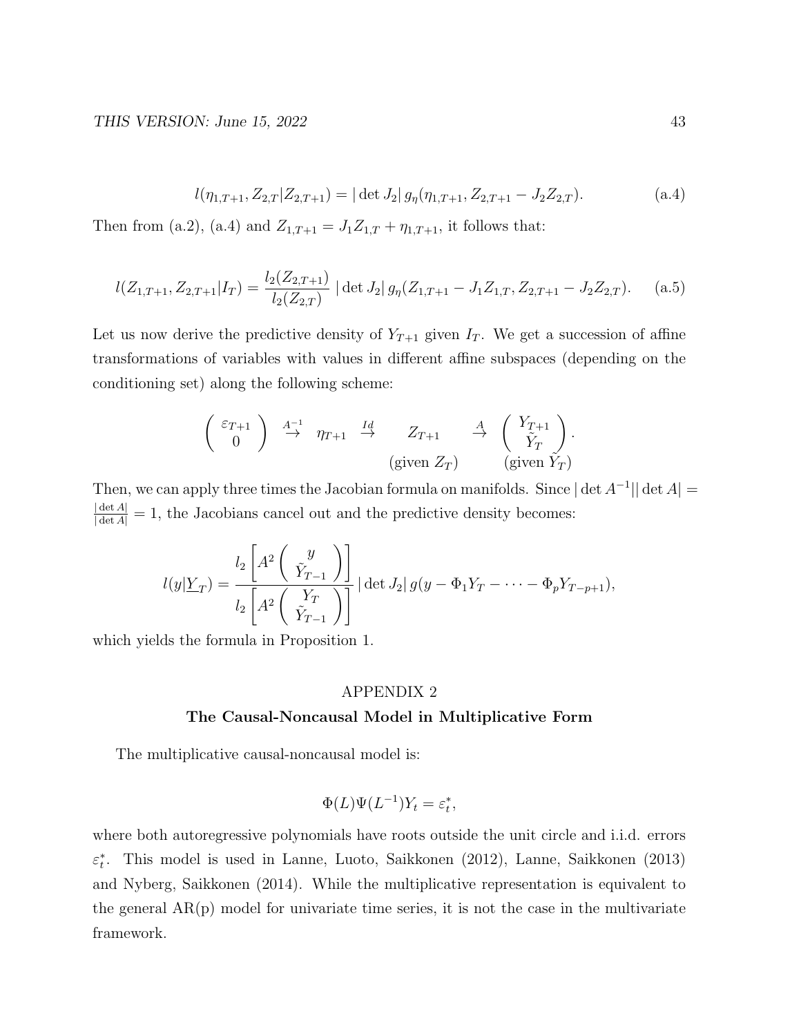$$l(\eta_{1,T+1}, Z_{2,T}|Z_{2,T+1}) = |\det J_2|\, g_\eta(\eta_{1,T+1}, Z_{2,T+1} - J_2 Z_{2,T}). \tag{a.4}$$

Then from (a.2), (a.4) and $Z_{1,T+1} = J_1 Z_{1,T} + \eta_{1,T+1}$, it follows that:

$$l(Z_{1,T+1}, Z_{2,T+1}|I_T) = \frac{l_2(Z_{2,T+1})}{l_2(Z_{2,T})}\, |\det J_2|\, g_\eta(Z_{1,T+1} - J_1 Z_{1,T}, Z_{2,T+1} - J_2 Z_{2,T}). \tag{a.5}$$

Let us now derive the predictive density of $Y_{T+1}$ given $I_T$. We get a succession of affine transformations of variables with values in different affine subspaces (depending on the conditioning set) along the following scheme:

$$\begin{pmatrix} \varepsilon_{T+1} \\ 0 \end{pmatrix} \overset{A^{-1}}{\to} \eta_{T+1} \overset{Id}{\to} \underset{(\text{given } Z_T)}{Z_{T+1}} \overset{A}{\to} \underset{(\text{given } \tilde{Y}_T)}{\begin{pmatrix} Y_{T+1} \\ \tilde{Y}_T \end{pmatrix}}.$$

Then, we can apply three times the Jacobian formula on manifolds. Since $|\det A^{-1}||\det A| = \frac{|\det A|}{|\det A|} = 1$, the Jacobians cancel out and the predictive density becomes:

$$l(y|\underline{Y}_T) = \frac{l_2\left[A^2\begin{pmatrix} y \\ \tilde{Y}_{T-1} \end{pmatrix}\right]}{l_2\left[A^2\begin{pmatrix} Y_T \\ \tilde{Y}_{T-1} \end{pmatrix}\right]}\, |\det J_2|\, g(y - \Phi_1 Y_T - \cdots - \Phi_p Y_{T-p+1}),$$

which yields the formula in Proposition 1.

## APPENDIX 2

### The Causal-Noncausal Model in Multiplicative Form

The multiplicative causal-noncausal model is:

$$\Phi(L)\Psi(L^{-1})Y_t = \varepsilon_t^*,$$

where both autoregressive polynomials have roots outside the unit circle and i.i.d. errors $\varepsilon_t^*$. This model is used in Lanne, Luoto, Saikkonen (2012), Lanne, Saikkonen (2013) and Nyberg, Saikkonen (2014). While the multiplicative representation is equivalent to the general AR(p) model for univariate time series, it is not the case in the multivariate framework.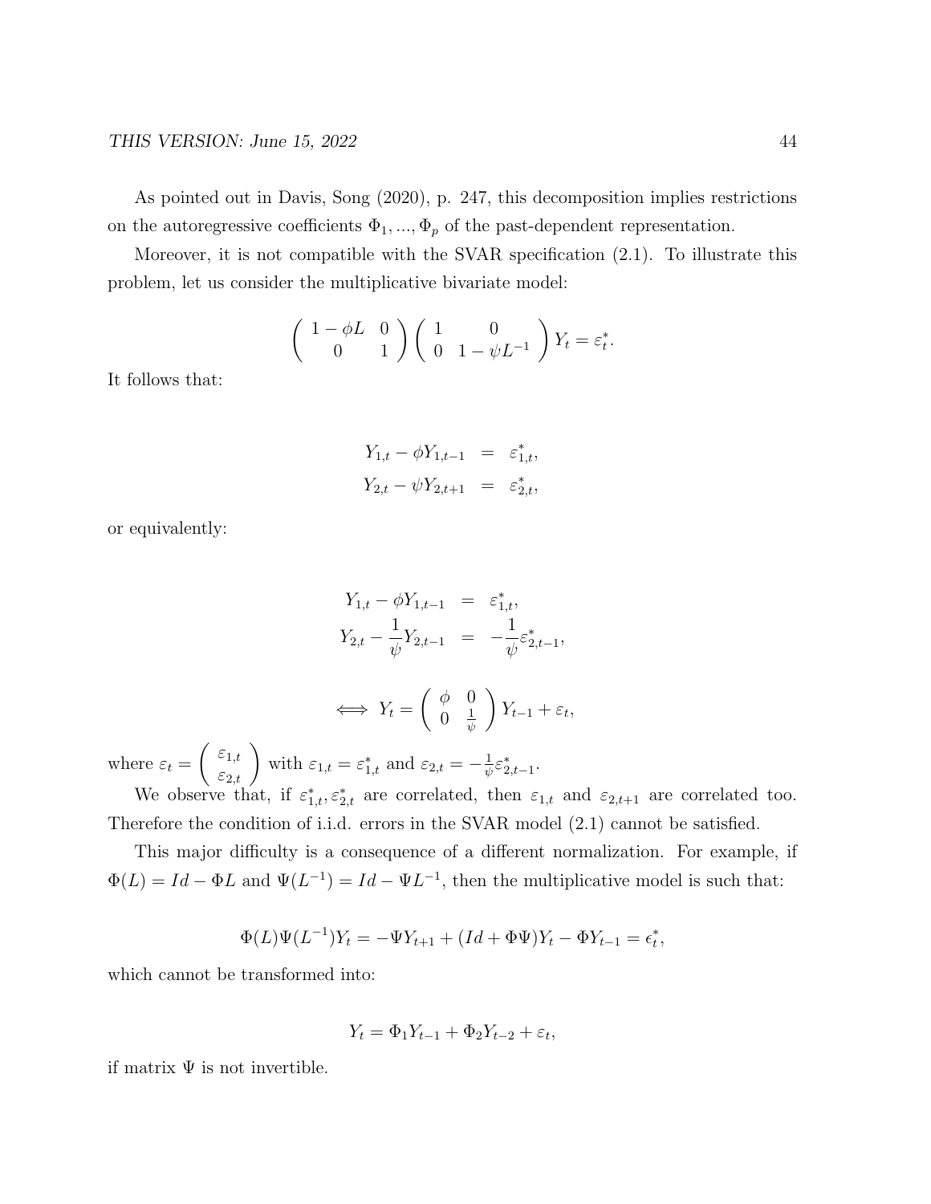As pointed out in Davis, Song (2020), p. 247, this decomposition implies restrictions on the autoregressive coefficients $\Phi_1, ..., \Phi_p$ of the past-dependent representation.

Moreover, it is not compatible with the SVAR specification (2.1). To illustrate this problem, let us consider the multiplicative bivariate model:

$$
\begin{pmatrix} 1-\phi L & 0 \\ 0 & 1 \end{pmatrix} \begin{pmatrix} 1 & 0 \\ 0 & 1-\psi L^{-1} \end{pmatrix} Y_t = \varepsilon_t^*.
$$

It follows that:

$$
\begin{aligned}
Y_{1,t} - \phi Y_{1,t-1} &= \varepsilon_{1,t}^*, \\
Y_{2,t} - \psi Y_{2,t+1} &= \varepsilon_{2,t}^*,
\end{aligned}
$$

or equivalently:

$$
\begin{aligned}
Y_{1,t} - \phi Y_{1,t-1} &= \varepsilon_{1,t}^*, \\
Y_{2,t} - \frac{1}{\psi} Y_{2,t-1} &= -\frac{1}{\psi} \varepsilon_{2,t-1}^*,
\end{aligned}
$$

$$
\iff Y_t = \begin{pmatrix} \phi & 0 \\ 0 & \frac{1}{\psi} \end{pmatrix} Y_{t-1} + \varepsilon_t,
$$

where $\varepsilon_t = \begin{pmatrix} \varepsilon_{1,t} \\ \varepsilon_{2,t} \end{pmatrix}$ with $\varepsilon_{1,t} = \varepsilon_{1,t}^*$ and $\varepsilon_{2,t} = -\frac{1}{\psi}\varepsilon_{2,t-1}^*$.

We observe that, if $\varepsilon_{1,t}^*, \varepsilon_{2,t}^*$ are correlated, then $\varepsilon_{1,t}$ and $\varepsilon_{2,t+1}$ are correlated too. Therefore the condition of i.i.d. errors in the SVAR model (2.1) cannot be satisfied.

This major difficulty is a consequence of a different normalization. For example, if $\Phi(L) = Id - \Phi L$ and $\Psi(L^{-1}) = Id - \Psi L^{-1}$, then the multiplicative model is such that:

$$
\Phi(L)\Psi(L^{-1})Y_t = -\Psi Y_{t+1} + (Id + \Phi\Psi)Y_t - \Phi Y_{t-1} = \epsilon_t^*,
$$

which cannot be transformed into:

$$
Y_t = \Phi_1 Y_{t-1} + \Phi_2 Y_{t-2} + \varepsilon_t,
$$

if matrix $\Psi$ is not invertible.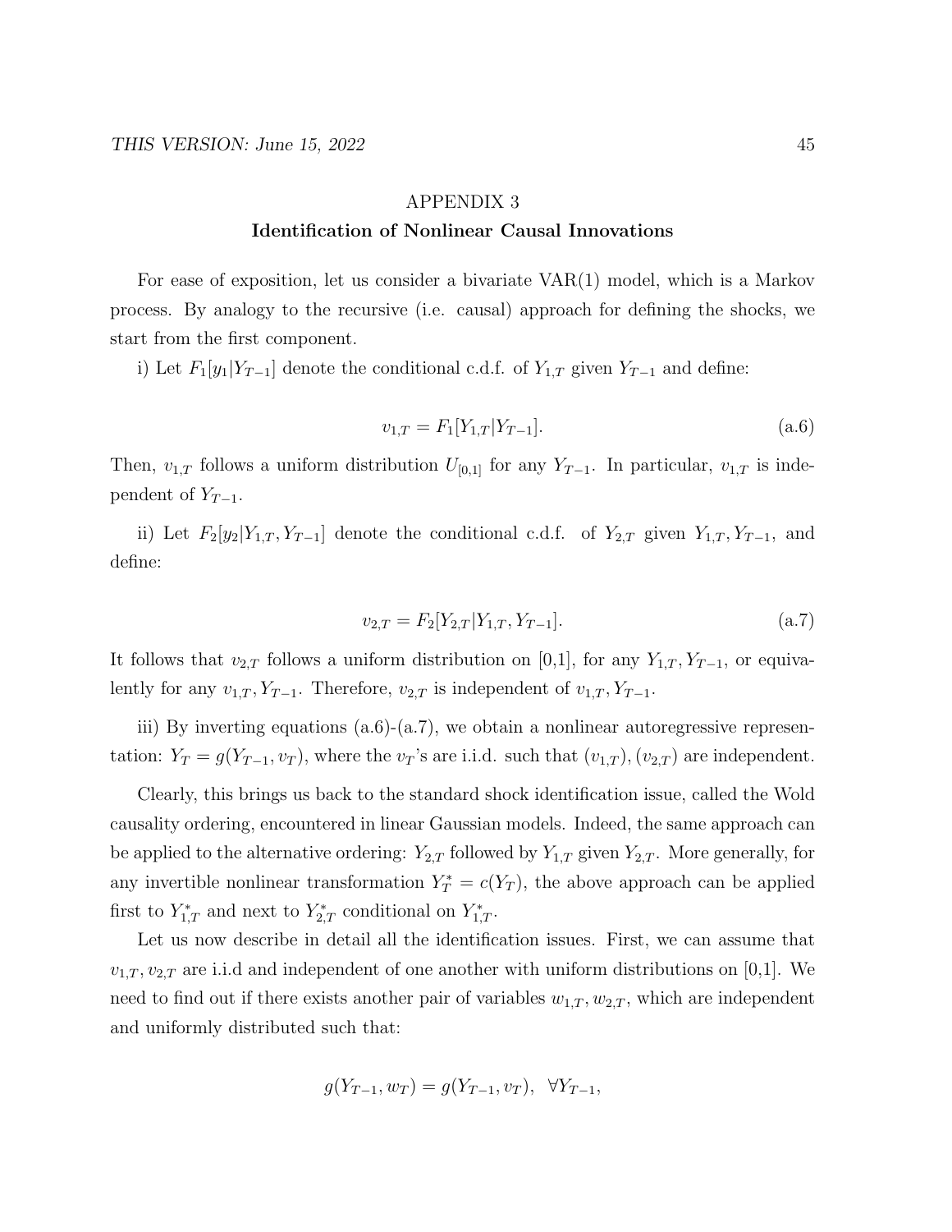## APPENDIX 3

### Identification of Nonlinear Causal Innovations

For ease of exposition, let us consider a bivariate VAR(1) model, which is a Markov process. By analogy to the recursive (i.e. causal) approach for defining the shocks, we start from the first component.

i) Let $F_1[y_1|Y_{T-1}]$ denote the conditional c.d.f. of $Y_{1,T}$ given $Y_{T-1}$ and define:

$$v_{1,T} = F_1[Y_{1,T}|Y_{T-1}]. \tag{a.6}$$

Then, $v_{1,T}$ follows a uniform distribution $U_{[0,1]}$ for any $Y_{T-1}$. In particular, $v_{1,T}$ is independent of $Y_{T-1}$.

ii) Let $F_2[y_2|Y_{1,T}, Y_{T-1}]$ denote the conditional c.d.f. of $Y_{2,T}$ given $Y_{1,T}, Y_{T-1}$, and define:

$$v_{2,T} = F_2[Y_{2,T}|Y_{1,T}, Y_{T-1}]. \tag{a.7}$$

It follows that $v_{2,T}$ follows a uniform distribution on [0,1], for any $Y_{1,T}, Y_{T-1}$, or equivalently for any $v_{1,T}, Y_{T-1}$. Therefore, $v_{2,T}$ is independent of $v_{1,T}, Y_{T-1}$.

iii) By inverting equations (a.6)-(a.7), we obtain a nonlinear autoregressive representation: $Y_T = g(Y_{T-1}, v_T)$, where the $v_T$'s are i.i.d. such that $(v_{1,T}), (v_{2,T})$ are independent.

Clearly, this brings us back to the standard shock identification issue, called the Wold causality ordering, encountered in linear Gaussian models. Indeed, the same approach can be applied to the alternative ordering: $Y_{2,T}$ followed by $Y_{1,T}$ given $Y_{2,T}$. More generally, for any invertible nonlinear transformation $Y_T^* = c(Y_T)$, the above approach can be applied first to $Y_{1,T}^*$ and next to $Y_{2,T}^*$ conditional on $Y_{1,T}^*$.

Let us now describe in detail all the identification issues. First, we can assume that $v_{1,T}, v_{2,T}$ are i.i.d and independent of one another with uniform distributions on [0,1]. We need to find out if there exists another pair of variables $w_{1,T}, w_{2,T}$, which are independent and uniformly distributed such that:

$$g(Y_{T-1}, w_T) = g(Y_{T-1}, v_T), \ \ \forall Y_{T-1},$$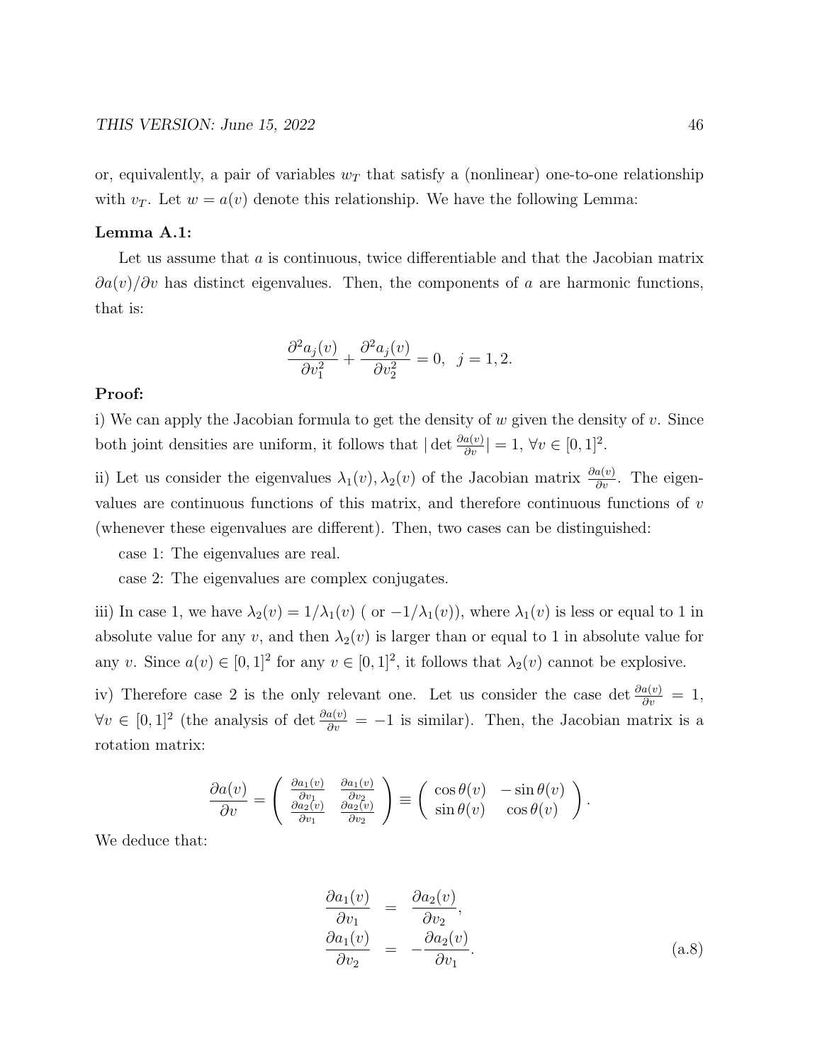or, equivalently, a pair of variables $w_T$ that satisfy a (nonlinear) one-to-one relationship with $v_T$. Let $w = a(v)$ denote this relationship. We have the following Lemma:

**Lemma A.1:**

Let us assume that $a$ is continuous, twice differentiable and that the Jacobian matrix $\partial a(v)/\partial v$ has distinct eigenvalues. Then, the components of $a$ are harmonic functions, that is:

$$\frac{\partial^2 a_j(v)}{\partial v_1^2} + \frac{\partial^2 a_j(v)}{\partial v_2^2} = 0, \quad j = 1, 2.$$

**Proof:**

i) We can apply the Jacobian formula to get the density of $w$ given the density of $v$. Since both joint densities are uniform, it follows that $|\det \frac{\partial a(v)}{\partial v}| = 1$, $\forall v \in [0,1]^2$.

ii) Let us consider the eigenvalues $\lambda_1(v), \lambda_2(v)$ of the Jacobian matrix $\frac{\partial a(v)}{\partial v}$. The eigenvalues are continuous functions of this matrix, and therefore continuous functions of $v$ (whenever these eigenvalues are different). Then, two cases can be distinguished:

case 1: The eigenvalues are real.

case 2: The eigenvalues are complex conjugates.

iii) In case 1, we have $\lambda_2(v) = 1/\lambda_1(v)$ ( or $-1/\lambda_1(v)$), where $\lambda_1(v)$ is less or equal to 1 in absolute value for any $v$, and then $\lambda_2(v)$ is larger than or equal to 1 in absolute value for any $v$. Since $a(v) \in [0,1]^2$ for any $v \in [0,1]^2$, it follows that $\lambda_2(v)$ cannot be explosive.

iv) Therefore case 2 is the only relevant one. Let us consider the case $\det \frac{\partial a(v)}{\partial v} = 1$, $\forall v \in [0,1]^2$ (the analysis of $\det \frac{\partial a(v)}{\partial v} = -1$ is similar). Then, the Jacobian matrix is a rotation matrix:

$$\frac{\partial a(v)}{\partial v} = \begin{pmatrix} \frac{\partial a_1(v)}{\partial v_1} & \frac{\partial a_1(v)}{\partial v_2} \\ \frac{\partial a_2(v)}{\partial v_1} & \frac{\partial a_2(v)}{\partial v_2} \end{pmatrix} \equiv \begin{pmatrix} \cos\theta(v) & -\sin\theta(v) \\ \sin\theta(v) & \cos\theta(v) \end{pmatrix}.$$

We deduce that:

$$\begin{aligned} \frac{\partial a_1(v)}{\partial v_1} &= \frac{\partial a_2(v)}{\partial v_2}, \\ \frac{\partial a_1(v)}{\partial v_2} &= -\frac{\partial a_2(v)}{\partial v_1}. \end{aligned} \tag{a.8}$$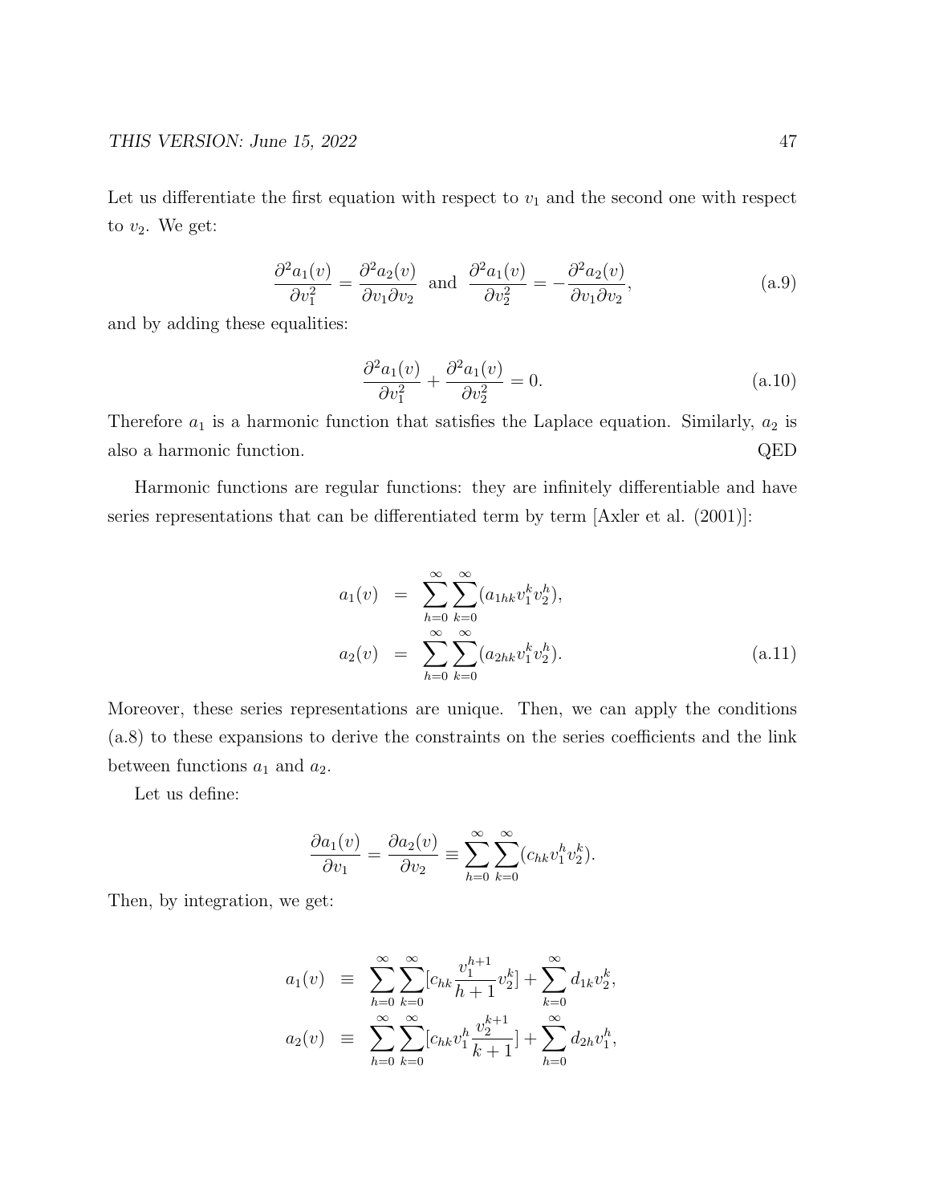Let us differentiate the first equation with respect to $v_1$ and the second one with respect to $v_2$. We get:

$$\frac{\partial^2 a_1(v)}{\partial v_1^2} = \frac{\partial^2 a_2(v)}{\partial v_1 \partial v_2} \text{ and } \frac{\partial^2 a_1(v)}{\partial v_2^2} = -\frac{\partial^2 a_2(v)}{\partial v_1 \partial v_2}, \tag{a.9}$$

and by adding these equalities:

$$\frac{\partial^2 a_1(v)}{\partial v_1^2} + \frac{\partial^2 a_1(v)}{\partial v_2^2} = 0. \tag{a.10}$$

Therefore $a_1$ is a harmonic function that satisfies the Laplace equation. Similarly, $a_2$ is also a harmonic function. QED

Harmonic functions are regular functions: they are infinitely differentiable and have series representations that can be differentiated term by term [Axler et al. (2001)]:

$$\begin{aligned} a_1(v) &= \sum_{h=0}^{\infty}\sum_{k=0}^{\infty}(a_{1hk}v_1^k v_2^h), \\ a_2(v) &= \sum_{h=0}^{\infty}\sum_{k=0}^{\infty}(a_{2hk}v_1^k v_2^h). \end{aligned} \tag{a.11}$$

Moreover, these series representations are unique. Then, we can apply the conditions (a.8) to these expansions to derive the constraints on the series coefficients and the link between functions $a_1$ and $a_2$.

Let us define:

$$\frac{\partial a_1(v)}{\partial v_1} = \frac{\partial a_2(v)}{\partial v_2} \equiv \sum_{h=0}^{\infty}\sum_{k=0}^{\infty}(c_{hk}v_1^h v_2^k).$$

Then, by integration, we get:

$$\begin{aligned} a_1(v) &\equiv \sum_{h=0}^{\infty}\sum_{k=0}^{\infty}[c_{hk}\frac{v_1^{h+1}}{h+1}v_2^k] + \sum_{k=0}^{\infty} d_{1k}v_2^k, \\ a_2(v) &\equiv \sum_{h=0}^{\infty}\sum_{k=0}^{\infty}[c_{hk}v_1^h\frac{v_2^{k+1}}{k+1}] + \sum_{h=0}^{\infty} d_{2h}v_1^h, \end{aligned}$$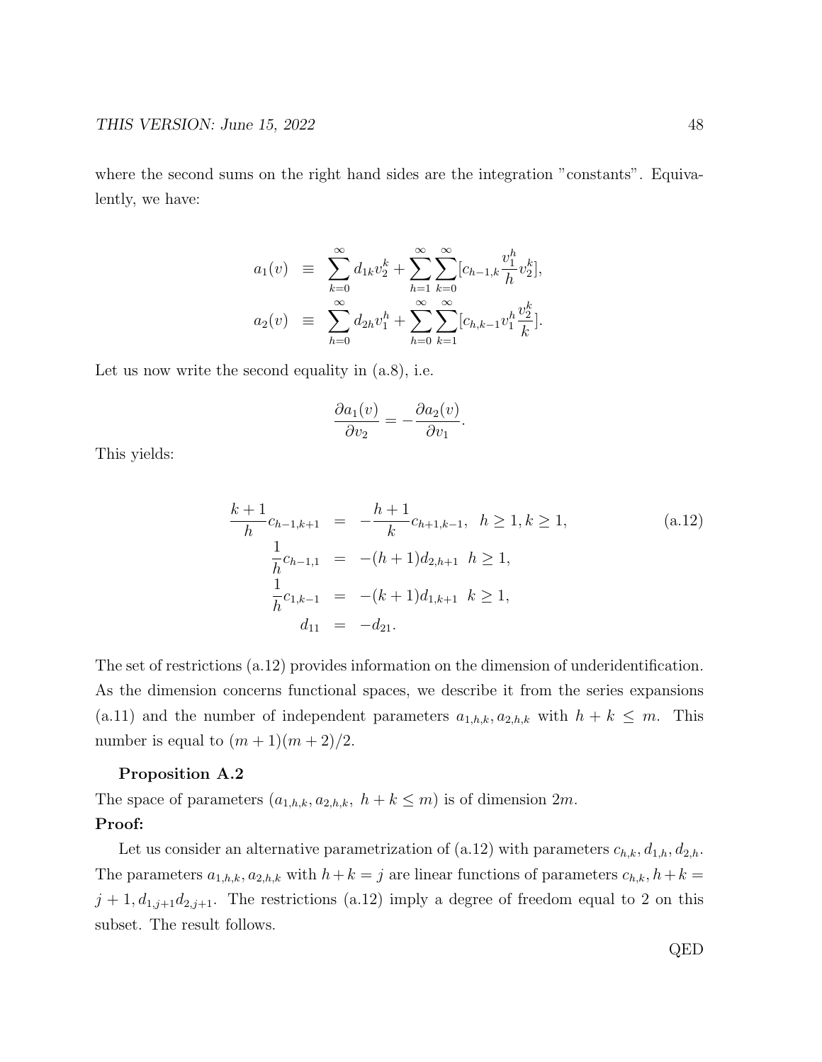where the second sums on the right hand sides are the integration "constants". Equivalently, we have:

$$
\begin{aligned}
a_1(v) &\equiv \sum_{k=0}^{\infty} d_{1k} v_2^k + \sum_{h=1}^{\infty}\sum_{k=0}^{\infty} [c_{h-1,k} \frac{v_1^h}{h} v_2^k], \\
a_2(v) &\equiv \sum_{h=0}^{\infty} d_{2h} v_1^h + \sum_{h=0}^{\infty}\sum_{k=1}^{\infty} [c_{h,k-1} v_1^h \frac{v_2^k}{k}].
\end{aligned}
$$

Let us now write the second equality in (a.8), i.e.

$$
\frac{\partial a_1(v)}{\partial v_2} = -\frac{\partial a_2(v)}{\partial v_1}.
$$

This yields:

$$
\begin{aligned}
\frac{k+1}{h} c_{h-1,k+1} &= -\frac{h+1}{k} c_{h+1,k-1}, \quad h \geq 1, k \geq 1, \\
\frac{1}{h} c_{h-1,1} &= -(h+1) d_{2,h+1} \quad h \geq 1, \\
\frac{1}{h} c_{1,k-1} &= -(k+1) d_{1,k+1} \quad k \geq 1, \\
d_{11} &= -d_{21}.
\end{aligned} \tag{a.12}
$$

The set of restrictions (a.12) provides information on the dimension of underidentification. As the dimension concerns functional spaces, we describe it from the series expansions (a.11) and the number of independent parameters $a_{1,h,k}, a_{2,h,k}$ with $h + k \leq m$. This number is equal to $(m+1)(m+2)/2$.

**Proposition A.2**

The space of parameters $(a_{1,h,k}, a_{2,h,k},\ h + k \leq m)$ is of dimension $2m$.

**Proof:**

Let us consider an alternative parametrization of (a.12) with parameters $c_{h,k}, d_{1,h}, d_{2,h}$. The parameters $a_{1,h,k}, a_{2,h,k}$ with $h+k = j$ are linear functions of parameters $c_{h,k}, h+k = j+1, d_{1,j+1} d_{2,j+1}$. The restrictions (a.12) imply a degree of freedom equal to 2 on this subset. The result follows.

QED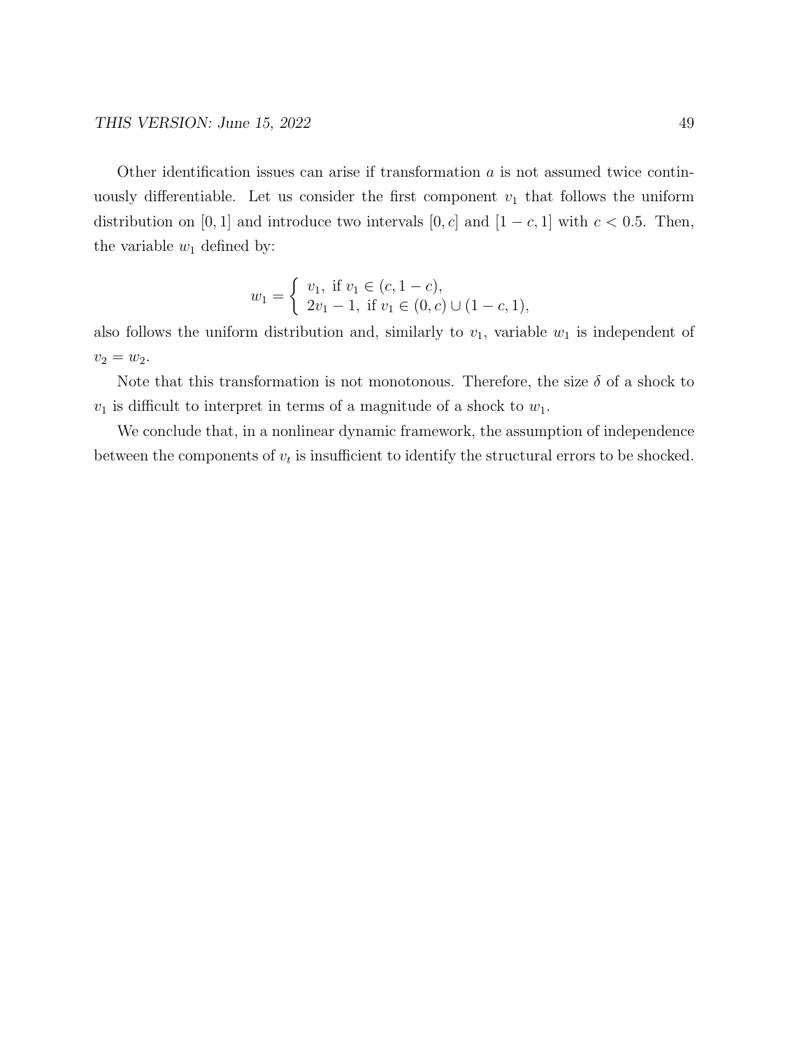Other identification issues can arise if transformation $a$ is not assumed twice continuously differentiable. Let us consider the first component $v_1$ that follows the uniform distribution on $[0, 1]$ and introduce two intervals $[0, c]$ and $[1 - c, 1]$ with $c < 0.5$. Then, the variable $w_1$ defined by:

$$
w_1 = \begin{cases} v_1, \text{ if } v_1 \in (c, 1-c), \\ 2v_1 - 1, \text{ if } v_1 \in (0, c) \cup (1-c, 1), \end{cases}
$$

also follows the uniform distribution and, similarly to $v_1$, variable $w_1$ is independent of $v_2 = w_2$.

Note that this transformation is not monotonous. Therefore, the size $\delta$ of a shock to $v_1$ is difficult to interpret in terms of a magnitude of a shock to $w_1$.

We conclude that, in a nonlinear dynamic framework, the assumption of independence between the components of $v_t$ is insufficient to identify the structural errors to be shocked.